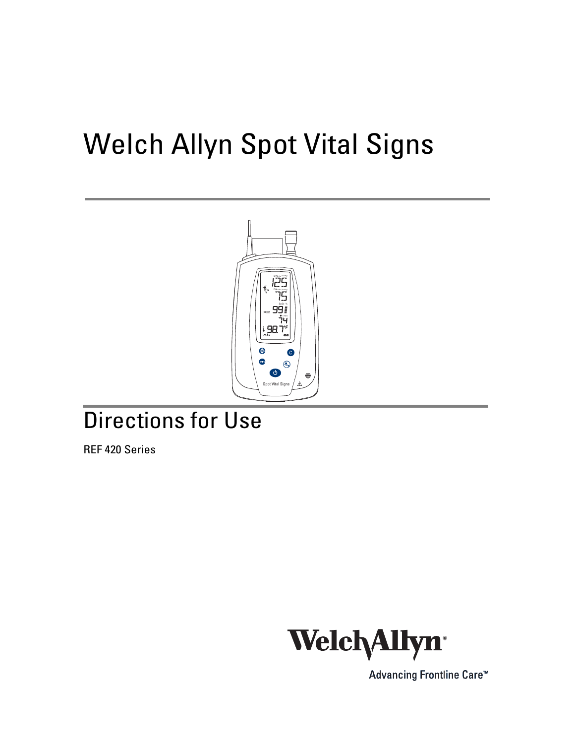# Welch Allyn Spot Vital Signs

## Directions for Use

REF 420 Series

Welch Allyn®

Advancing Frontline Care™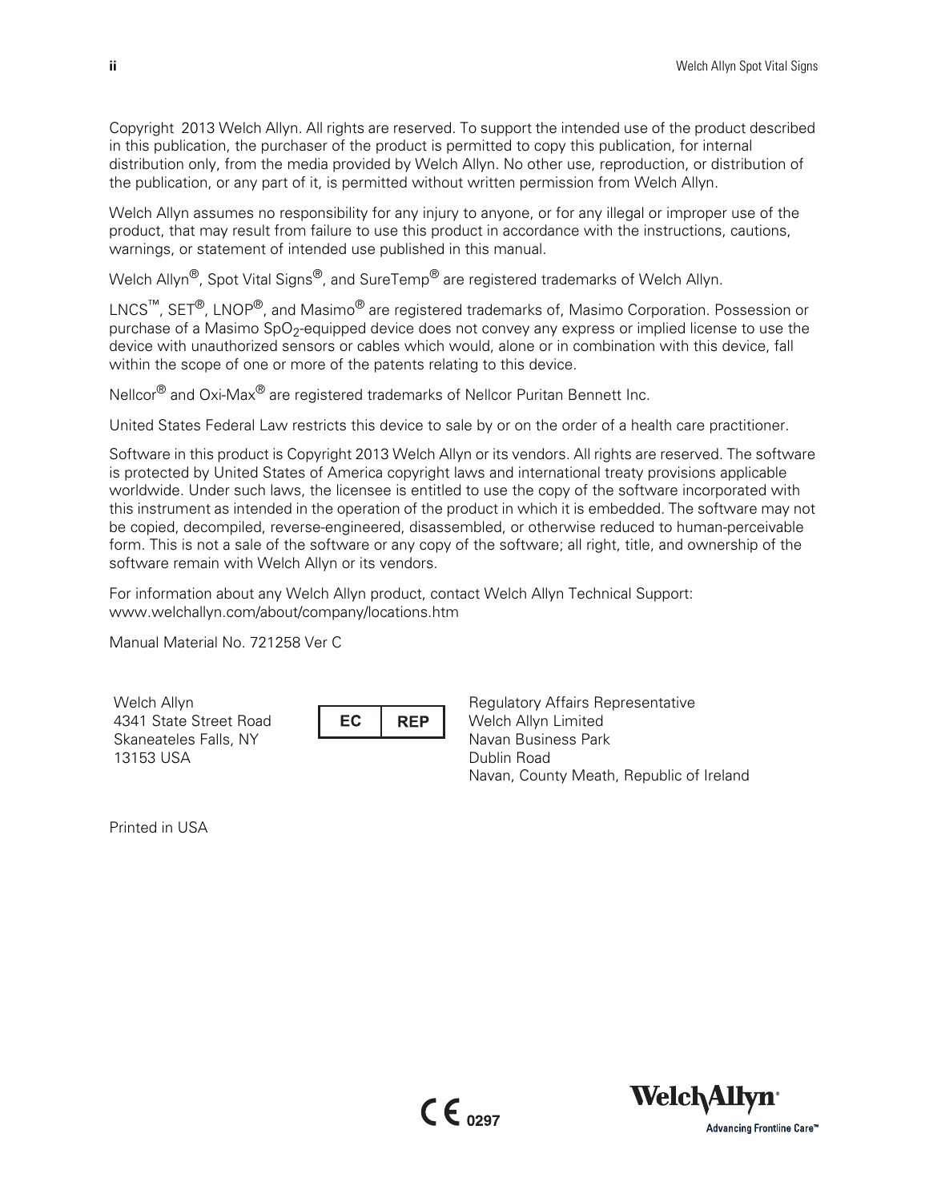Copyright  2013 Welch Allyn. All rights are reserved. To support the intended use of the product described in this publication, the purchaser of the product is permitted to copy this publication, for internal distribution only, from the media provided by Welch Allyn. No other use, reproduction, or distribution of the publication, or any part of it, is permitted without written permission from Welch Allyn.

Welch Allyn assumes no responsibility for any injury to anyone, or for any illegal or improper use of the product, that may result from failure to use this product in accordance with the instructions, cautions, warnings, or statement of intended use published in this manual.

Welch Allyn®, Spot Vital Signs®, and SureTemp® are registered trademarks of Welch Allyn.

LNCS™, SET®, LNOP®, and Masimo® are registered trademarks of, Masimo Corporation. Possession or purchase of a Masimo $SpO_2$-equipped device does not convey any express or implied license to use the device with unauthorized sensors or cables which would, alone or in combination with this device, fall within the scope of one or more of the patents relating to this device.

Nellcor® and Oxi-Max® are registered trademarks of Nellcor Puritan Bennett Inc.

United States Federal Law restricts this device to sale by or on the order of a health care practitioner.

Software in this product is Copyright 2013 Welch Allyn or its vendors. All rights are reserved. The software is protected by United States of America copyright laws and international treaty provisions applicable worldwide. Under such laws, the licensee is entitled to use the copy of the software incorporated with this instrument as intended in the operation of the product in which it is embedded. The software may not be copied, decompiled, reverse-engineered, disassembled, or otherwise reduced to human-perceivable form. This is not a sale of the software or any copy of the software; all right, title, and ownership of the software remain with Welch Allyn or its vendors.

For information about any Welch Allyn product, contact Welch Allyn Technical Support:
www.welchallyn.com/about/company/locations.htm

Manual Material No. 721258 Ver C

Welch Allyn
4341 State Street Road
Skaneateles Falls, NY
13153 USA

EC REP

Regulatory Affairs Representative
Welch Allyn Limited
Navan Business Park
Dublin Road
Navan, County Meath, Republic of Ireland

Printed in USA

CE 0297

WelchAllyn®
Advancing Frontline Care™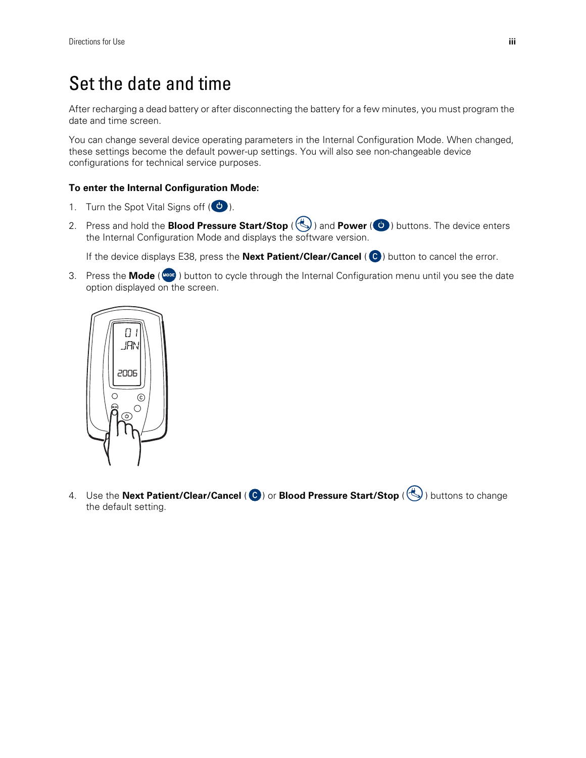# Set the date and time

After recharging a dead battery or after disconnecting the battery for a few minutes, you must program the date and time screen.

You can change several device operating parameters in the Internal Configuration Mode. When changed, these settings become the default power-up settings. You will also see non-changeable device configurations for technical service purposes.

**To enter the Internal Configuration Mode:**

1. Turn the Spot Vital Signs off ( ).
2. Press and hold the **Blood Pressure Start/Stop** ( ) and **Power** ( ) buttons. The device enters the Internal Configuration Mode and displays the software version.

   If the device displays E38, press the **Next Patient/Clear/Cancel** ( ) button to cancel the error.

3. Press the **Mode** ( ) button to cycle through the Internal Configuration menu until you see the date option displayed on the screen.

4. Use the **Next Patient/Clear/Cancel** ( ) or **Blood Pressure Start/Stop** ( ) buttons to change the default setting.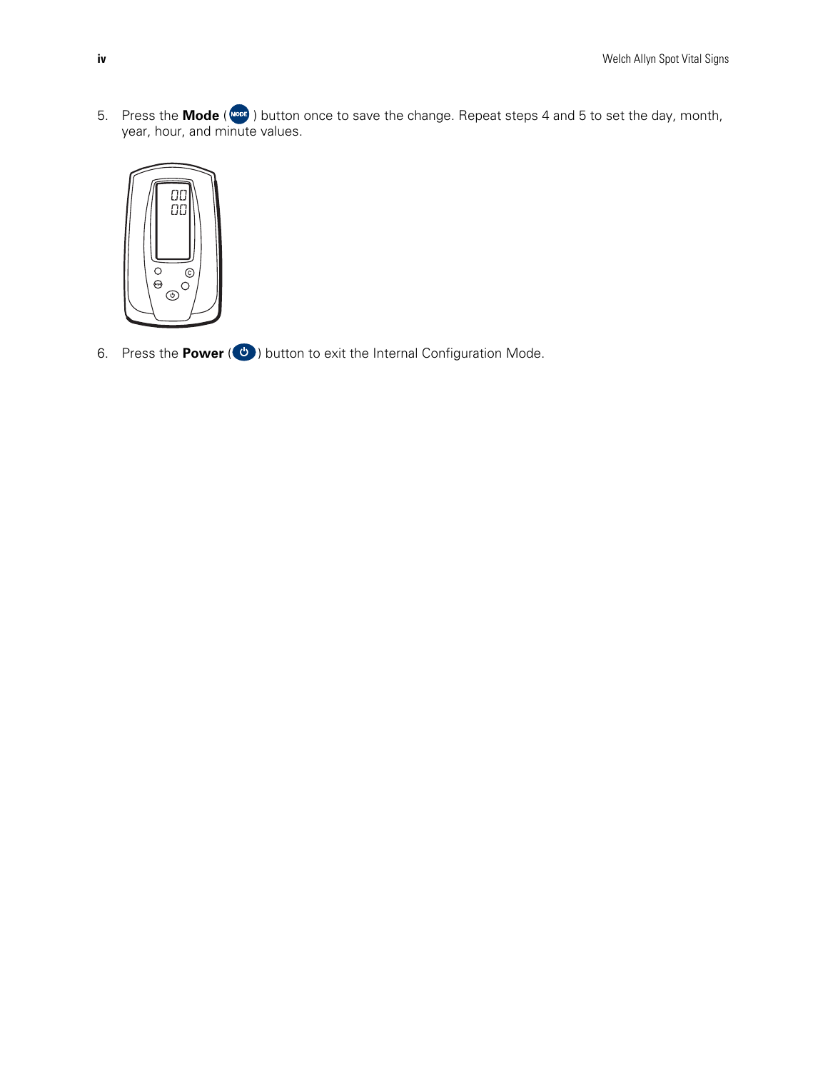5. Press the **Mode** ( ) button once to save the change. Repeat steps 4 and 5 to set the day, month, year, hour, and minute values.

6. Press the **Power** ( ) button to exit the Internal Configuration Mode.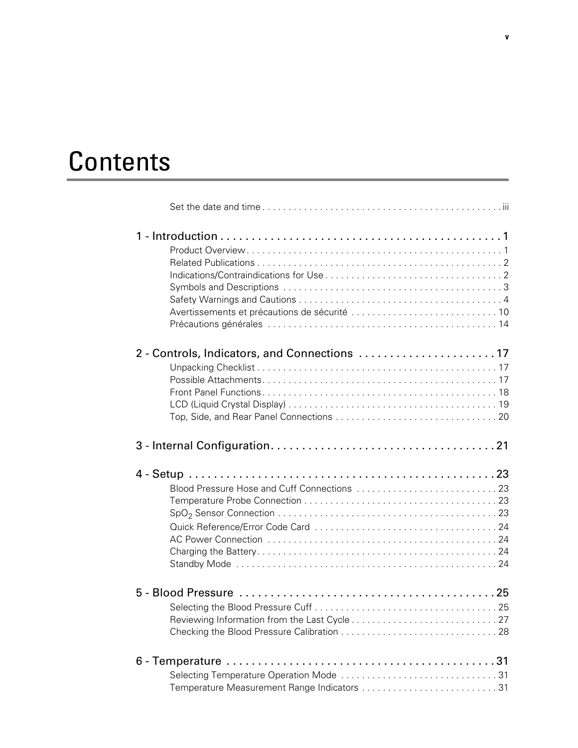# Contents

Set the date and time . . . . . . . . . . . . . . . . . . . . . . . . . . . . . . . . . . . . . . . . . . . . . iii

## 1 - Introduction . . . . . . . . . . . . . . . . . . . . . . . . . . . . . . . . . . . . . . . . . . . . 1

Product Overview . . . . . . . . . . . . . . . . . . . . . . . . . . . . . . . . . . . . . . . . . . . . . . . . 1
Related Publications . . . . . . . . . . . . . . . . . . . . . . . . . . . . . . . . . . . . . . . . . . . . . . 2
Indications/Contraindications for Use . . . . . . . . . . . . . . . . . . . . . . . . . . . . . . . . . . 2
Symbols and Descriptions . . . . . . . . . . . . . . . . . . . . . . . . . . . . . . . . . . . . . . . . . . 3
Safety Warnings and Cautions . . . . . . . . . . . . . . . . . . . . . . . . . . . . . . . . . . . . . . . 4
Avertissements et précautions de sécurité . . . . . . . . . . . . . . . . . . . . . . . . . . . . 10
Précautions générales . . . . . . . . . . . . . . . . . . . . . . . . . . . . . . . . . . . . . . . . . . . 14

## 2 - Controls, Indicators, and Connections . . . . . . . . . . . . . . . . . . . . . . 17

Unpacking Checklist . . . . . . . . . . . . . . . . . . . . . . . . . . . . . . . . . . . . . . . . . . . . . 17
Possible Attachments . . . . . . . . . . . . . . . . . . . . . . . . . . . . . . . . . . . . . . . . . . . . 17
Front Panel Functions . . . . . . . . . . . . . . . . . . . . . . . . . . . . . . . . . . . . . . . . . . . . 18
LCD (Liquid Crystal Display) . . . . . . . . . . . . . . . . . . . . . . . . . . . . . . . . . . . . . . . 19
Top, Side, and Rear Panel Connections . . . . . . . . . . . . . . . . . . . . . . . . . . . . . . . 20

## 3 - Internal Configuration . . . . . . . . . . . . . . . . . . . . . . . . . . . . . . . . . . . . 21

## 4 - Setup . . . . . . . . . . . . . . . . . . . . . . . . . . . . . . . . . . . . . . . . . . . . . . . . . 23

Blood Pressure Hose and Cuff Connections . . . . . . . . . . . . . . . . . . . . . . . . . . . 23
Temperature Probe Connection . . . . . . . . . . . . . . . . . . . . . . . . . . . . . . . . . . . . . 23
$SpO_2$ Sensor Connection . . . . . . . . . . . . . . . . . . . . . . . . . . . . . . . . . . . . . . . . . 23
Quick Reference/Error Code Card . . . . . . . . . . . . . . . . . . . . . . . . . . . . . . . . . . . 24
AC Power Connection . . . . . . . . . . . . . . . . . . . . . . . . . . . . . . . . . . . . . . . . . . . . 24
Charging the Battery . . . . . . . . . . . . . . . . . . . . . . . . . . . . . . . . . . . . . . . . . . . . . 24
Standby Mode . . . . . . . . . . . . . . . . . . . . . . . . . . . . . . . . . . . . . . . . . . . . . . . . . 24

## 5 - Blood Pressure . . . . . . . . . . . . . . . . . . . . . . . . . . . . . . . . . . . . . . . . . 25

Selecting the Blood Pressure Cuff . . . . . . . . . . . . . . . . . . . . . . . . . . . . . . . . . . . 25
Reviewing Information from the Last Cycle . . . . . . . . . . . . . . . . . . . . . . . . . . . . 27
Checking the Blood Pressure Calibration . . . . . . . . . . . . . . . . . . . . . . . . . . . . . . 28

## 6 - Temperature . . . . . . . . . . . . . . . . . . . . . . . . . . . . . . . . . . . . . . . . . . . 31

Selecting Temperature Operation Mode . . . . . . . . . . . . . . . . . . . . . . . . . . . . . . 31
Temperature Measurement Range Indicators . . . . . . . . . . . . . . . . . . . . . . . . . . 31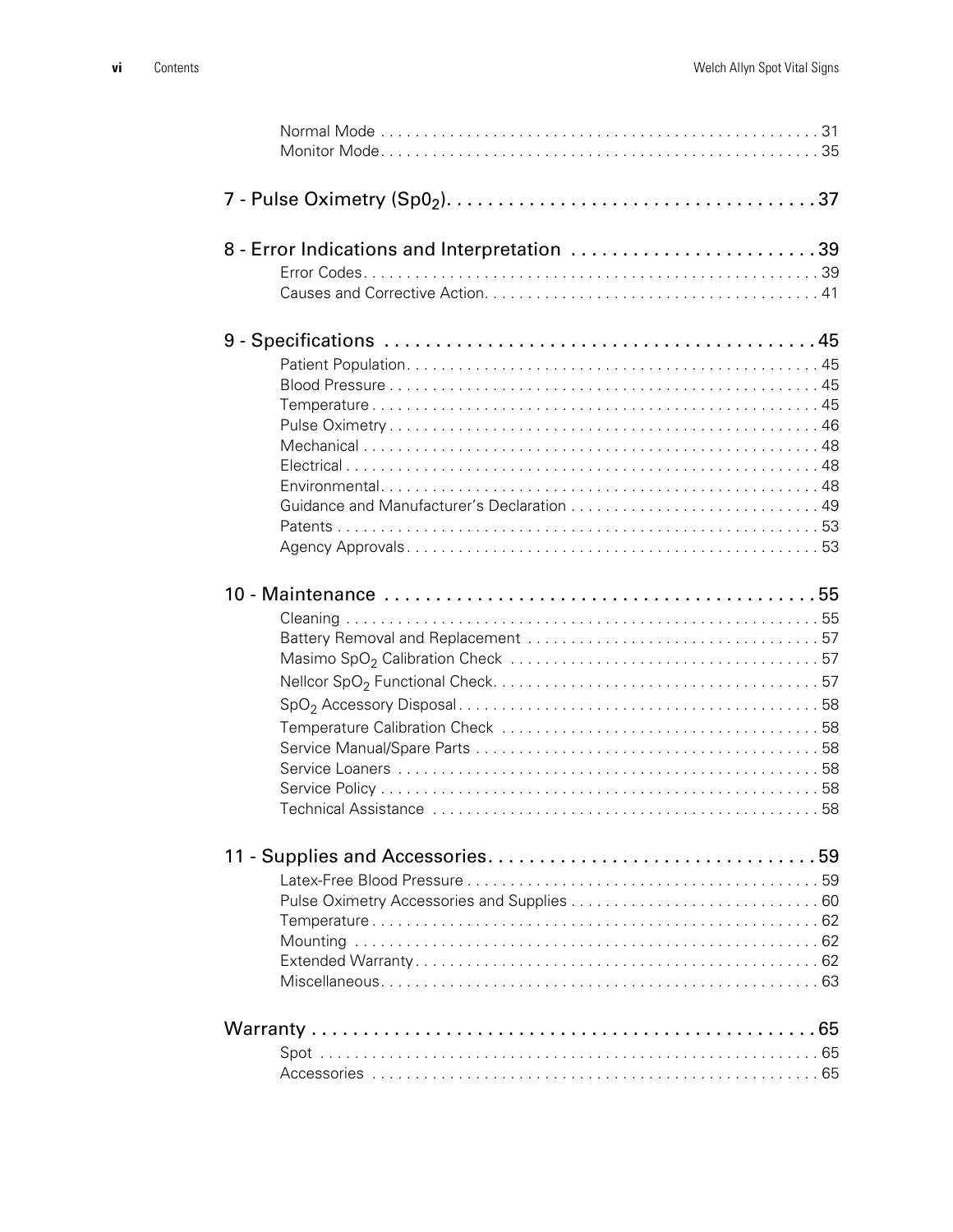Normal Mode . . . . . . . . . . . . . . . . . . . . . . . . . . . . . . . . . . . . . . . . . . . . . . . . . . 31
Monitor Mode. . . . . . . . . . . . . . . . . . . . . . . . . . . . . . . . . . . . . . . . . . . . . . . . . . 35

7 - Pulse Oximetry ($Sp0_2$). . . . . . . . . . . . . . . . . . . . . . . . . . . . . . . . . . . . 37

8 - Error Indications and Interpretation . . . . . . . . . . . . . . . . . . . . . . . . 39
Error Codes. . . . . . . . . . . . . . . . . . . . . . . . . . . . . . . . . . . . . . . . . . . . . . . . . . . . 39
Causes and Corrective Action. . . . . . . . . . . . . . . . . . . . . . . . . . . . . . . . . . . . . . 41

9 - Specifications . . . . . . . . . . . . . . . . . . . . . . . . . . . . . . . . . . . . . . . . . . . 45
Patient Population. . . . . . . . . . . . . . . . . . . . . . . . . . . . . . . . . . . . . . . . . . . . . . . . 45
Blood Pressure . . . . . . . . . . . . . . . . . . . . . . . . . . . . . . . . . . . . . . . . . . . . . . . . . . 45
Temperature . . . . . . . . . . . . . . . . . . . . . . . . . . . . . . . . . . . . . . . . . . . . . . . . . . . . 45
Pulse Oximetry . . . . . . . . . . . . . . . . . . . . . . . . . . . . . . . . . . . . . . . . . . . . . . . . . . 46
Mechanical . . . . . . . . . . . . . . . . . . . . . . . . . . . . . . . . . . . . . . . . . . . . . . . . . . . . . 48
Electrical . . . . . . . . . . . . . . . . . . . . . . . . . . . . . . . . . . . . . . . . . . . . . . . . . . . . . . . 48
Environmental. . . . . . . . . . . . . . . . . . . . . . . . . . . . . . . . . . . . . . . . . . . . . . . . . . . 48
Guidance and Manufacturer's Declaration . . . . . . . . . . . . . . . . . . . . . . . . . . . . . 49
Patents . . . . . . . . . . . . . . . . . . . . . . . . . . . . . . . . . . . . . . . . . . . . . . . . . . . . . . . . 53
Agency Approvals. . . . . . . . . . . . . . . . . . . . . . . . . . . . . . . . . . . . . . . . . . . . . . . . . 53

10 - Maintenance . . . . . . . . . . . . . . . . . . . . . . . . . . . . . . . . . . . . . . . . . . . 55
Cleaning . . . . . . . . . . . . . . . . . . . . . . . . . . . . . . . . . . . . . . . . . . . . . . . . . . . . . . . 55
Battery Removal and Replacement . . . . . . . . . . . . . . . . . . . . . . . . . . . . . . . . . . 57
Masimo $SpO_2$ Calibration Check . . . . . . . . . . . . . . . . . . . . . . . . . . . . . . . . . . . 57
Nellcor $SpO_2$ Functional Check. . . . . . . . . . . . . . . . . . . . . . . . . . . . . . . . . . . . . 57
$SpO_2$ Accessory Disposal . . . . . . . . . . . . . . . . . . . . . . . . . . . . . . . . . . . . . . . . . 58
Temperature Calibration Check . . . . . . . . . . . . . . . . . . . . . . . . . . . . . . . . . . . . . 58
Service Manual/Spare Parts . . . . . . . . . . . . . . . . . . . . . . . . . . . . . . . . . . . . . . . . 58
Service Loaners . . . . . . . . . . . . . . . . . . . . . . . . . . . . . . . . . . . . . . . . . . . . . . . . . 58
Service Policy . . . . . . . . . . . . . . . . . . . . . . . . . . . . . . . . . . . . . . . . . . . . . . . . . . . 58
Technical Assistance . . . . . . . . . . . . . . . . . . . . . . . . . . . . . . . . . . . . . . . . . . . . . 58

11 - Supplies and Accessories. . . . . . . . . . . . . . . . . . . . . . . . . . . . . . . . 59
Latex-Free Blood Pressure . . . . . . . . . . . . . . . . . . . . . . . . . . . . . . . . . . . . . . . . . 59
Pulse Oximetry Accessories and Supplies . . . . . . . . . . . . . . . . . . . . . . . . . . . . . 60
Temperature . . . . . . . . . . . . . . . . . . . . . . . . . . . . . . . . . . . . . . . . . . . . . . . . . . . . 62
Mounting . . . . . . . . . . . . . . . . . . . . . . . . . . . . . . . . . . . . . . . . . . . . . . . . . . . . . . 62
Extended Warranty. . . . . . . . . . . . . . . . . . . . . . . . . . . . . . . . . . . . . . . . . . . . . . . . 62
Miscellaneous. . . . . . . . . . . . . . . . . . . . . . . . . . . . . . . . . . . . . . . . . . . . . . . . . . . 63

Warranty . . . . . . . . . . . . . . . . . . . . . . . . . . . . . . . . . . . . . . . . . . . . . . . . . 65
Spot . . . . . . . . . . . . . . . . . . . . . . . . . . . . . . . . . . . . . . . . . . . . . . . . . . . . . . . . . . 65
Accessories . . . . . . . . . . . . . . . . . . . . . . . . . . . . . . . . . . . . . . . . . . . . . . . . . . . . 65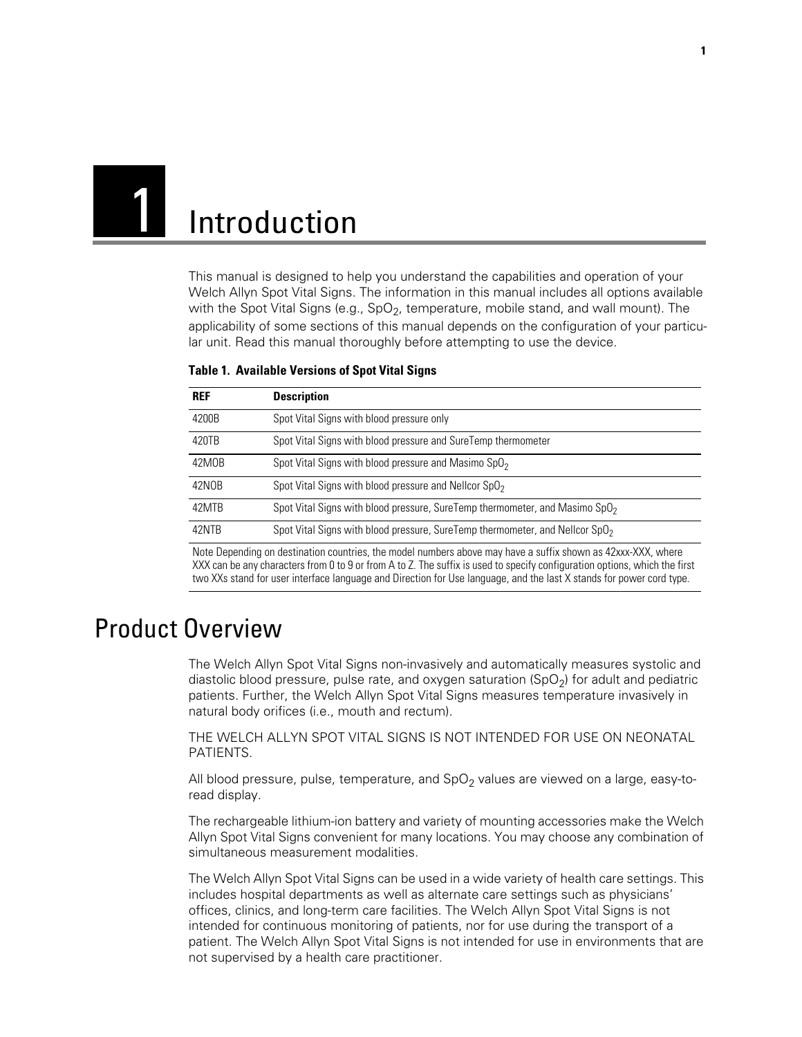# 1 Introduction

This manual is designed to help you understand the capabilities and operation of your Welch Allyn Spot Vital Signs. The information in this manual includes all options available with the Spot Vital Signs (e.g., $SpO_2$, temperature, mobile stand, and wall mount). The applicability of some sections of this manual depends on the configuration of your particular unit. Read this manual thoroughly before attempting to use the device.

**Table 1. Available Versions of Spot Vital Signs**

| REF | Description |
|---|---|
| 4200B | Spot Vital Signs with blood pressure only |
| 420TB | Spot Vital Signs with blood pressure and SureTemp thermometer |
| 42MOB | Spot Vital Signs with blood pressure and Masimo $SpO_2$ |
| 42NOB | Spot Vital Signs with blood pressure and Nellcor $SpO_2$ |
| 42MTB | Spot Vital Signs with blood pressure, SureTemp thermometer, and Masimo $SpO_2$ |
| 42NTB | Spot Vital Signs with blood pressure, SureTemp thermometer, and Nellcor $SpO_2$ |

Note Depending on destination countries, the model numbers above may have a suffix shown as 42xxx-XXX, where XXX can be any characters from 0 to 9 or from A to Z. The suffix is used to specify configuration options, which the first two XXs stand for user interface language and Direction for Use language, and the last X stands for power cord type.

## Product Overview

The Welch Allyn Spot Vital Signs non-invasively and automatically measures systolic and diastolic blood pressure, pulse rate, and oxygen saturation ($SpO_2$) for adult and pediatric patients. Further, the Welch Allyn Spot Vital Signs measures temperature invasively in natural body orifices (i.e., mouth and rectum).

THE WELCH ALLYN SPOT VITAL SIGNS IS NOT INTENDED FOR USE ON NEONATAL PATIENTS.

All blood pressure, pulse, temperature, and $SpO_2$ values are viewed on a large, easy-to-read display.

The rechargeable lithium-ion battery and variety of mounting accessories make the Welch Allyn Spot Vital Signs convenient for many locations. You may choose any combination of simultaneous measurement modalities.

The Welch Allyn Spot Vital Signs can be used in a wide variety of health care settings. This includes hospital departments as well as alternate care settings such as physicians' offices, clinics, and long-term care facilities. The Welch Allyn Spot Vital Signs is not intended for continuous monitoring of patients, nor for use during the transport of a patient. The Welch Allyn Spot Vital Signs is not intended for use in environments that are not supervised by a health care practitioner.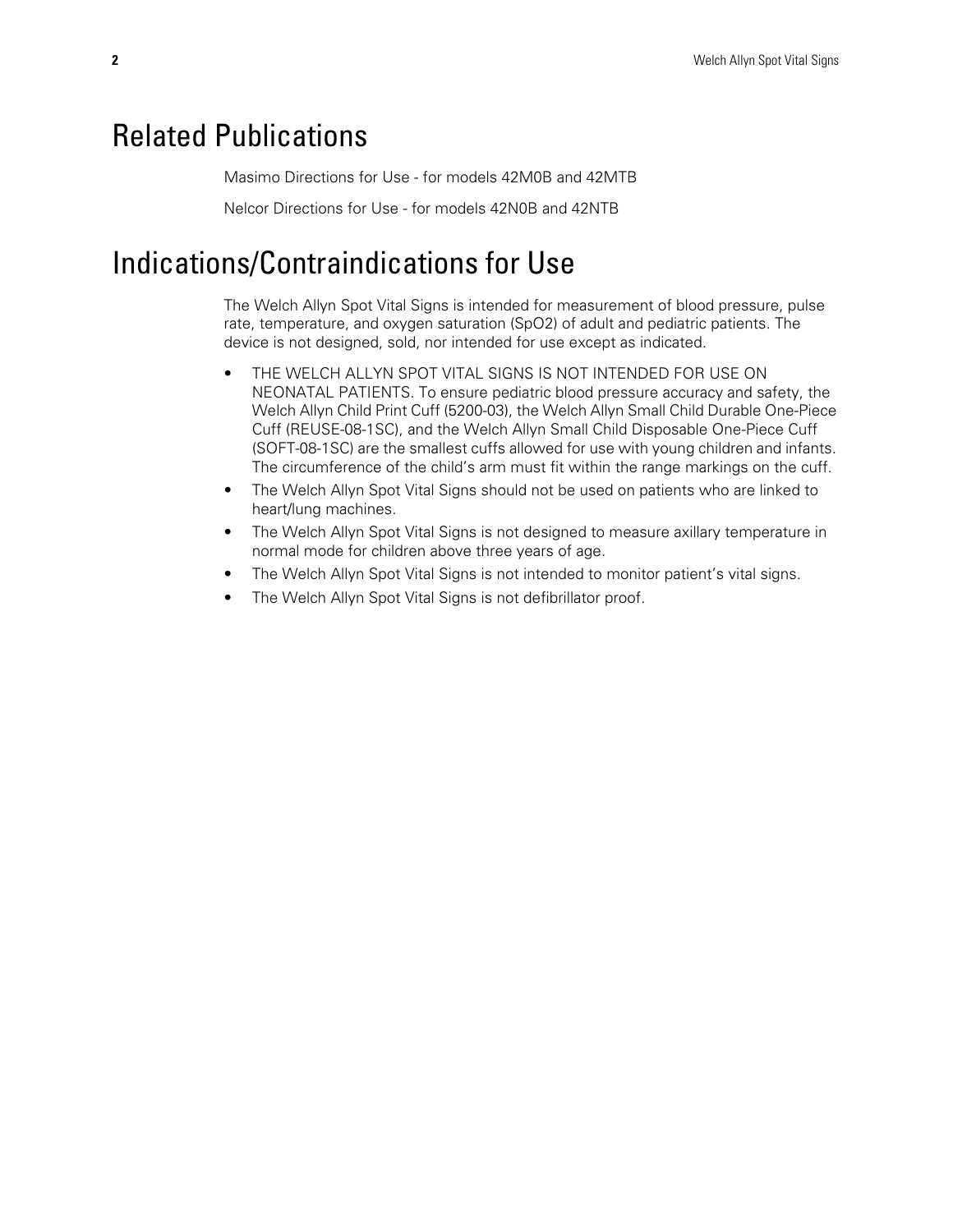# Related Publications

Masimo Directions for Use - for models 42M0B and 42MTB

Nelcor Directions for Use - for models 42N0B and 42NTB

# Indications/Contraindications for Use

The Welch Allyn Spot Vital Signs is intended for measurement of blood pressure, pulse rate, temperature, and oxygen saturation (SpO2) of adult and pediatric patients. The device is not designed, sold, nor intended for use except as indicated.

- THE WELCH ALLYN SPOT VITAL SIGNS IS NOT INTENDED FOR USE ON NEONATAL PATIENTS. To ensure pediatric blood pressure accuracy and safety, the Welch Allyn Child Print Cuff (5200-03), the Welch Allyn Small Child Durable One-Piece Cuff (REUSE-08-1SC), and the Welch Allyn Small Child Disposable One-Piece Cuff (SOFT-08-1SC) are the smallest cuffs allowed for use with young children and infants. The circumference of the child's arm must fit within the range markings on the cuff.
- The Welch Allyn Spot Vital Signs should not be used on patients who are linked to heart/lung machines.
- The Welch Allyn Spot Vital Signs is not designed to measure axillary temperature in normal mode for children above three years of age.
- The Welch Allyn Spot Vital Signs is not intended to monitor patient's vital signs.
- The Welch Allyn Spot Vital Signs is not defibrillator proof.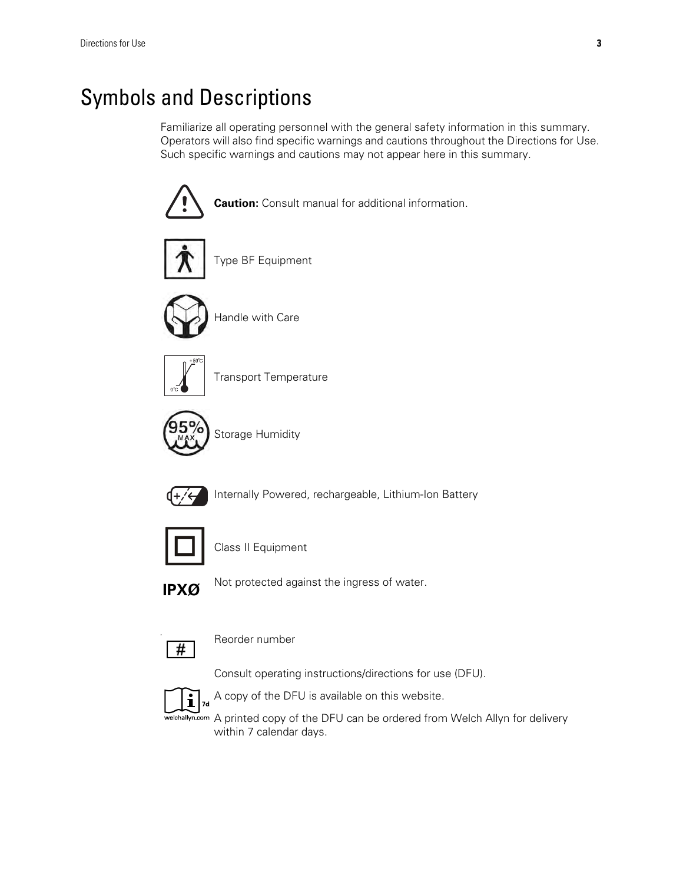# Symbols and Descriptions

Familiarize all operating personnel with the general safety information in this summary. Operators will also find specific warnings and cautions throughout the Directions for Use. Such specific warnings and cautions may not appear here in this summary.

**Caution:** Consult manual for additional information.

Type BF Equipment

Handle with Care

+50°C

0°C

Transport Temperature

95% MAX

Storage Humidity

Internally Powered, rechargeable, Lithium-Ion Battery

Class II Equipment

**IPXØ**

Not protected against the ingress of water.

#

Reorder number

7d

welchallyn.com

Consult operating instructions/directions for use (DFU).

A copy of the DFU is available on this website.

A printed copy of the DFU can be ordered from Welch Allyn for delivery within 7 calendar days.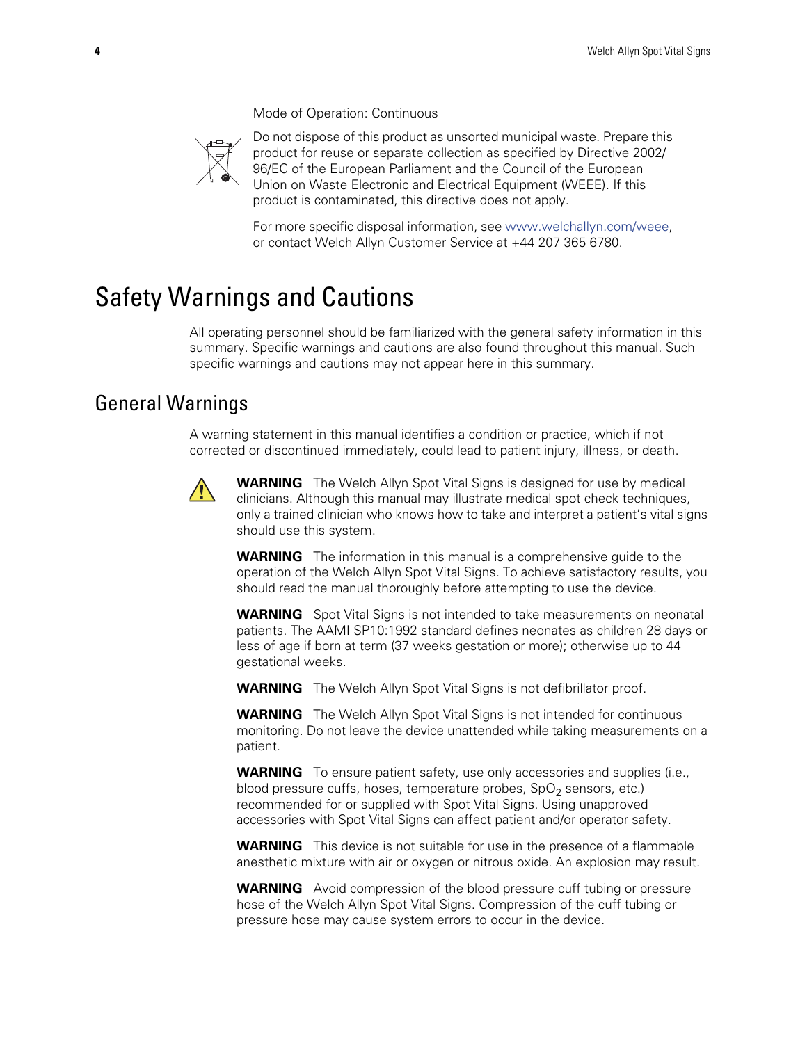Mode of Operation: Continuous

Do not dispose of this product as unsorted municipal waste. Prepare this product for reuse or separate collection as specified by Directive 2002/96/EC of the European Parliament and the Council of the European Union on Waste Electronic and Electrical Equipment (WEEE). If this product is contaminated, this directive does not apply.

For more specific disposal information, see www.welchallyn.com/weee, or contact Welch Allyn Customer Service at +44 207 365 6780.

# Safety Warnings and Cautions

All operating personnel should be familiarized with the general safety information in this summary. Specific warnings and cautions are also found throughout this manual. Such specific warnings and cautions may not appear here in this summary.

## General Warnings

A warning statement in this manual identifies a condition or practice, which if not corrected or discontinued immediately, could lead to patient injury, illness, or death.

**WARNING** The Welch Allyn Spot Vital Signs is designed for use by medical clinicians. Although this manual may illustrate medical spot check techniques, only a trained clinician who knows how to take and interpret a patient's vital signs should use this system.

**WARNING** The information in this manual is a comprehensive guide to the operation of the Welch Allyn Spot Vital Signs. To achieve satisfactory results, you should read the manual thoroughly before attempting to use the device.

**WARNING** Spot Vital Signs is not intended to take measurements on neonatal patients. The AAMI SP10:1992 standard defines neonates as children 28 days or less of age if born at term (37 weeks gestation or more); otherwise up to 44 gestational weeks.

**WARNING** The Welch Allyn Spot Vital Signs is not defibrillator proof.

**WARNING** The Welch Allyn Spot Vital Signs is not intended for continuous monitoring. Do not leave the device unattended while taking measurements on a patient.

**WARNING** To ensure patient safety, use only accessories and supplies (i.e., blood pressure cuffs, hoses, temperature probes, $SpO_2$ sensors, etc.) recommended for or supplied with Spot Vital Signs. Using unapproved accessories with Spot Vital Signs can affect patient and/or operator safety.

**WARNING** This device is not suitable for use in the presence of a flammable anesthetic mixture with air or oxygen or nitrous oxide. An explosion may result.

**WARNING** Avoid compression of the blood pressure cuff tubing or pressure hose of the Welch Allyn Spot Vital Signs. Compression of the cuff tubing or pressure hose may cause system errors to occur in the device.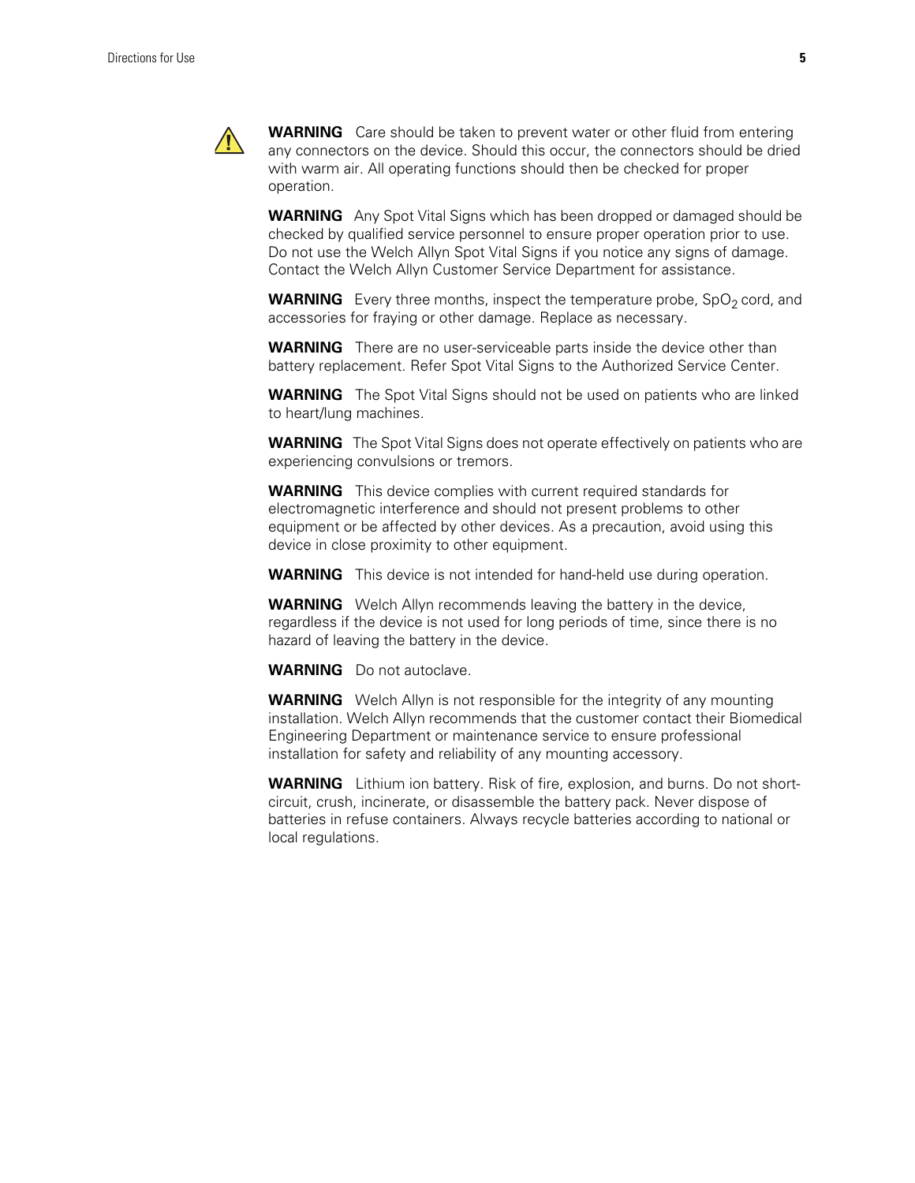**WARNING** Care should be taken to prevent water or other fluid from entering any connectors on the device. Should this occur, the connectors should be dried with warm air. All operating functions should then be checked for proper operation.

**WARNING** Any Spot Vital Signs which has been dropped or damaged should be checked by qualified service personnel to ensure proper operation prior to use. Do not use the Welch Allyn Spot Vital Signs if you notice any signs of damage. Contact the Welch Allyn Customer Service Department for assistance.

**WARNING** Every three months, inspect the temperature probe, $SpO_2$ cord, and accessories for fraying or other damage. Replace as necessary.

**WARNING** There are no user-serviceable parts inside the device other than battery replacement. Refer Spot Vital Signs to the Authorized Service Center.

**WARNING** The Spot Vital Signs should not be used on patients who are linked to heart/lung machines.

**WARNING** The Spot Vital Signs does not operate effectively on patients who are experiencing convulsions or tremors.

**WARNING** This device complies with current required standards for electromagnetic interference and should not present problems to other equipment or be affected by other devices. As a precaution, avoid using this device in close proximity to other equipment.

**WARNING** This device is not intended for hand-held use during operation.

**WARNING** Welch Allyn recommends leaving the battery in the device, regardless if the device is not used for long periods of time, since there is no hazard of leaving the battery in the device.

**WARNING** Do not autoclave.

**WARNING** Welch Allyn is not responsible for the integrity of any mounting installation. Welch Allyn recommends that the customer contact their Biomedical Engineering Department or maintenance service to ensure professional installation for safety and reliability of any mounting accessory.

**WARNING** Lithium ion battery. Risk of fire, explosion, and burns. Do not short-circuit, crush, incinerate, or disassemble the battery pack. Never dispose of batteries in refuse containers. Always recycle batteries according to national or local regulations.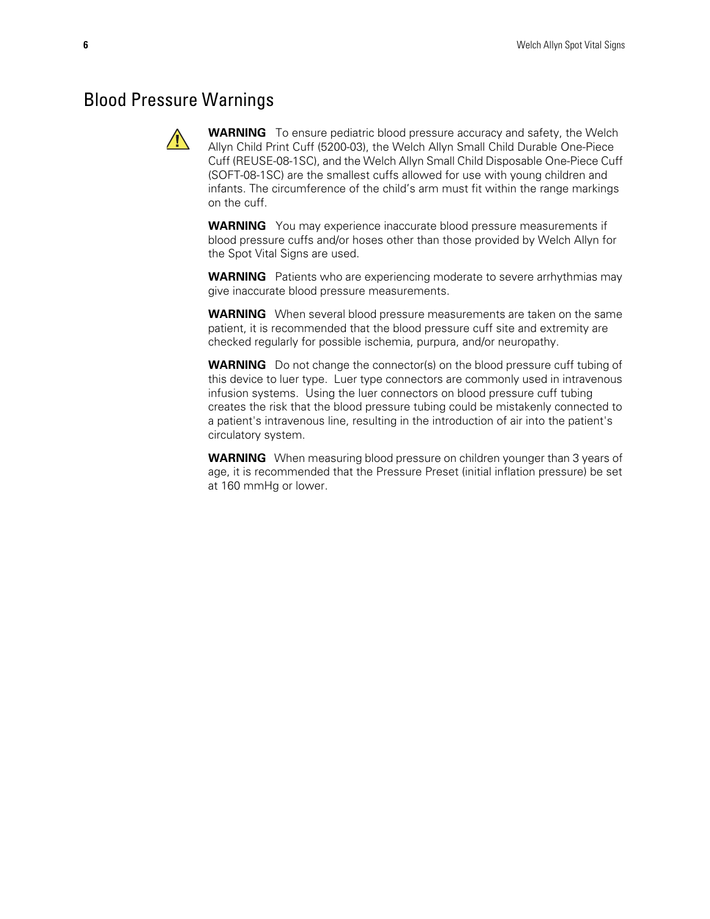## Blood Pressure Warnings

**WARNING** To ensure pediatric blood pressure accuracy and safety, the Welch Allyn Child Print Cuff (5200-03), the Welch Allyn Small Child Durable One-Piece Cuff (REUSE-08-1SC), and the Welch Allyn Small Child Disposable One-Piece Cuff (SOFT-08-1SC) are the smallest cuffs allowed for use with young children and infants. The circumference of the child's arm must fit within the range markings on the cuff.

**WARNING** You may experience inaccurate blood pressure measurements if blood pressure cuffs and/or hoses other than those provided by Welch Allyn for the Spot Vital Signs are used.

**WARNING** Patients who are experiencing moderate to severe arrhythmias may give inaccurate blood pressure measurements.

**WARNING** When several blood pressure measurements are taken on the same patient, it is recommended that the blood pressure cuff site and extremity are checked regularly for possible ischemia, purpura, and/or neuropathy.

**WARNING** Do not change the connector(s) on the blood pressure cuff tubing of this device to luer type. Luer type connectors are commonly used in intravenous infusion systems. Using the luer connectors on blood pressure cuff tubing creates the risk that the blood pressure tubing could be mistakenly connected to a patient's intravenous line, resulting in the introduction of air into the patient's circulatory system.

**WARNING** When measuring blood pressure on children younger than 3 years of age, it is recommended that the Pressure Preset (initial inflation pressure) be set at 160 mmHg or lower.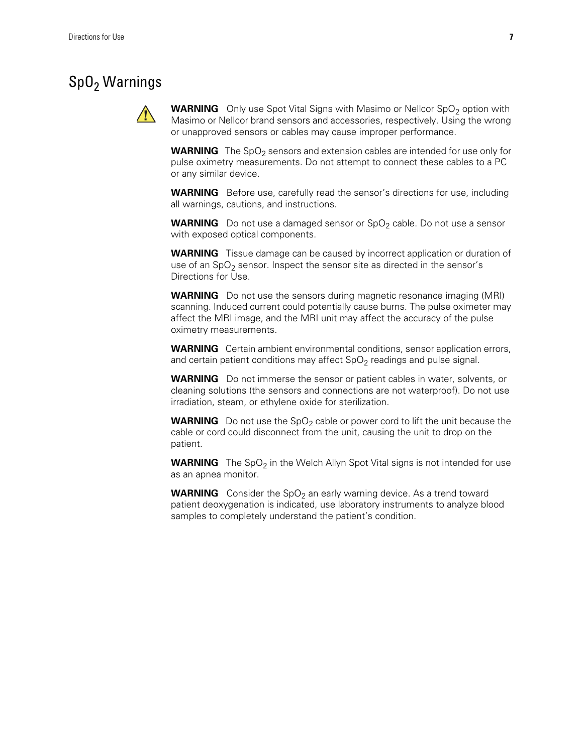## $SpO_2$ Warnings

**WARNING** Only use Spot Vital Signs with Masimo or Nellcor $SpO_2$ option with Masimo or Nellcor brand sensors and accessories, respectively. Using the wrong or unapproved sensors or cables may cause improper performance.

**WARNING** The $SpO_2$ sensors and extension cables are intended for use only for pulse oximetry measurements. Do not attempt to connect these cables to a PC or any similar device.

**WARNING** Before use, carefully read the sensor's directions for use, including all warnings, cautions, and instructions.

**WARNING** Do not use a damaged sensor or $SpO_2$ cable. Do not use a sensor with exposed optical components.

**WARNING** Tissue damage can be caused by incorrect application or duration of use of an $SpO_2$ sensor. Inspect the sensor site as directed in the sensor's Directions for Use.

**WARNING** Do not use the sensors during magnetic resonance imaging (MRI) scanning. Induced current could potentially cause burns. The pulse oximeter may affect the MRI image, and the MRI unit may affect the accuracy of the pulse oximetry measurements.

**WARNING** Certain ambient environmental conditions, sensor application errors, and certain patient conditions may affect $SpO_2$ readings and pulse signal.

**WARNING** Do not immerse the sensor or patient cables in water, solvents, or cleaning solutions (the sensors and connections are not waterproof). Do not use irradiation, steam, or ethylene oxide for sterilization.

**WARNING** Do not use the $SpO_2$ cable or power cord to lift the unit because the cable or cord could disconnect from the unit, causing the unit to drop on the patient.

**WARNING** The $SpO_2$ in the Welch Allyn Spot Vital signs is not intended for use as an apnea monitor.

**WARNING** Consider the $SpO_2$ an early warning device. As a trend toward patient deoxygenation is indicated, use laboratory instruments to analyze blood samples to completely understand the patient's condition.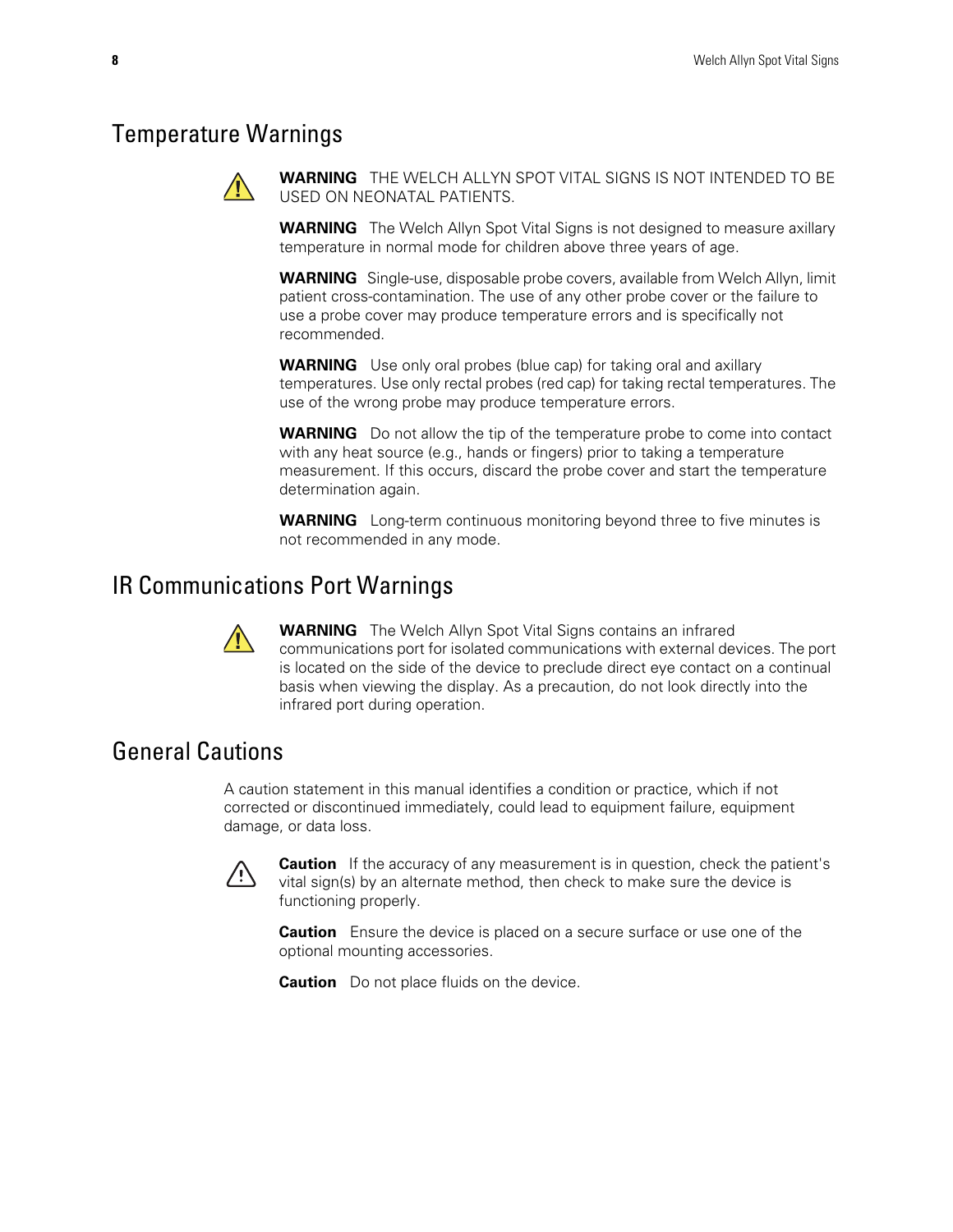## Temperature Warnings

**WARNING** THE WELCH ALLYN SPOT VITAL SIGNS IS NOT INTENDED TO BE USED ON NEONATAL PATIENTS.

**WARNING** The Welch Allyn Spot Vital Signs is not designed to measure axillary temperature in normal mode for children above three years of age.

**WARNING** Single-use, disposable probe covers, available from Welch Allyn, limit patient cross-contamination. The use of any other probe cover or the failure to use a probe cover may produce temperature errors and is specifically not recommended.

**WARNING** Use only oral probes (blue cap) for taking oral and axillary temperatures. Use only rectal probes (red cap) for taking rectal temperatures. The use of the wrong probe may produce temperature errors.

**WARNING** Do not allow the tip of the temperature probe to come into contact with any heat source (e.g., hands or fingers) prior to taking a temperature measurement. If this occurs, discard the probe cover and start the temperature determination again.

**WARNING** Long-term continuous monitoring beyond three to five minutes is not recommended in any mode.

## IR Communications Port Warnings

**WARNING** The Welch Allyn Spot Vital Signs contains an infrared communications port for isolated communications with external devices. The port is located on the side of the device to preclude direct eye contact on a continual basis when viewing the display. As a precaution, do not look directly into the infrared port during operation.

## General Cautions

A caution statement in this manual identifies a condition or practice, which if not corrected or discontinued immediately, could lead to equipment failure, equipment damage, or data loss.

**Caution** If the accuracy of any measurement is in question, check the patient's vital sign(s) by an alternate method, then check to make sure the device is functioning properly.

**Caution** Ensure the device is placed on a secure surface or use one of the optional mounting accessories.

**Caution** Do not place fluids on the device.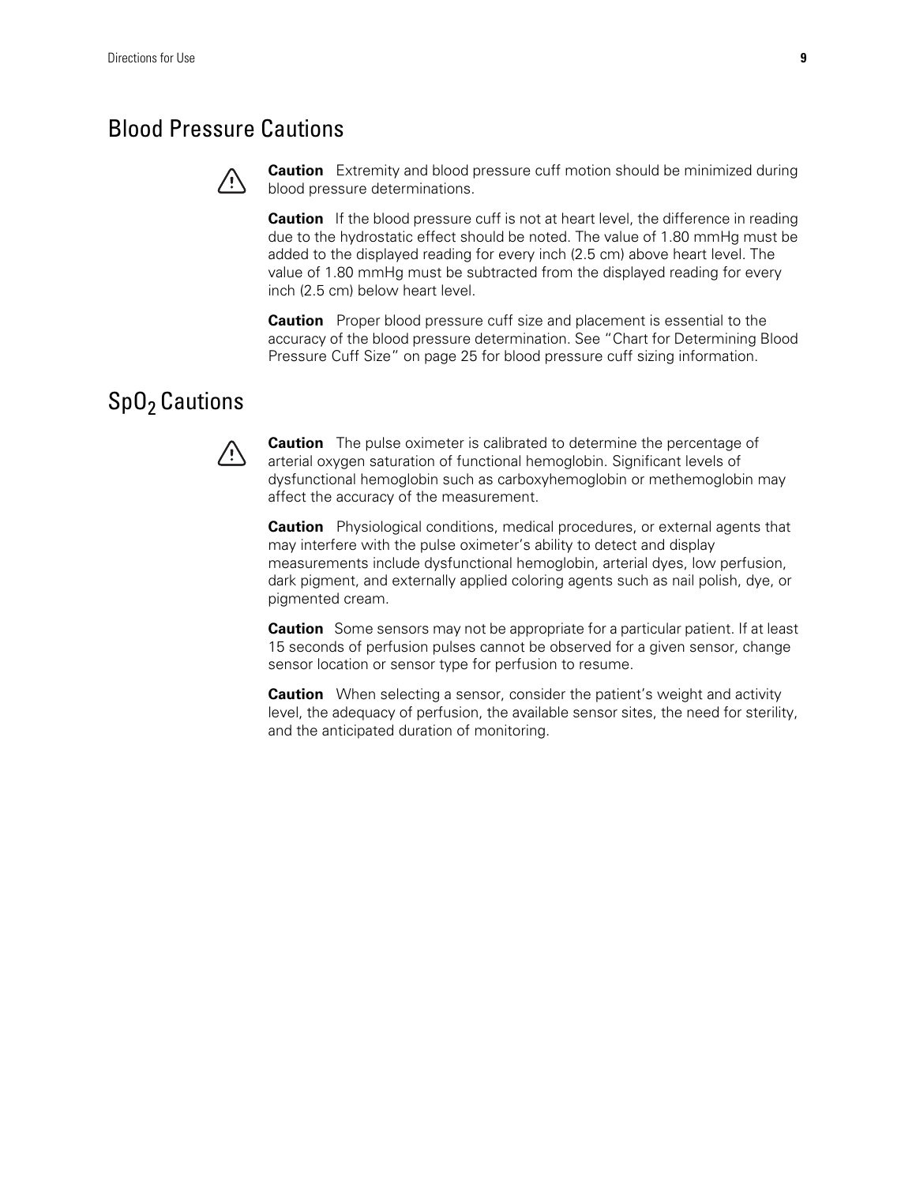## Blood Pressure Cautions

**Caution** Extremity and blood pressure cuff motion should be minimized during blood pressure determinations.

**Caution** If the blood pressure cuff is not at heart level, the difference in reading due to the hydrostatic effect should be noted. The value of 1.80 mmHg must be added to the displayed reading for every inch (2.5 cm) above heart level. The value of 1.80 mmHg must be subtracted from the displayed reading for every inch (2.5 cm) below heart level.

**Caution** Proper blood pressure cuff size and placement is essential to the accuracy of the blood pressure determination. See "Chart for Determining Blood Pressure Cuff Size" on page 25 for blood pressure cuff sizing information.

## $SpO_2$ Cautions

**Caution** The pulse oximeter is calibrated to determine the percentage of arterial oxygen saturation of functional hemoglobin. Significant levels of dysfunctional hemoglobin such as carboxyhemoglobin or methemoglobin may affect the accuracy of the measurement.

**Caution** Physiological conditions, medical procedures, or external agents that may interfere with the pulse oximeter's ability to detect and display measurements include dysfunctional hemoglobin, arterial dyes, low perfusion, dark pigment, and externally applied coloring agents such as nail polish, dye, or pigmented cream.

**Caution** Some sensors may not be appropriate for a particular patient. If at least 15 seconds of perfusion pulses cannot be observed for a given sensor, change sensor location or sensor type for perfusion to resume.

**Caution** When selecting a sensor, consider the patient's weight and activity level, the adequacy of perfusion, the available sensor sites, the need for sterility, and the anticipated duration of monitoring.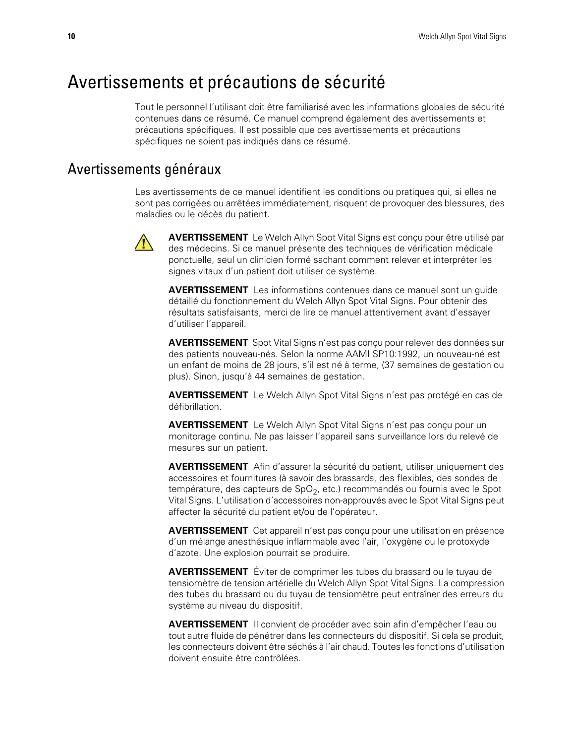# Avertissements et précautions de sécurité

Tout le personnel l'utilisant doit être familiarisé avec les informations globales de sécurité contenues dans ce résumé. Ce manuel comprend également des avertissements et précautions spécifiques. Il est possible que ces avertissements et précautions spécifiques ne soient pas indiqués dans ce résumé.

## Avertissements généraux

Les avertissements de ce manuel identifient les conditions ou pratiques qui, si elles ne sont pas corrigées ou arrêtées immédiatement, risquent de provoquer des blessures, des maladies ou le décès du patient.

**AVERTISSEMENT** Le Welch Allyn Spot Vital Signs est conçu pour être utilisé par des médecins. Si ce manuel présente des techniques de vérification médicale ponctuelle, seul un clinicien formé sachant comment relever et interpréter les signes vitaux d'un patient doit utiliser ce système.

**AVERTISSEMENT** Les informations contenues dans ce manuel sont un guide détaillé du fonctionnement du Welch Allyn Spot Vital Signs. Pour obtenir des résultats satisfaisants, merci de lire ce manuel attentivement avant d'essayer d'utiliser l'appareil.

**AVERTISSEMENT** Spot Vital Signs n'est pas conçu pour relever des données sur des patients nouveau-nés. Selon la norme AAMI SP10:1992, un nouveau-né est un enfant de moins de 28 jours, s'il est né à terme, (37 semaines de gestation ou plus). Sinon, jusqu'à 44 semaines de gestation.

**AVERTISSEMENT** Le Welch Allyn Spot Vital Signs n'est pas protégé en cas de défibrillation.

**AVERTISSEMENT** Le Welch Allyn Spot Vital Signs n'est pas conçu pour un monitorage continu. Ne pas laisser l'appareil sans surveillance lors du relevé de mesures sur un patient.

**AVERTISSEMENT** Afin d'assurer la sécurité du patient, utiliser uniquement des accessoires et fournitures (à savoir des brassards, des flexibles, des sondes de température, des capteurs de $SpO_2$, etc.) recommandés ou fournis avec le Spot Vital Signs. L'utilisation d'accessoires non-approuvés avec le Spot Vital Signs peut affecter la sécurité du patient et/ou de l'opérateur.

**AVERTISSEMENT** Cet appareil n'est pas conçu pour une utilisation en présence d'un mélange anesthésique inflammable avec l'air, l'oxygène ou le protoxyde d'azote. Une explosion pourrait se produire.

**AVERTISSEMENT** Éviter de comprimer les tubes du brassard ou le tuyau de tensiomètre de tension artérielle du Welch Allyn Spot Vital Signs. La compression des tubes du brassard ou du tuyau de tensiomètre peut entraîner des erreurs du système au niveau du dispositif.

**AVERTISSEMENT** Il convient de procéder avec soin afin d'empêcher l'eau ou tout autre fluide de pénétrer dans les connecteurs du dispositif. Si cela se produit, les connecteurs doivent être séchés à l'air chaud. Toutes les fonctions d'utilisation doivent ensuite être contrôlées.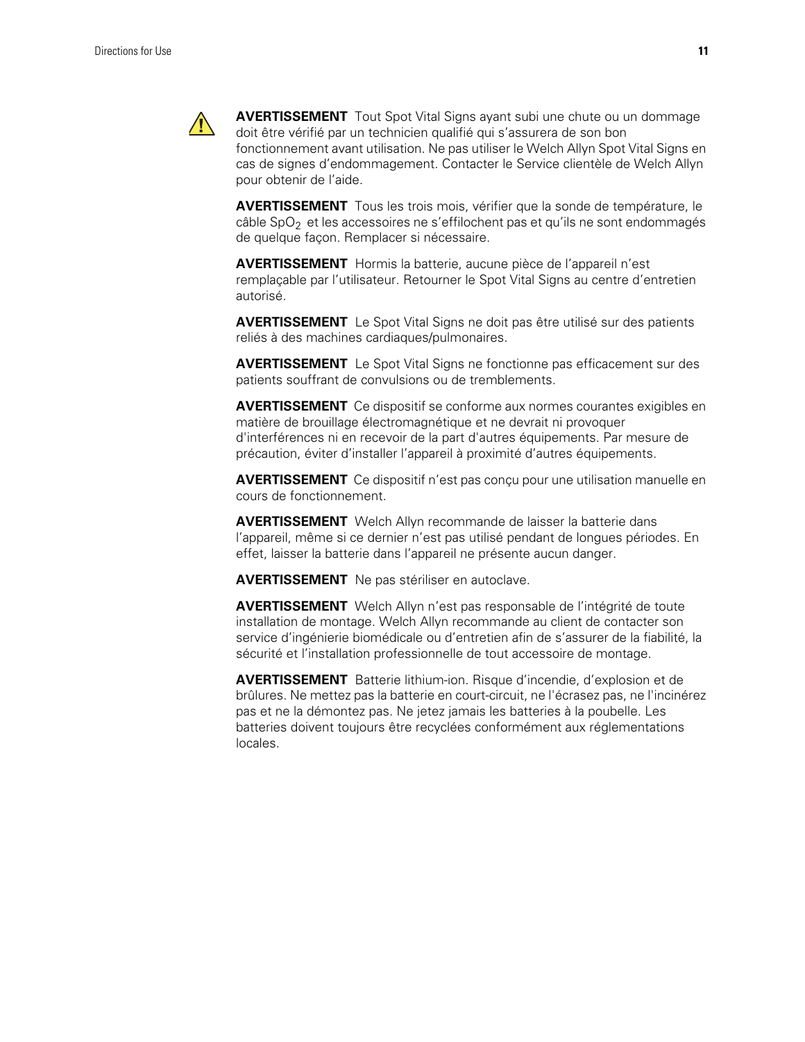**AVERTISSEMENT** Tout Spot Vital Signs ayant subi une chute ou un dommage doit être vérifié par un technicien qualifié qui s'assurera de son bon fonctionnement avant utilisation. Ne pas utiliser le Welch Allyn Spot Vital Signs en cas de signes d'endommagement. Contacter le Service clientèle de Welch Allyn pour obtenir de l'aide.

**AVERTISSEMENT** Tous les trois mois, vérifier que la sonde de température, le câble $SpO_2$ et les accessoires ne s'effilochent pas et qu'ils ne sont endommagés de quelque façon. Remplacer si nécessaire.

**AVERTISSEMENT** Hormis la batterie, aucune pièce de l'appareil n'est remplaçable par l'utilisateur. Retourner le Spot Vital Signs au centre d'entretien autorisé.

**AVERTISSEMENT** Le Spot Vital Signs ne doit pas être utilisé sur des patients reliés à des machines cardiaques/pulmonaires.

**AVERTISSEMENT** Le Spot Vital Signs ne fonctionne pas efficacement sur des patients souffrant de convulsions ou de tremblements.

**AVERTISSEMENT** Ce dispositif se conforme aux normes courantes exigibles en matière de brouillage électromagnétique et ne devrait ni provoquer d'interférences ni en recevoir de la part d'autres équipements. Par mesure de précaution, éviter d'installer l'appareil à proximité d'autres équipements.

**AVERTISSEMENT** Ce dispositif n'est pas conçu pour une utilisation manuelle en cours de fonctionnement.

**AVERTISSEMENT** Welch Allyn recommande de laisser la batterie dans l'appareil, même si ce dernier n'est pas utilisé pendant de longues périodes. En effet, laisser la batterie dans l'appareil ne présente aucun danger.

**AVERTISSEMENT** Ne pas stériliser en autoclave.

**AVERTISSEMENT** Welch Allyn n'est pas responsable de l'intégrité de toute installation de montage. Welch Allyn recommande au client de contacter son service d'ingénierie biomédicale ou d'entretien afin de s'assurer de la fiabilité, la sécurité et l'installation professionnelle de tout accessoire de montage.

**AVERTISSEMENT** Batterie lithium-ion. Risque d'incendie, d'explosion et de brûlures. Ne mettez pas la batterie en court-circuit, ne l'écrasez pas, ne l'incinérez pas et ne la démontez pas. Ne jetez jamais les batteries à la poubelle. Les batteries doivent toujours être recyclées conformément aux réglementations locales.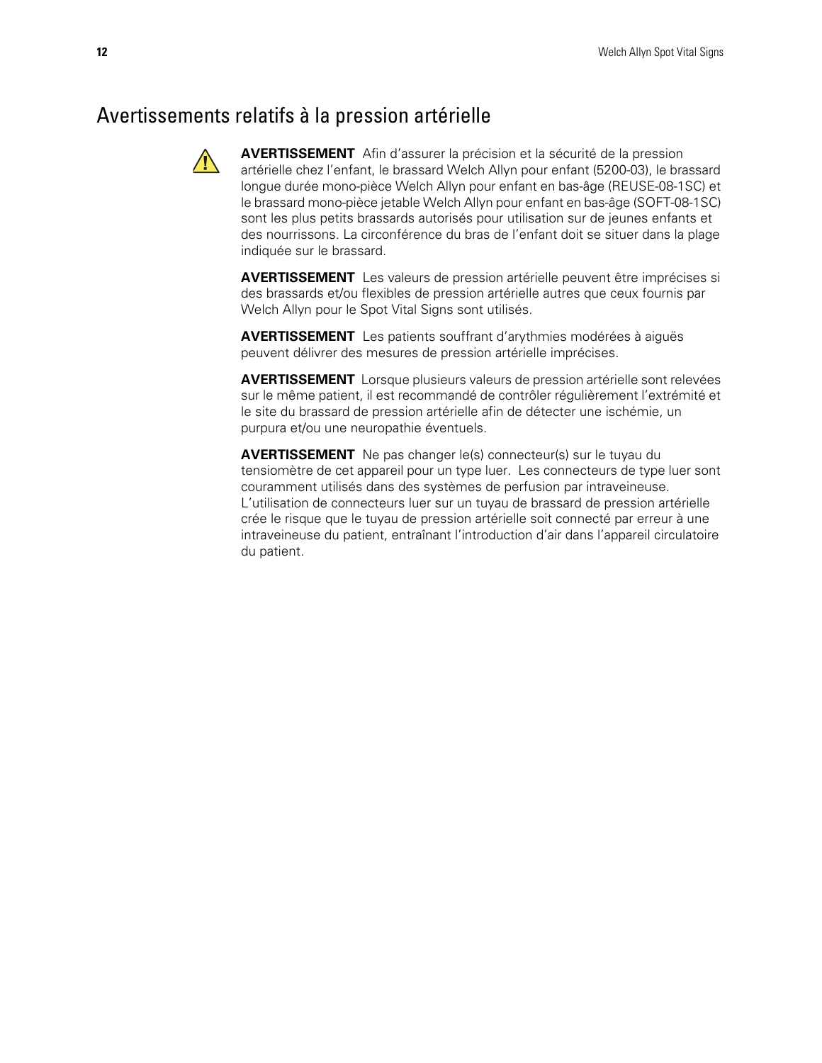# Avertissements relatifs à la pression artérielle

**AVERTISSEMENT** Afin d'assurer la précision et la sécurité de la pression artérielle chez l'enfant, le brassard Welch Allyn pour enfant (5200-03), le brassard longue durée mono-pièce Welch Allyn pour enfant en bas-âge (REUSE-08-1SC) et le brassard mono-pièce jetable Welch Allyn pour enfant en bas-âge (SOFT-08-1SC) sont les plus petits brassards autorisés pour utilisation sur de jeunes enfants et des nourrissons. La circonférence du bras de l'enfant doit se situer dans la plage indiquée sur le brassard.

**AVERTISSEMENT** Les valeurs de pression artérielle peuvent être imprécises si des brassards et/ou flexibles de pression artérielle autres que ceux fournis par Welch Allyn pour le Spot Vital Signs sont utilisés.

**AVERTISSEMENT** Les patients souffrant d'arythmies modérées à aiguës peuvent délivrer des mesures de pression artérielle imprécises.

**AVERTISSEMENT** Lorsque plusieurs valeurs de pression artérielle sont relevées sur le même patient, il est recommandé de contrôler régulièrement l'extrémité et le site du brassard de pression artérielle afin de détecter une ischémie, un purpura et/ou une neuropathie éventuels.

**AVERTISSEMENT** Ne pas changer le(s) connecteur(s) sur le tuyau du tensiomètre de cet appareil pour un type luer. Les connecteurs de type luer sont couramment utilisés dans des systèmes de perfusion par intraveineuse. L'utilisation de connecteurs luer sur un tuyau de brassard de pression artérielle crée le risque que le tuyau de pression artérielle soit connecté par erreur à une intraveineuse du patient, entraînant l'introduction d'air dans l'appareil circulatoire du patient.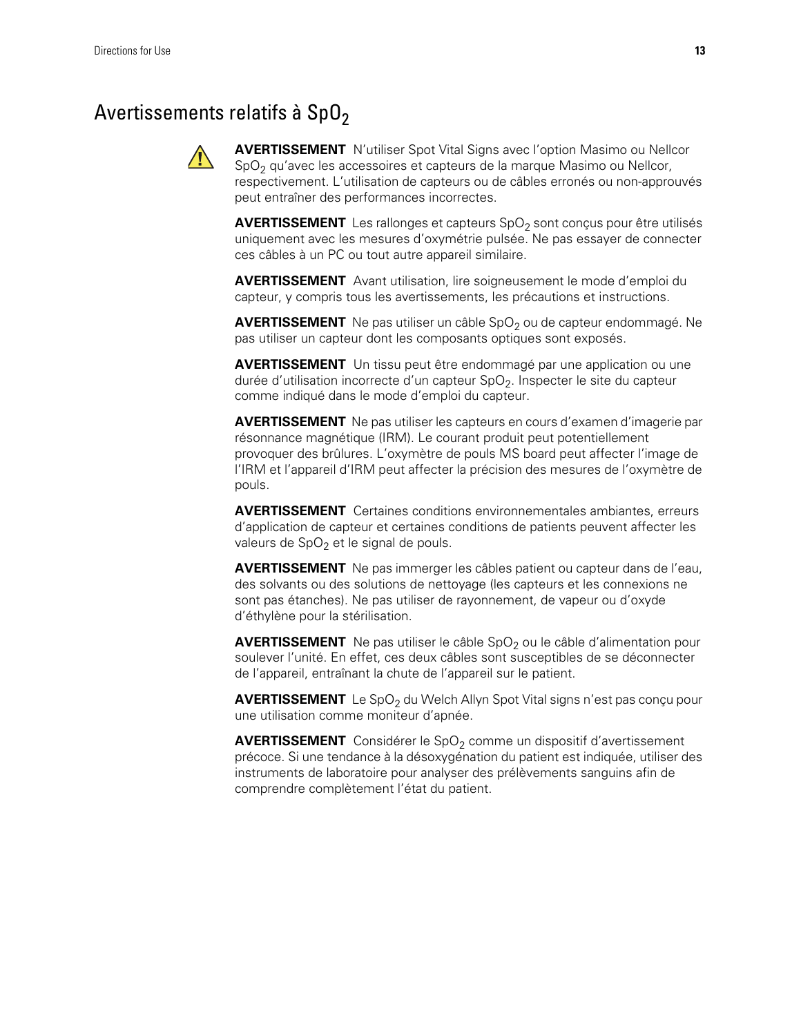## Avertissements relatifs à $SpO_2$

**AVERTISSEMENT** N'utiliser Spot Vital Signs avec l'option Masimo ou Nellcor $SpO_2$ qu'avec les accessoires et capteurs de la marque Masimo ou Nellcor, respectivement. L'utilisation de capteurs ou de câbles erronés ou non-approuvés peut entraîner des performances incorrectes.

**AVERTISSEMENT** Les rallonges et capteurs $SpO_2$ sont conçus pour être utilisés uniquement avec les mesures d'oxymétrie pulsée. Ne pas essayer de connecter ces câbles à un PC ou tout autre appareil similaire.

**AVERTISSEMENT** Avant utilisation, lire soigneusement le mode d'emploi du capteur, y compris tous les avertissements, les précautions et instructions.

**AVERTISSEMENT** Ne pas utiliser un câble $SpO_2$ ou de capteur endommagé. Ne pas utiliser un capteur dont les composants optiques sont exposés.

**AVERTISSEMENT** Un tissu peut être endommagé par une application ou une durée d'utilisation incorrecte d'un capteur $SpO_2$. Inspecter le site du capteur comme indiqué dans le mode d'emploi du capteur.

**AVERTISSEMENT** Ne pas utiliser les capteurs en cours d'examen d'imagerie par résonnance magnétique (IRM). Le courant produit peut potentiellement provoquer des brûlures. L'oxymètre de pouls MS board peut affecter l'image de l'IRM et l'appareil d'IRM peut affecter la précision des mesures de l'oxymètre de pouls.

**AVERTISSEMENT** Certaines conditions environnementales ambiantes, erreurs d'application de capteur et certaines conditions de patients peuvent affecter les valeurs de $SpO_2$ et le signal de pouls.

**AVERTISSEMENT** Ne pas immerger les câbles patient ou capteur dans de l'eau, des solvants ou des solutions de nettoyage (les capteurs et les connexions ne sont pas étanches). Ne pas utiliser de rayonnement, de vapeur ou d'oxyde d'éthylène pour la stérilisation.

**AVERTISSEMENT** Ne pas utiliser le câble $SpO_2$ ou le câble d'alimentation pour soulever l'unité. En effet, ces deux câbles sont susceptibles de se déconnecter de l'appareil, entraînant la chute de l'appareil sur le patient.

**AVERTISSEMENT** Le $SpO_2$ du Welch Allyn Spot Vital signs n'est pas conçu pour une utilisation comme moniteur d'apnée.

**AVERTISSEMENT** Considérer le $SpO_2$ comme un dispositif d'avertissement précoce. Si une tendance à la désoxygénation du patient est indiquée, utiliser des instruments de laboratoire pour analyser des prélèvements sanguins afin de comprendre complètement l'état du patient.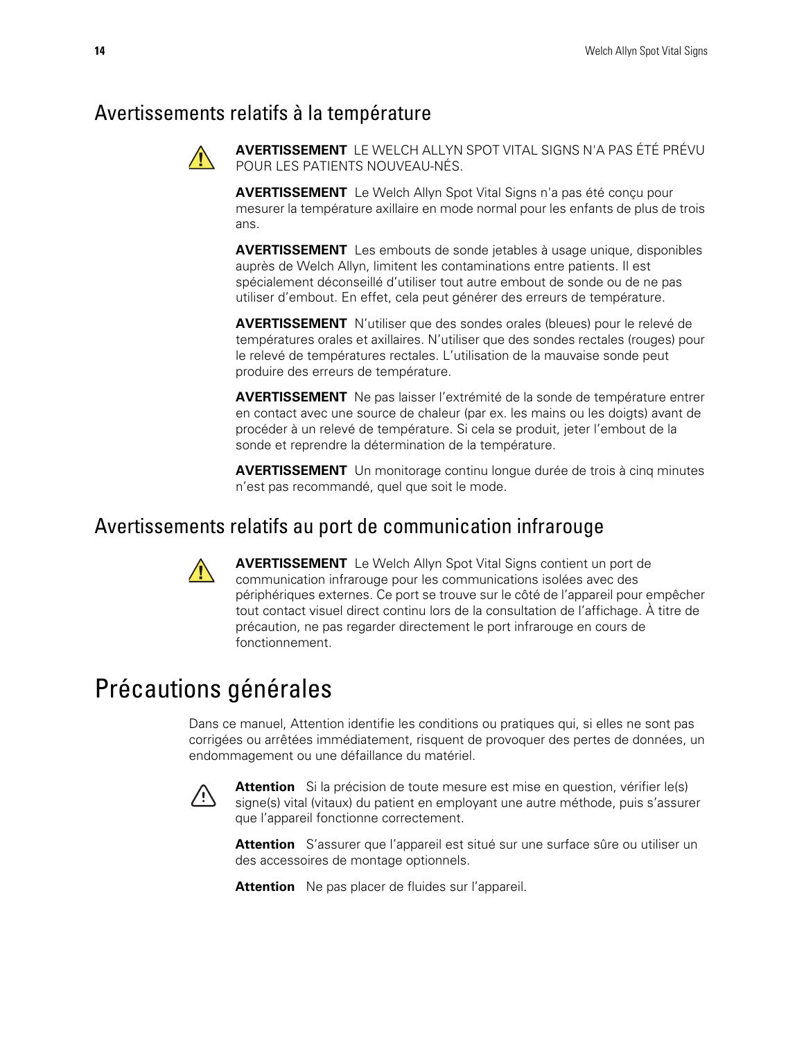## Avertissements relatifs à la température

**AVERTISSEMENT** LE WELCH ALLYN SPOT VITAL SIGNS N'A PAS ÉTÉ PRÉVU POUR LES PATIENTS NOUVEAU-NÉS.

**AVERTISSEMENT** Le Welch Allyn Spot Vital Signs n'a pas été conçu pour mesurer la température axillaire en mode normal pour les enfants de plus de trois ans.

**AVERTISSEMENT** Les embouts de sonde jetables à usage unique, disponibles auprès de Welch Allyn, limitent les contaminations entre patients. Il est spécialement déconseillé d'utiliser tout autre embout de sonde ou de ne pas utiliser d'embout. En effet, cela peut générer des erreurs de température.

**AVERTISSEMENT** N'utiliser que des sondes orales (bleues) pour le relevé de températures orales et axillaires. N'utiliser que des sondes rectales (rouges) pour le relevé de températures rectales. L'utilisation de la mauvaise sonde peut produire des erreurs de température.

**AVERTISSEMENT** Ne pas laisser l'extrémité de la sonde de température entrer en contact avec une source de chaleur (par ex. les mains ou les doigts) avant de procéder à un relevé de température. Si cela se produit, jeter l'embout de la sonde et reprendre la détermination de la température.

**AVERTISSEMENT** Un monitorage continu longue durée de trois à cinq minutes n'est pas recommandé, quel que soit le mode.

## Avertissements relatifs au port de communication infrarouge

**AVERTISSEMENT** Le Welch Allyn Spot Vital Signs contient un port de communication infrarouge pour les communications isolées avec des périphériques externes. Ce port se trouve sur le côté de l'appareil pour empêcher tout contact visuel direct continu lors de la consultation de l'affichage. À titre de précaution, ne pas regarder directement le port infrarouge en cours de fonctionnement.

# Précautions générales

Dans ce manuel, Attention identifie les conditions ou pratiques qui, si elles ne sont pas corrigées ou arrêtées immédiatement, risquent de provoquer des pertes de données, un endommagement ou une défaillance du matériel.

**Attention** Si la précision de toute mesure est mise en question, vérifier le(s) signe(s) vital (vitaux) du patient en employant une autre méthode, puis s'assurer que l'appareil fonctionne correctement.

**Attention** S'assurer que l'appareil est situé sur une surface sûre ou utiliser un des accessoires de montage optionnels.

**Attention** Ne pas placer de fluides sur l'appareil.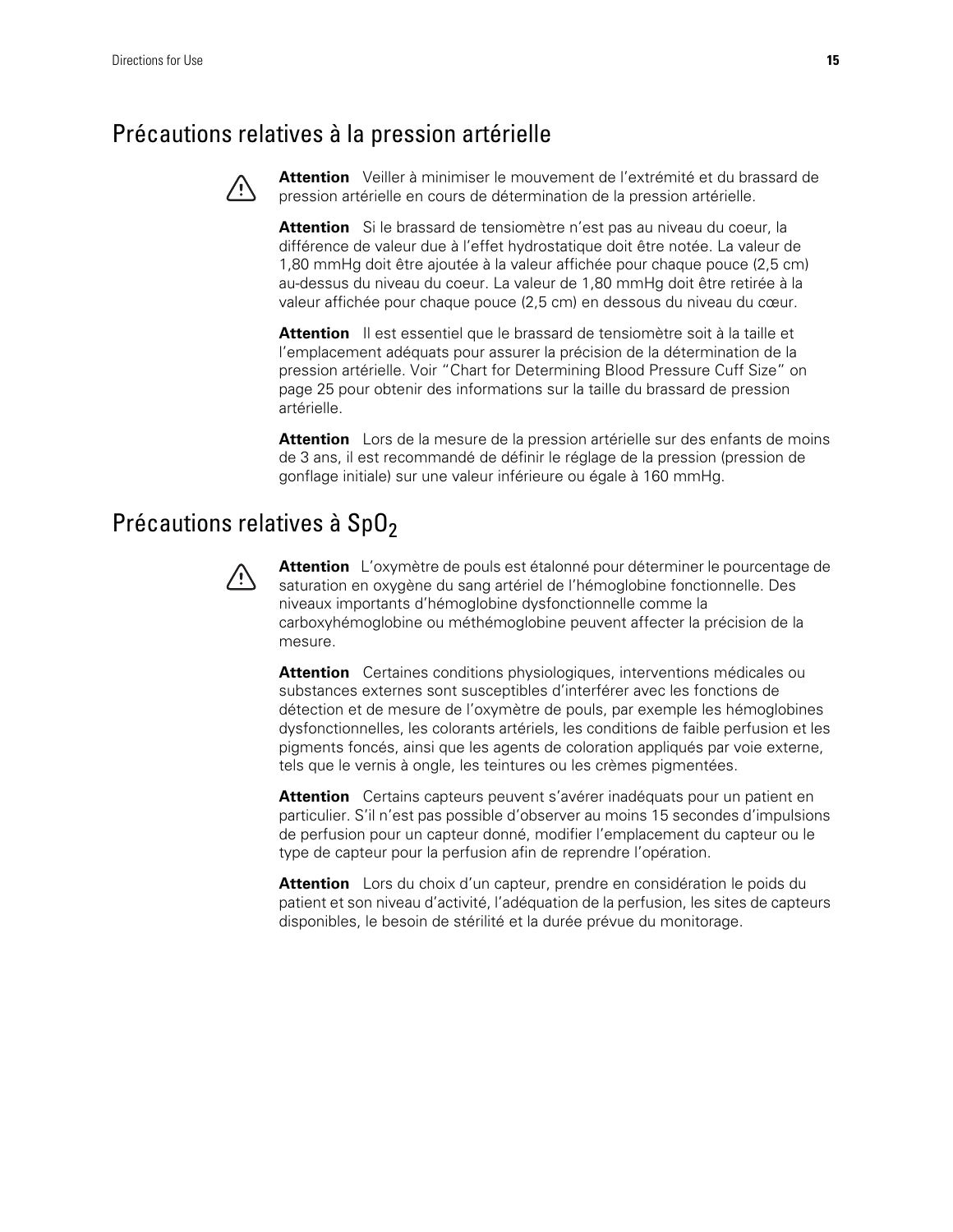## Précautions relatives à la pression artérielle

**Attention** Veiller à minimiser le mouvement de l’extrémité et du brassard de pression artérielle en cours de détermination de la pression artérielle.

**Attention** Si le brassard de tensiomètre n’est pas au niveau du coeur, la différence de valeur due à l’effet hydrostatique doit être notée. La valeur de 1,80 mmHg doit être ajoutée à la valeur affichée pour chaque pouce (2,5 cm) au-dessus du niveau du coeur. La valeur de 1,80 mmHg doit être retirée à la valeur affichée pour chaque pouce (2,5 cm) en dessous du niveau du cœur.

**Attention** Il est essentiel que le brassard de tensiomètre soit à la taille et l’emplacement adéquats pour assurer la précision de la détermination de la pression artérielle. Voir “Chart for Determining Blood Pressure Cuff Size” on page 25 pour obtenir des informations sur la taille du brassard de pression artérielle.

**Attention** Lors de la mesure de la pression artérielle sur des enfants de moins de 3 ans, il est recommandé de définir le réglage de la pression (pression de gonflage initiale) sur une valeur inférieure ou égale à 160 mmHg.

## Précautions relatives à $SpO_2$

**Attention** L’oxymètre de pouls est étalonné pour déterminer le pourcentage de saturation en oxygène du sang artériel de l’hémoglobine fonctionnelle. Des niveaux importants d’hémoglobine dysfonctionnelle comme la carboxyhémoglobine ou méthémoglobine peuvent affecter la précision de la mesure.

**Attention** Certaines conditions physiologiques, interventions médicales ou substances externes sont susceptibles d’interférer avec les fonctions de détection et de mesure de l’oxymètre de pouls, par exemple les hémoglobines dysfonctionnelles, les colorants artériels, les conditions de faible perfusion et les pigments foncés, ainsi que les agents de coloration appliqués par voie externe, tels que le vernis à ongle, les teintures ou les crèmes pigmentées.

**Attention** Certains capteurs peuvent s’avérer inadéquats pour un patient en particulier. S’il n’est pas possible d’observer au moins 15 secondes d’impulsions de perfusion pour un capteur donné, modifier l’emplacement du capteur ou le type de capteur pour la perfusion afin de reprendre l’opération.

**Attention** Lors du choix d’un capteur, prendre en considération le poids du patient et son niveau d’activité, l’adéquation de la perfusion, les sites de capteurs disponibles, le besoin de stérilité et la durée prévue du monitorage.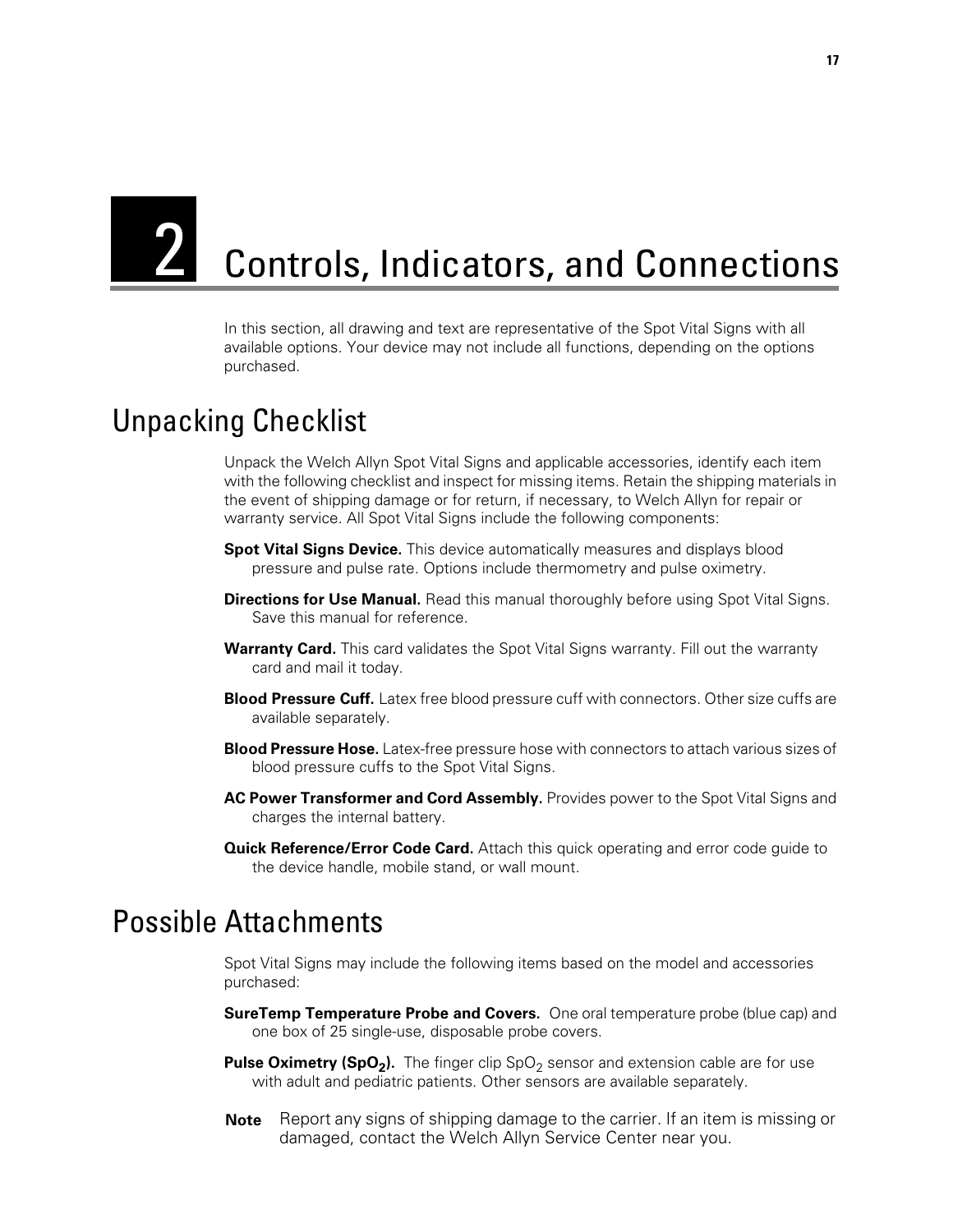# 2 Controls, Indicators, and Connections

In this section, all drawing and text are representative of the Spot Vital Signs with all available options. Your device may not include all functions, depending on the options purchased.

## Unpacking Checklist

Unpack the Welch Allyn Spot Vital Signs and applicable accessories, identify each item with the following checklist and inspect for missing items. Retain the shipping materials in the event of shipping damage or for return, if necessary, to Welch Allyn for repair or warranty service. All Spot Vital Signs include the following components:

**Spot Vital Signs Device.** This device automatically measures and displays blood pressure and pulse rate. Options include thermometry and pulse oximetry.

**Directions for Use Manual.** Read this manual thoroughly before using Spot Vital Signs. Save this manual for reference.

**Warranty Card.** This card validates the Spot Vital Signs warranty. Fill out the warranty card and mail it today.

**Blood Pressure Cuff.** Latex free blood pressure cuff with connectors. Other size cuffs are available separately.

**Blood Pressure Hose.** Latex-free pressure hose with connectors to attach various sizes of blood pressure cuffs to the Spot Vital Signs.

**AC Power Transformer and Cord Assembly.** Provides power to the Spot Vital Signs and charges the internal battery.

**Quick Reference/Error Code Card.** Attach this quick operating and error code guide to the device handle, mobile stand, or wall mount.

## Possible Attachments

Spot Vital Signs may include the following items based on the model and accessories purchased:

**SureTemp Temperature Probe and Covers.** One oral temperature probe (blue cap) and one box of 25 single-use, disposable probe covers.

**Pulse Oximetry ($SpO_2$).** The finger clip $SpO_2$ sensor and extension cable are for use with adult and pediatric patients. Other sensors are available separately.

**Note** Report any signs of shipping damage to the carrier. If an item is missing or damaged, contact the Welch Allyn Service Center near you.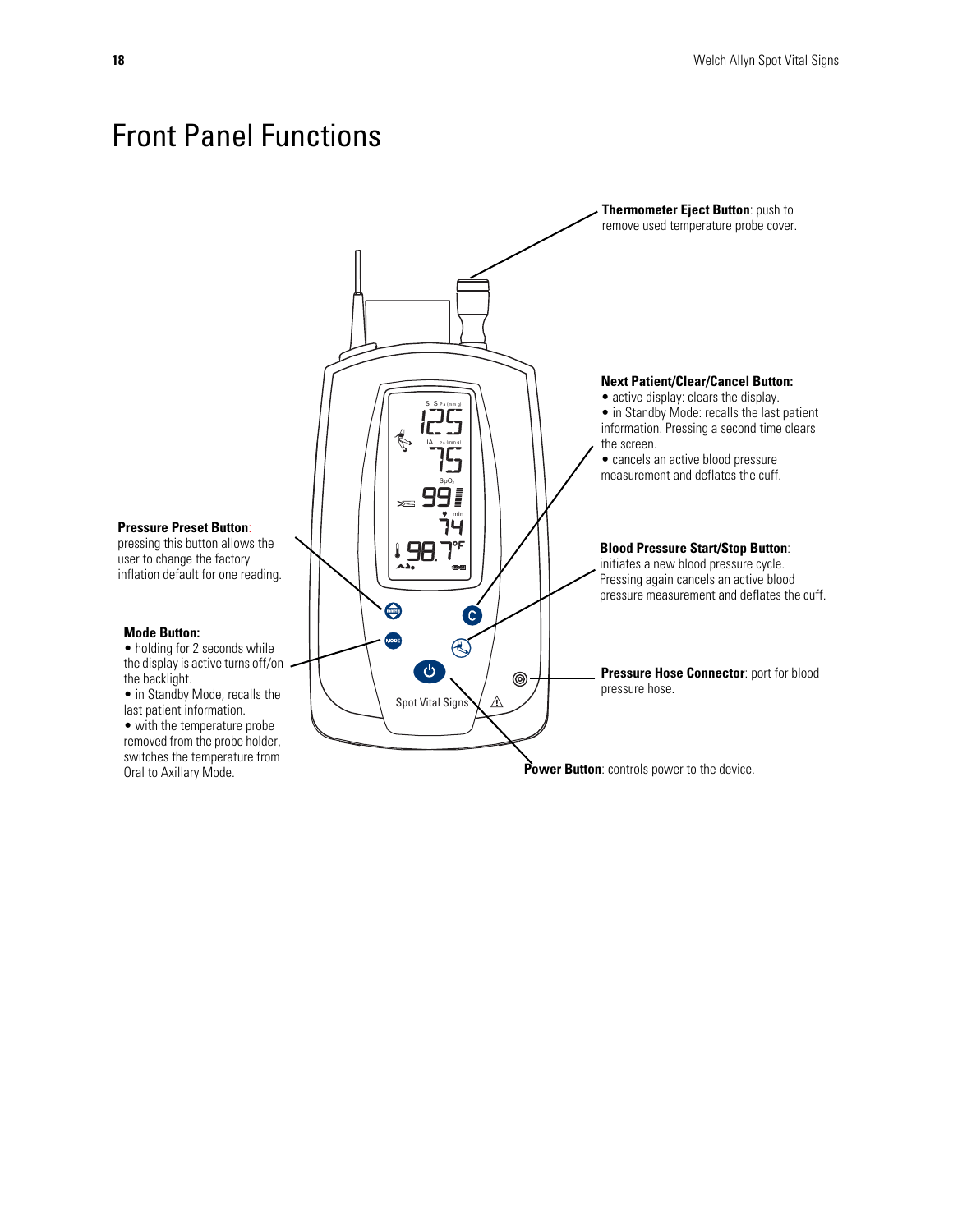# Front Panel Functions

**Thermometer Eject Button**: push to remove used temperature probe cover.

**Next Patient/Clear/Cancel Button:**
- active display: clears the display.
- in Standby Mode: recalls the last patient information. Pressing a second time clears the screen.
- cancels an active blood pressure measurement and deflates the cuff.

**Pressure Preset Button**: pressing this button allows the user to change the factory inflation default for one reading.

**Blood Pressure Start/Stop Button**: initiates a new blood pressure cycle. Pressing again cancels an active blood pressure measurement and deflates the cuff.

**Mode Button:**
- holding for 2 seconds while the display is active turns off/on the backlight.
- in Standby Mode, recalls the last patient information.
- with the temperature probe removed from the probe holder, switches the temperature from Oral to Axillary Mode.

**Pressure Hose Connector**: port for blood pressure hose.

**Power Button**: controls power to the device.

Spot Vital Signs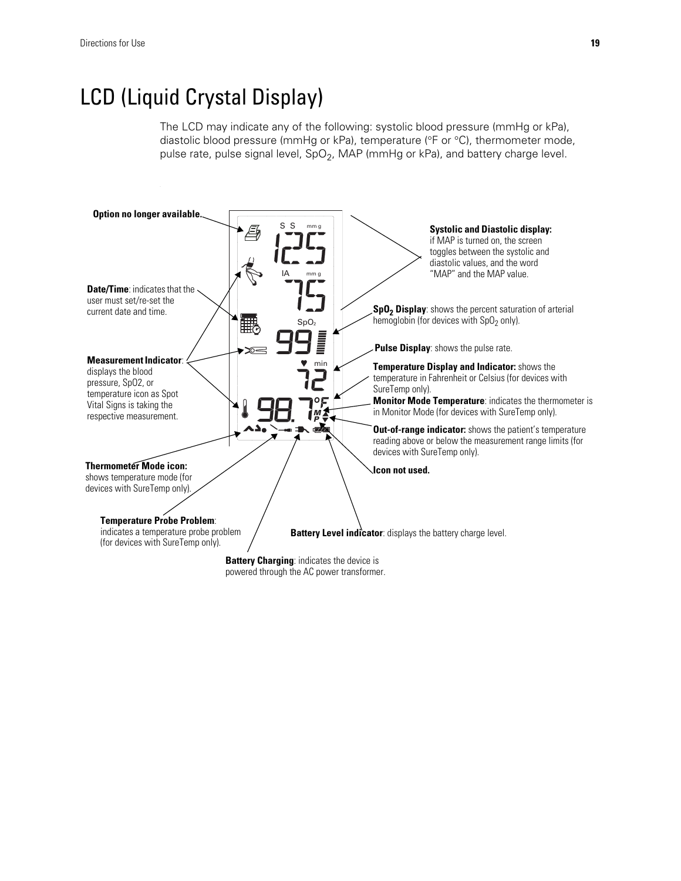# LCD (Liquid Crystal Display)

The LCD may indicate any of the following: systolic blood pressure (mmHg or kPa), diastolic blood pressure (mmHg or kPa), temperature (°F or °C), thermometer mode, pulse rate, pulse signal level, $SpO_2$, MAP (mmHg or kPa), and battery charge level.

**Option no longer available.**

**Systolic and Diastolic display:** if MAP is turned on, the screen toggles between the systolic and diastolic values, and the word "MAP" and the MAP value.

**Date/Time**: indicates that the user must set/re-set the current date and time.

**$SpO_2$ Display**: shows the percent saturation of arterial hemoglobin (for devices with $SpO_2$ only).

**Pulse Display**: shows the pulse rate.

**Measurement Indicator**: displays the blood pressure, SpO2, or temperature icon as Spot Vital Signs is taking the respective measurement.

**Temperature Display and Indicator:** shows the temperature in Fahrenheit or Celsius (for devices with SureTemp only).

**Monitor Mode Temperature**: indicates the thermometer is in Monitor Mode (for devices with SureTemp only).

**Out-of-range indicator:** shows the patient's temperature reading above or below the measurement range limits (for devices with SureTemp only).

**Thermometer Mode icon:** shows temperature mode (for devices with SureTemp only).

**Icon not used.**

**Temperature Probe Problem**: indicates a temperature probe problem (for devices with SureTemp only).

**Battery Level indicator**: displays the battery charge level.

**Battery Charging**: indicates the device is powered through the AC power transformer.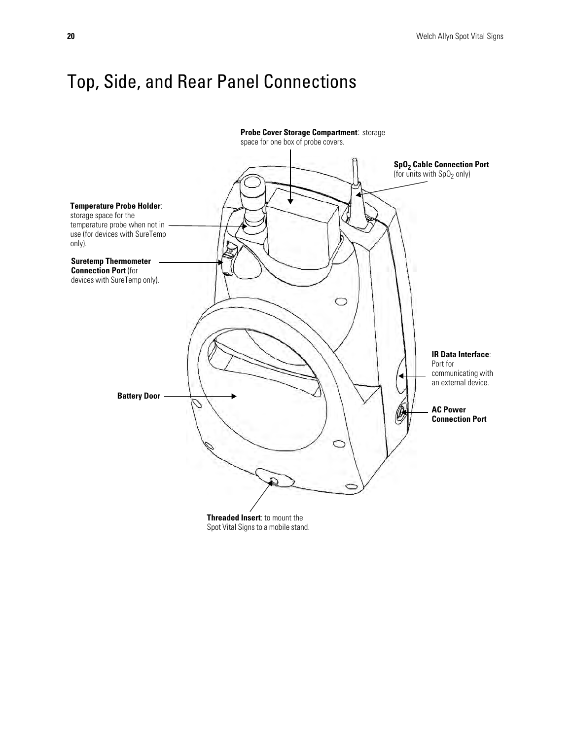# Top, Side, and Rear Panel Connections

**Probe Cover Storage Compartment**: storage space for one box of probe covers.

**$SpO_2$ Cable Connection Port** (for units with $SpO_2$ only)

**Temperature Probe Holder**: storage space for the temperature probe when not in use (for devices with SureTemp only).

**Suretemp Thermometer Connection Port** (for devices with SureTemp only).

**IR Data Interface**: Port for communicating with an external device.

**Battery Door**

**AC Power Connection Port**

**Threaded Insert**: to mount the Spot Vital Signs to a mobile stand.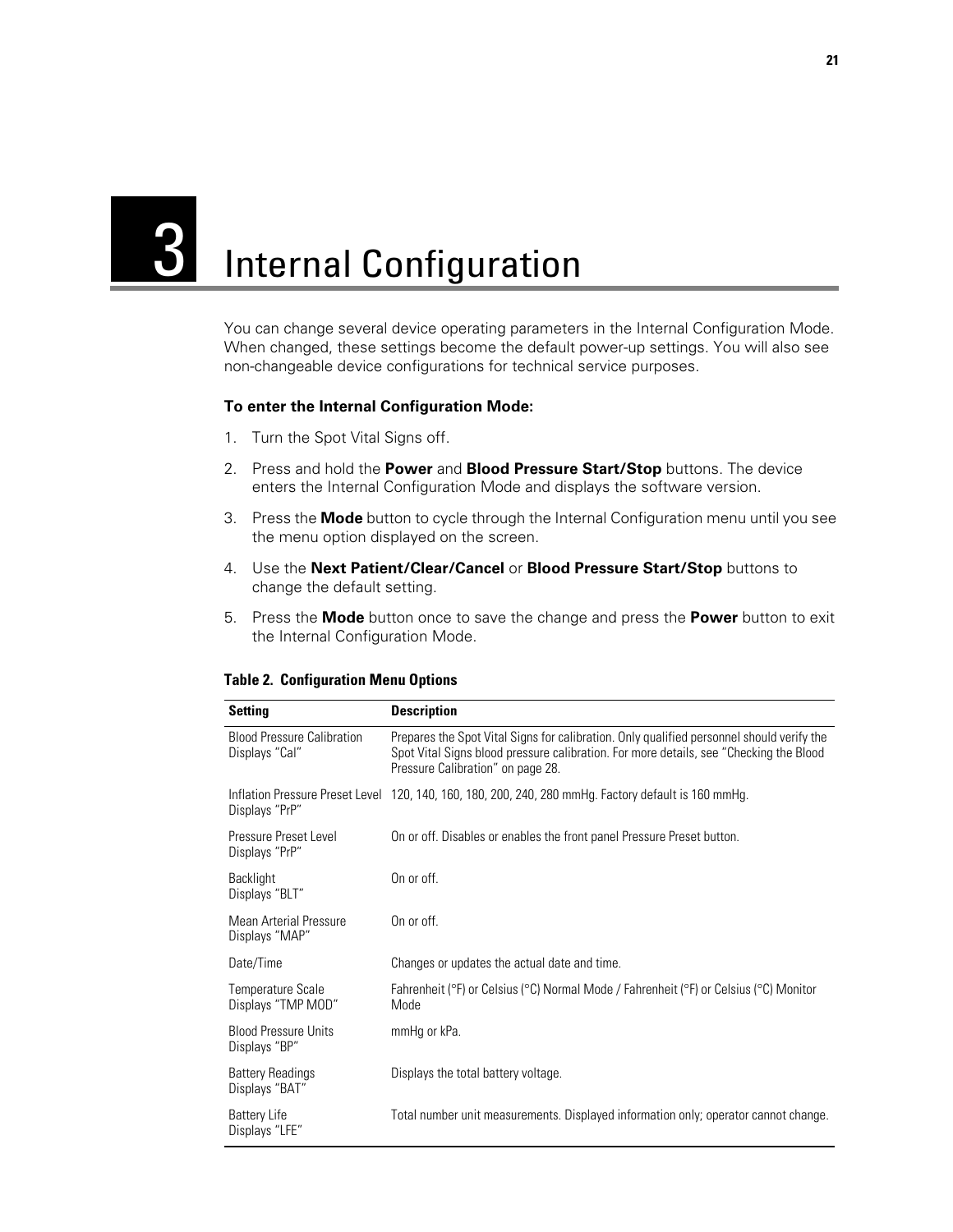# 3 Internal Configuration

You can change several device operating parameters in the Internal Configuration Mode. When changed, these settings become the default power-up settings. You will also see non-changeable device configurations for technical service purposes.

**To enter the Internal Configuration Mode:**

1. Turn the Spot Vital Signs off.
2. Press and hold the **Power** and **Blood Pressure Start/Stop** buttons. The device enters the Internal Configuration Mode and displays the software version.
3. Press the **Mode** button to cycle through the Internal Configuration menu until you see the menu option displayed on the screen.
4. Use the **Next Patient/Clear/Cancel** or **Blood Pressure Start/Stop** buttons to change the default setting.
5. Press the **Mode** button once to save the change and press the **Power** button to exit the Internal Configuration Mode.

**Table 2. Configuration Menu Options**

| Setting | Description |
| --- | --- |
| Blood Pressure Calibration Displays "Cal" | Prepares the Spot Vital Signs for calibration. Only qualified personnel should verify the Spot Vital Signs blood pressure calibration. For more details, see "Checking the Blood Pressure Calibration" on page 28. |
| Inflation Pressure Preset Level Displays "PrP" | 120, 140, 160, 180, 200, 240, 280 mmHg. Factory default is 160 mmHg. |
| Pressure Preset Level Displays "PrP" | On or off. Disables or enables the front panel Pressure Preset button. |
| Backlight Displays "BLT" | On or off. |
| Mean Arterial Pressure Displays "MAP" | On or off. |
| Date/Time | Changes or updates the actual date and time. |
| Temperature Scale Displays "TMP MOD" | Fahrenheit (°F) or Celsius (°C) Normal Mode / Fahrenheit (°F) or Celsius (°C) Monitor Mode |
| Blood Pressure Units Displays "BP" | mmHg or kPa. |
| Battery Readings Displays "BAT" | Displays the total battery voltage. |
| Battery Life Displays "LFE" | Total number unit measurements. Displayed information only; operator cannot change. |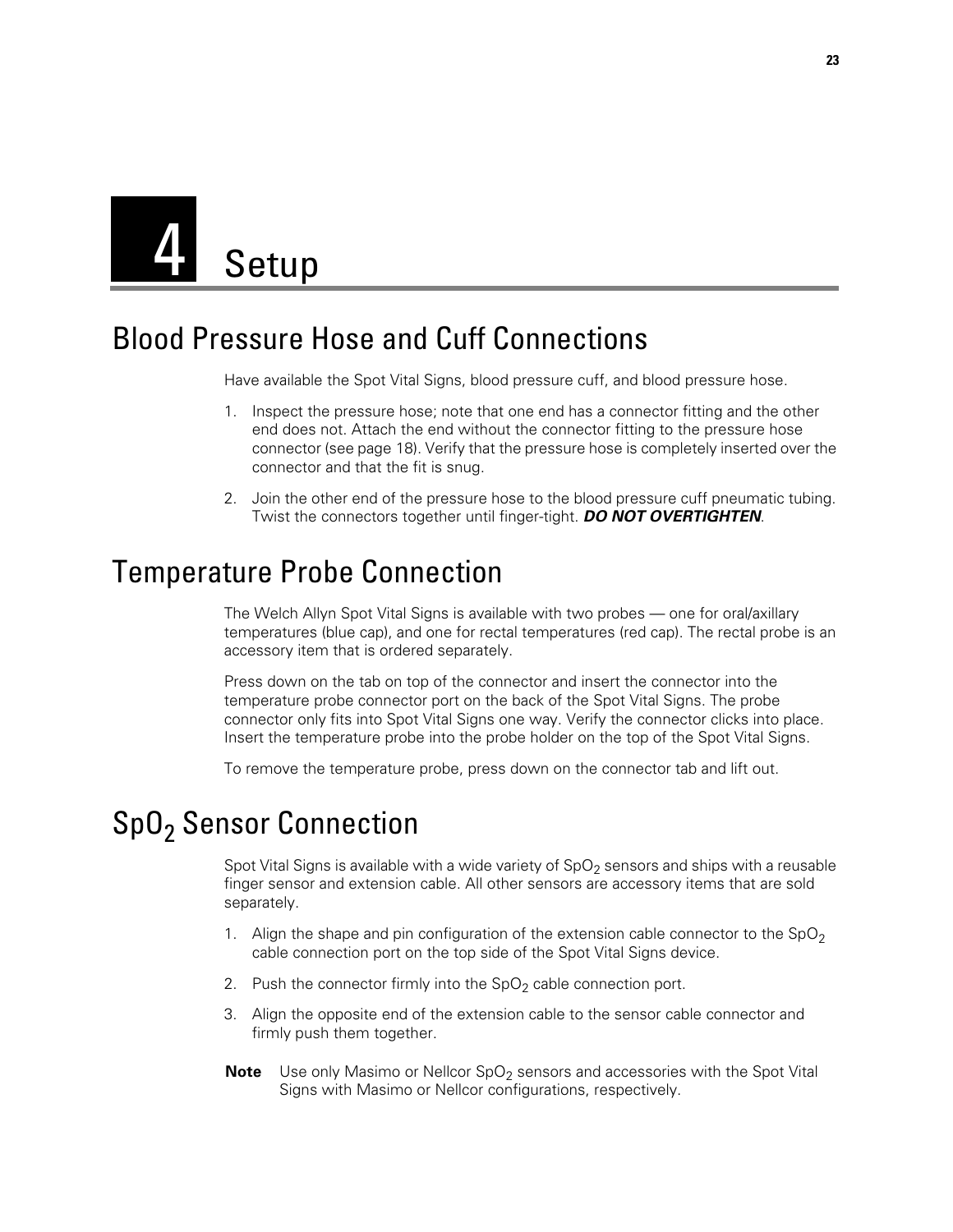# 4 Setup

## Blood Pressure Hose and Cuff Connections

Have available the Spot Vital Signs, blood pressure cuff, and blood pressure hose.

1. Inspect the pressure hose; note that one end has a connector fitting and the other end does not. Attach the end without the connector fitting to the pressure hose connector (see page 18). Verify that the pressure hose is completely inserted over the connector and that the fit is snug.
2. Join the other end of the pressure hose to the blood pressure cuff pneumatic tubing. Twist the connectors together until finger-tight. ***DO NOT OVERTIGHTEN***.

## Temperature Probe Connection

The Welch Allyn Spot Vital Signs is available with two probes — one for oral/axillary temperatures (blue cap), and one for rectal temperatures (red cap). The rectal probe is an accessory item that is ordered separately.

Press down on the tab on top of the connector and insert the connector into the temperature probe connector port on the back of the Spot Vital Signs. The probe connector only fits into Spot Vital Signs one way. Verify the connector clicks into place. Insert the temperature probe into the probe holder on the top of the Spot Vital Signs.

To remove the temperature probe, press down on the connector tab and lift out.

## $SpO_2$ Sensor Connection

Spot Vital Signs is available with a wide variety of $SpO_2$ sensors and ships with a reusable finger sensor and extension cable. All other sensors are accessory items that are sold separately.

1. Align the shape and pin configuration of the extension cable connector to the $SpO_2$ cable connection port on the top side of the Spot Vital Signs device.
2. Push the connector firmly into the $SpO_2$ cable connection port.
3. Align the opposite end of the extension cable to the sensor cable connector and firmly push them together.

**Note** Use only Masimo or Nellcor $SpO_2$ sensors and accessories with the Spot Vital Signs with Masimo or Nellcor configurations, respectively.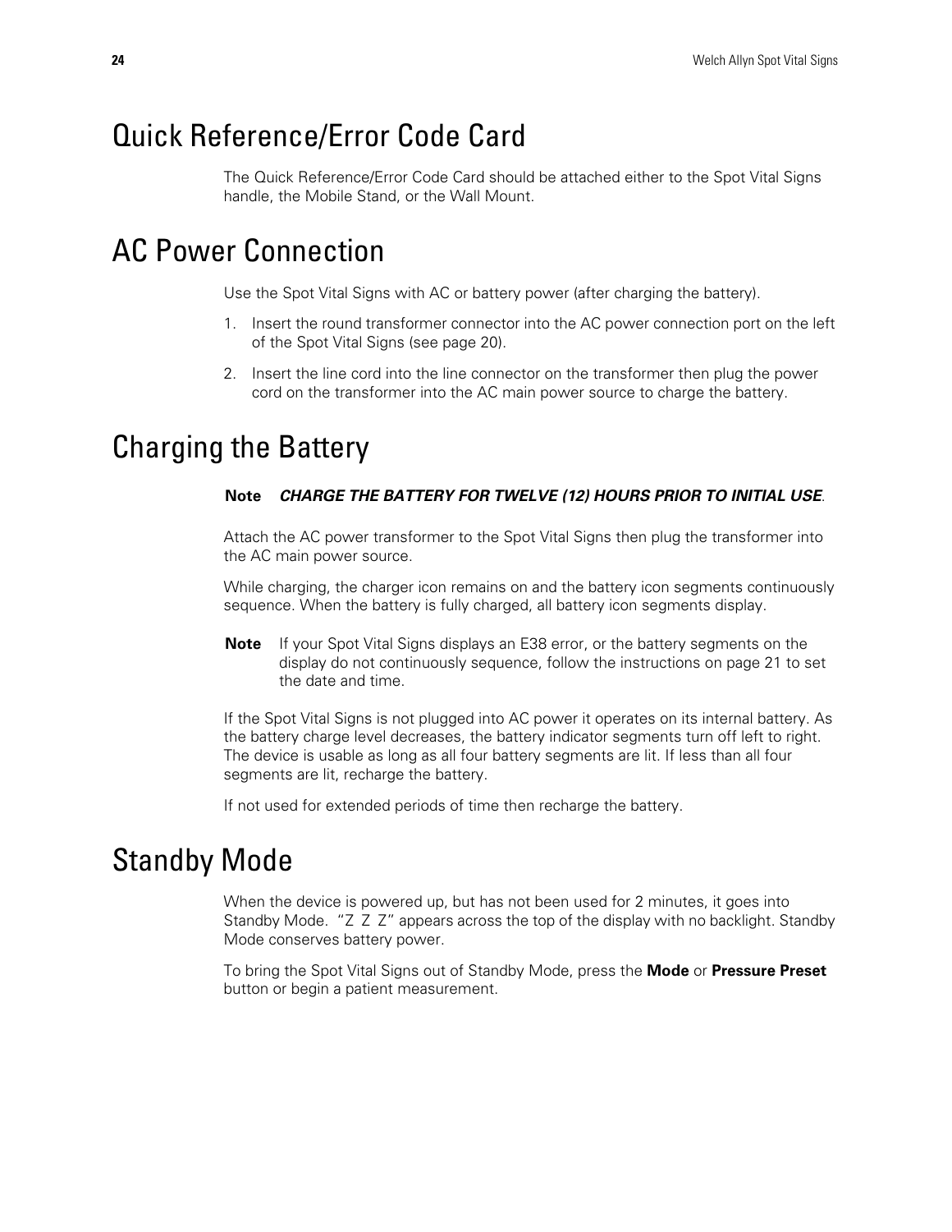# Quick Reference/Error Code Card

The Quick Reference/Error Code Card should be attached either to the Spot Vital Signs handle, the Mobile Stand, or the Wall Mount.

# AC Power Connection

Use the Spot Vital Signs with AC or battery power (after charging the battery).

1. Insert the round transformer connector into the AC power connection port on the left of the Spot Vital Signs (see page 20).
2. Insert the line cord into the line connector on the transformer then plug the power cord on the transformer into the AC main power source to charge the battery.

# Charging the Battery

**Note** ***CHARGE THE BATTERY FOR TWELVE (12) HOURS PRIOR TO INITIAL USE***.

Attach the AC power transformer to the Spot Vital Signs then plug the transformer into the AC main power source.

While charging, the charger icon remains on and the battery icon segments continuously sequence. When the battery is fully charged, all battery icon segments display.

**Note** If your Spot Vital Signs displays an E38 error, or the battery segments on the display do not continuously sequence, follow the instructions on page 21 to set the date and time.

If the Spot Vital Signs is not plugged into AC power it operates on its internal battery. As the battery charge level decreases, the battery indicator segments turn off left to right. The device is usable as long as all four battery segments are lit. If less than all four segments are lit, recharge the battery.

If not used for extended periods of time then recharge the battery.

# Standby Mode

When the device is powered up, but has not been used for 2 minutes, it goes into Standby Mode. "Z Z Z" appears across the top of the display with no backlight. Standby Mode conserves battery power.

To bring the Spot Vital Signs out of Standby Mode, press the **Mode** or **Pressure Preset** button or begin a patient measurement.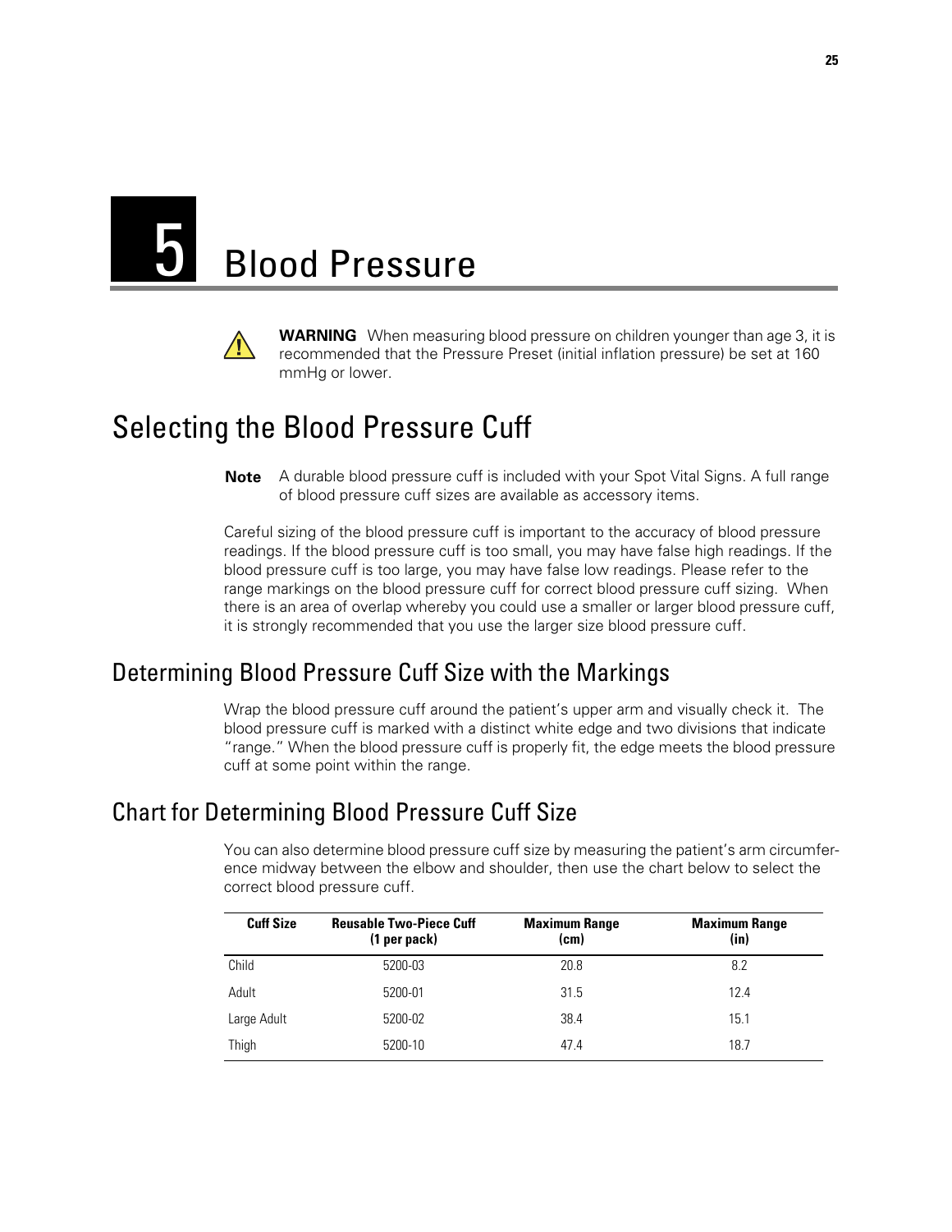# 5 Blood Pressure

**WARNING** When measuring blood pressure on children younger than age 3, it is recommended that the Pressure Preset (initial inflation pressure) be set at 160 mmHg or lower.

## Selecting the Blood Pressure Cuff

**Note** A durable blood pressure cuff is included with your Spot Vital Signs. A full range of blood pressure cuff sizes are available as accessory items.

Careful sizing of the blood pressure cuff is important to the accuracy of blood pressure readings. If the blood pressure cuff is too small, you may have false high readings. If the blood pressure cuff is too large, you may have false low readings. Please refer to the range markings on the blood pressure cuff for correct blood pressure cuff sizing. When there is an area of overlap whereby you could use a smaller or larger blood pressure cuff, it is strongly recommended that you use the larger size blood pressure cuff.

### Determining Blood Pressure Cuff Size with the Markings

Wrap the blood pressure cuff around the patient's upper arm and visually check it. The blood pressure cuff is marked with a distinct white edge and two divisions that indicate "range." When the blood pressure cuff is properly fit, the edge meets the blood pressure cuff at some point within the range.

### Chart for Determining Blood Pressure Cuff Size

You can also determine blood pressure cuff size by measuring the patient's arm circumference midway between the elbow and shoulder, then use the chart below to select the correct blood pressure cuff.

| Cuff Size | Reusable Two-Piece Cuff (1 per pack) | Maximum Range (cm) | Maximum Range (in) |
|---|---|---|---|
| Child | 5200-03 | 20.8 | 8.2 |
| Adult | 5200-01 | 31.5 | 12.4 |
| Large Adult | 5200-02 | 38.4 | 15.1 |
| Thigh | 5200-10 | 47.4 | 18.7 |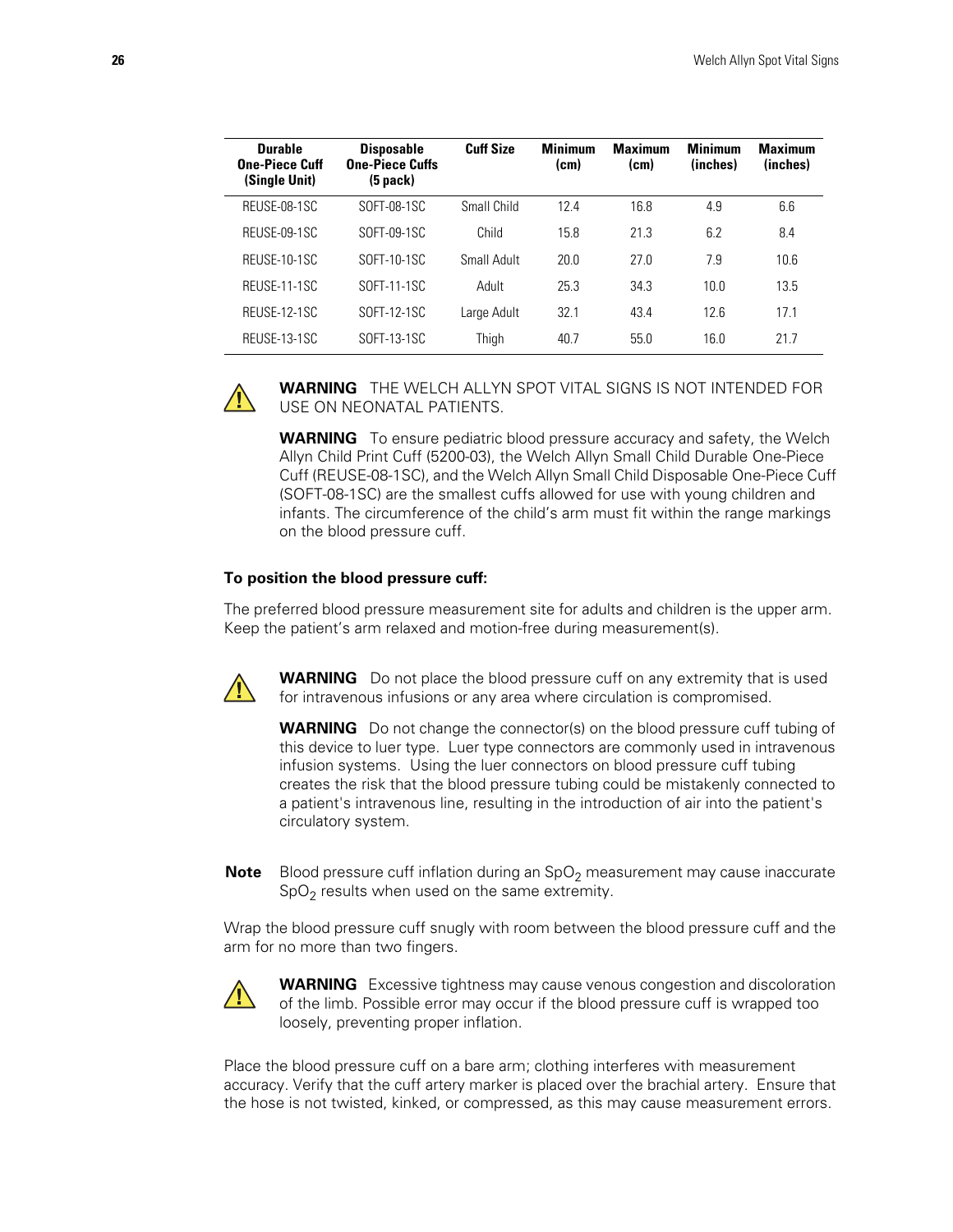| Durable One-Piece Cuff (Single Unit) | Disposable One-Piece Cuffs (5 pack) | Cuff Size | Minimum (cm) | Maximum (cm) | Minimum (inches) | Maximum (inches) |
|---|---|---|---|---|---|---|
| REUSE-08-1SC | SOFT-08-1SC | Small Child | 12.4 | 16.8 | 4.9 | 6.6 |
| REUSE-09-1SC | SOFT-09-1SC | Child | 15.8 | 21.3 | 6.2 | 8.4 |
| REUSE-10-1SC | SOFT-10-1SC | Small Adult | 20.0 | 27.0 | 7.9 | 10.6 |
| REUSE-11-1SC | SOFT-11-1SC | Adult | 25.3 | 34.3 | 10.0 | 13.5 |
| REUSE-12-1SC | SOFT-12-1SC | Large Adult | 32.1 | 43.4 | 12.6 | 17.1 |
| REUSE-13-1SC | SOFT-13-1SC | Thigh | 40.7 | 55.0 | 16.0 | 21.7 |

**WARNING** THE WELCH ALLYN SPOT VITAL SIGNS IS NOT INTENDED FOR USE ON NEONATAL PATIENTS.

**WARNING** To ensure pediatric blood pressure accuracy and safety, the Welch Allyn Child Print Cuff (5200-03), the Welch Allyn Small Child Durable One-Piece Cuff (REUSE-08-1SC), and the Welch Allyn Small Child Disposable One-Piece Cuff (SOFT-08-1SC) are the smallest cuffs allowed for use with young children and infants. The circumference of the child's arm must fit within the range markings on the blood pressure cuff.

**To position the blood pressure cuff:**

The preferred blood pressure measurement site for adults and children is the upper arm. Keep the patient's arm relaxed and motion-free during measurement(s).

**WARNING** Do not place the blood pressure cuff on any extremity that is used for intravenous infusions or any area where circulation is compromised.

**WARNING** Do not change the connector(s) on the blood pressure cuff tubing of this device to luer type. Luer type connectors are commonly used in intravenous infusion systems. Using the luer connectors on blood pressure cuff tubing creates the risk that the blood pressure tubing could be mistakenly connected to a patient's intravenous line, resulting in the introduction of air into the patient's circulatory system.

**Note** Blood pressure cuff inflation during an $SpO_2$ measurement may cause inaccurate $SpO_2$ results when used on the same extremity.

Wrap the blood pressure cuff snugly with room between the blood pressure cuff and the arm for no more than two fingers.

**WARNING** Excessive tightness may cause venous congestion and discoloration of the limb. Possible error may occur if the blood pressure cuff is wrapped too loosely, preventing proper inflation.

Place the blood pressure cuff on a bare arm; clothing interferes with measurement accuracy. Verify that the cuff artery marker is placed over the brachial artery. Ensure that the hose is not twisted, kinked, or compressed, as this may cause measurement errors.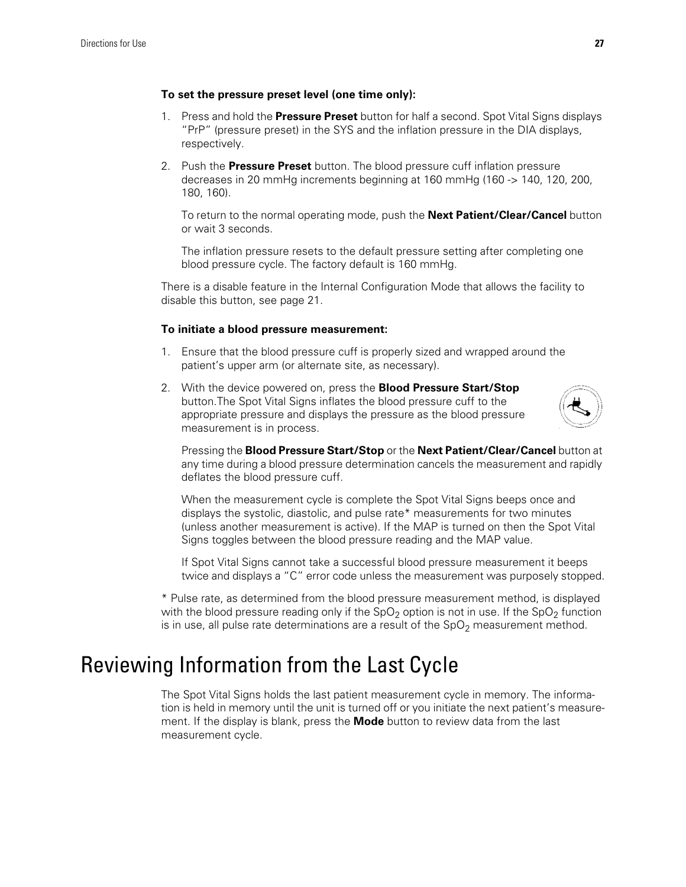**To set the pressure preset level (one time only):**

1. Press and hold the **Pressure Preset** button for half a second. Spot Vital Signs displays "PrP" (pressure preset) in the SYS and the inflation pressure in the DIA displays, respectively.
2. Push the **Pressure Preset** button. The blood pressure cuff inflation pressure decreases in 20 mmHg increments beginning at 160 mmHg (160 -> 140, 120, 200, 180, 160).

   To return to the normal operating mode, push the **Next Patient/Clear/Cancel** button or wait 3 seconds.

   The inflation pressure resets to the default pressure setting after completing one blood pressure cycle. The factory default is 160 mmHg.

There is a disable feature in the Internal Configuration Mode that allows the facility to disable this button, see page 21.

**To initiate a blood pressure measurement:**

1. Ensure that the blood pressure cuff is properly sized and wrapped around the patient's upper arm (or alternate site, as necessary).
2. With the device powered on, press the **Blood Pressure Start/Stop** button.The Spot Vital Signs inflates the blood pressure cuff to the appropriate pressure and displays the pressure as the blood pressure measurement is in process.

   Pressing the **Blood Pressure Start/Stop** or the **Next Patient/Clear/Cancel** button at any time during a blood pressure determination cancels the measurement and rapidly deflates the blood pressure cuff.

   When the measurement cycle is complete the Spot Vital Signs beeps once and displays the systolic, diastolic, and pulse rate* measurements for two minutes (unless another measurement is active). If the MAP is turned on then the Spot Vital Signs toggles between the blood pressure reading and the MAP value.

   If Spot Vital Signs cannot take a successful blood pressure measurement it beeps twice and displays a "C" error code unless the measurement was purposely stopped.

* Pulse rate, as determined from the blood pressure measurement method, is displayed with the blood pressure reading only if the $SpO_2$ option is not in use. If the $SpO_2$ function is in use, all pulse rate determinations are a result of the $SpO_2$ measurement method.

# Reviewing Information from the Last Cycle

The Spot Vital Signs holds the last patient measurement cycle in memory. The information is held in memory until the unit is turned off or you initiate the next patient's measurement. If the display is blank, press the **Mode** button to review data from the last measurement cycle.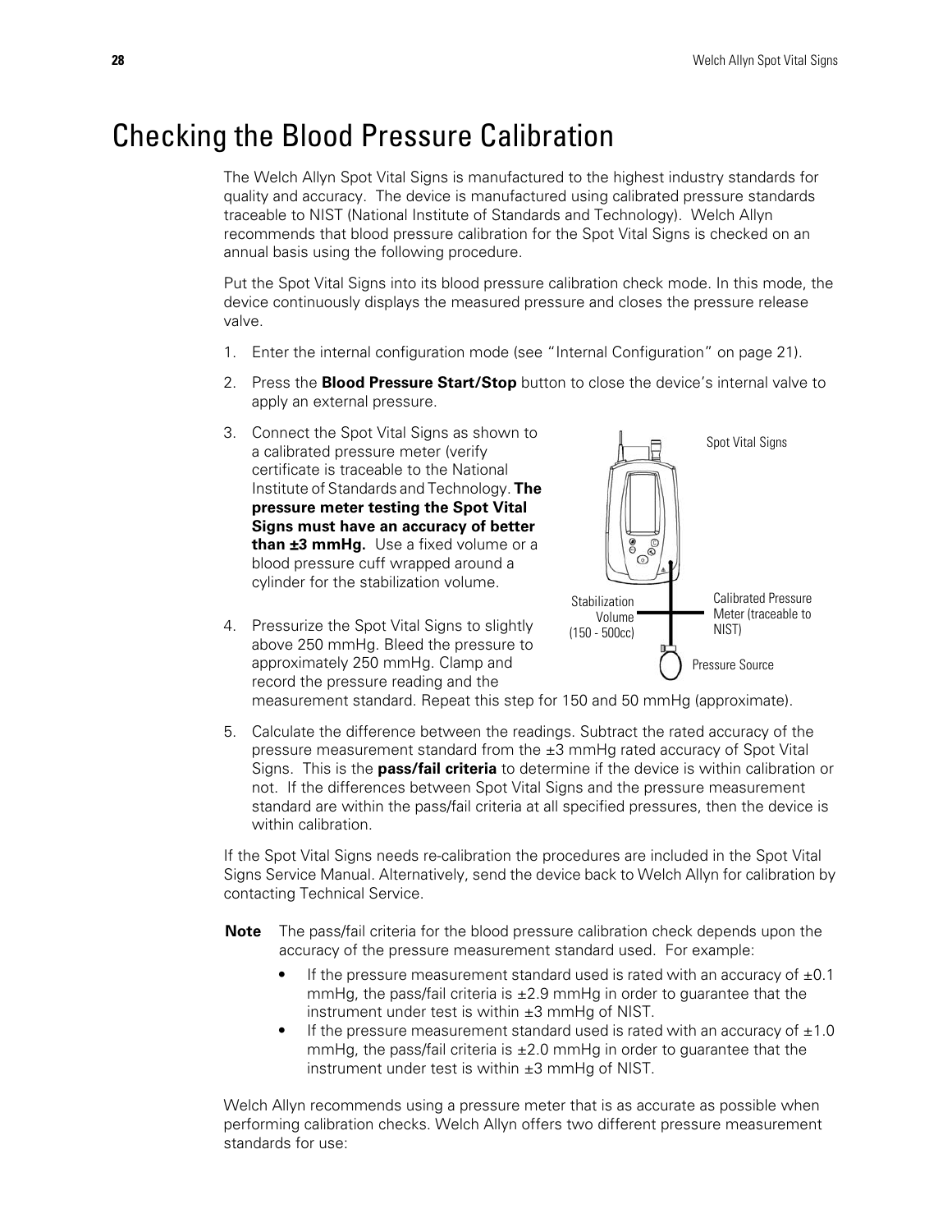# Checking the Blood Pressure Calibration

The Welch Allyn Spot Vital Signs is manufactured to the highest industry standards for quality and accuracy. The device is manufactured using calibrated pressure standards traceable to NIST (National Institute of Standards and Technology). Welch Allyn recommends that blood pressure calibration for the Spot Vital Signs is checked on an annual basis using the following procedure.

Put the Spot Vital Signs into its blood pressure calibration check mode. In this mode, the device continuously displays the measured pressure and closes the pressure release valve.

1. Enter the internal configuration mode (see "Internal Configuration" on page 21).
2. Press the **Blood Pressure Start/Stop** button to close the device's internal valve to apply an external pressure.
3. Connect the Spot Vital Signs as shown to a calibrated pressure meter (verify certificate is traceable to the National Institute of Standards and Technology. **The pressure meter testing the Spot Vital Signs must have an accuracy of better than ±3 mmHg.** Use a fixed volume or a blood pressure cuff wrapped around a cylinder for the stabilization volume.

Spot Vital Signs

Stabilization Volume (150 - 500cc)

Calibrated Pressure Meter (traceable to NIST)

Pressure Source

4. Pressurize the Spot Vital Signs to slightly above 250 mmHg. Bleed the pressure to approximately 250 mmHg. Clamp and record the pressure reading and the measurement standard. Repeat this step for 150 and 50 mmHg (approximate).
5. Calculate the difference between the readings. Subtract the rated accuracy of the pressure measurement standard from the ±3 mmHg rated accuracy of Spot Vital Signs. This is the **pass/fail criteria** to determine if the device is within calibration or not. If the differences between Spot Vital Signs and the pressure measurement standard are within the pass/fail criteria at all specified pressures, then the device is within calibration.

If the Spot Vital Signs needs re-calibration the procedures are included in the Spot Vital Signs Service Manual. Alternatively, send the device back to Welch Allyn for calibration by contacting Technical Service.

**Note** The pass/fail criteria for the blood pressure calibration check depends upon the accuracy of the pressure measurement standard used. For example:

- If the pressure measurement standard used is rated with an accuracy of ±0.1 mmHg, the pass/fail criteria is ±2.9 mmHg in order to guarantee that the instrument under test is within ±3 mmHg of NIST.
- If the pressure measurement standard used is rated with an accuracy of ±1.0 mmHg, the pass/fail criteria is ±2.0 mmHg in order to guarantee that the instrument under test is within ±3 mmHg of NIST.

Welch Allyn recommends using a pressure meter that is as accurate as possible when performing calibration checks. Welch Allyn offers two different pressure measurement standards for use: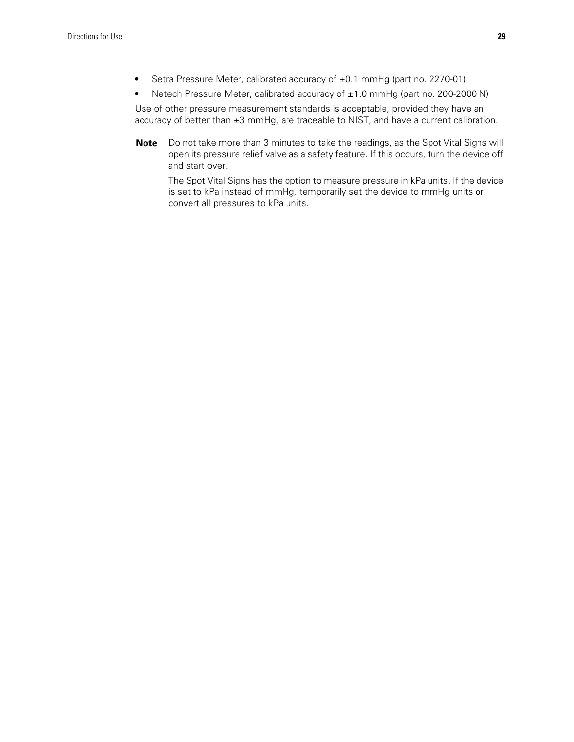- Setra Pressure Meter, calibrated accuracy of ±0.1 mmHg (part no. 2270-01)
- Netech Pressure Meter, calibrated accuracy of ±1.0 mmHg (part no. 200-2000IN)

Use of other pressure measurement standards is acceptable, provided they have an accuracy of better than ±3 mmHg, are traceable to NIST, and have a current calibration.

**Note** Do not take more than 3 minutes to take the readings, as the Spot Vital Signs will open its pressure relief valve as a safety feature. If this occurs, turn the device off and start over.

The Spot Vital Signs has the option to measure pressure in kPa units. If the device is set to kPa instead of mmHg, temporarily set the device to mmHg units or convert all pressures to kPa units.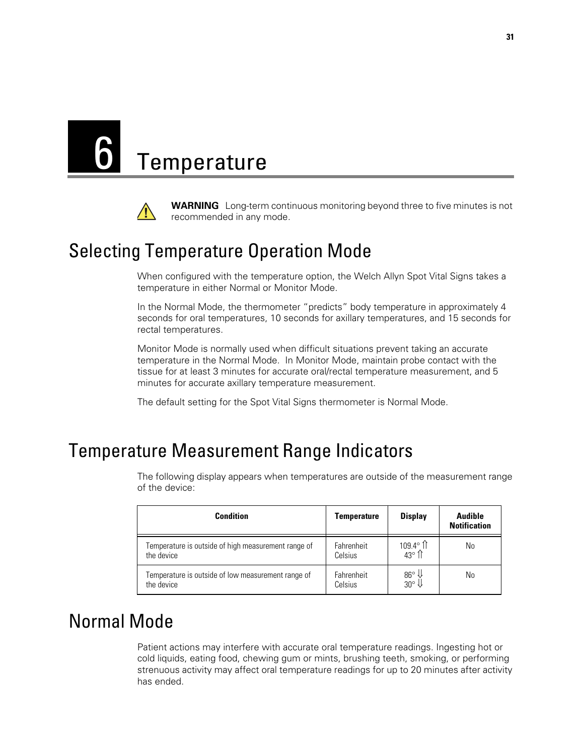# 6 Temperature

**WARNING** Long-term continuous monitoring beyond three to five minutes is not recommended in any mode.

## Selecting Temperature Operation Mode

When configured with the temperature option, the Welch Allyn Spot Vital Signs takes a temperature in either Normal or Monitor Mode.

In the Normal Mode, the thermometer "predicts" body temperature in approximately 4 seconds for oral temperatures, 10 seconds for axillary temperatures, and 15 seconds for rectal temperatures.

Monitor Mode is normally used when difficult situations prevent taking an accurate temperature in the Normal Mode. In Monitor Mode, maintain probe contact with the tissue for at least 3 minutes for accurate oral/rectal temperature measurement, and 5 minutes for accurate axillary temperature measurement.

The default setting for the Spot Vital Signs thermometer is Normal Mode.

## Temperature Measurement Range Indicators

The following display appears when temperatures are outside of the measurement range of the device:

| Condition | Temperature | Display | Audible Notification |
|---|---|---|---|
| Temperature is outside of high measurement range of the device | Fahrenheit<br>Celsius | 109.4° ⇑<br>43° ⇑ | No |
| Temperature is outside of low measurement range of the device | Fahrenheit<br>Celsius | 86° ⇓<br>30° ⇓ | No |

## Normal Mode

Patient actions may interfere with accurate oral temperature readings. Ingesting hot or cold liquids, eating food, chewing gum or mints, brushing teeth, smoking, or performing strenuous activity may affect oral temperature readings for up to 20 minutes after activity has ended.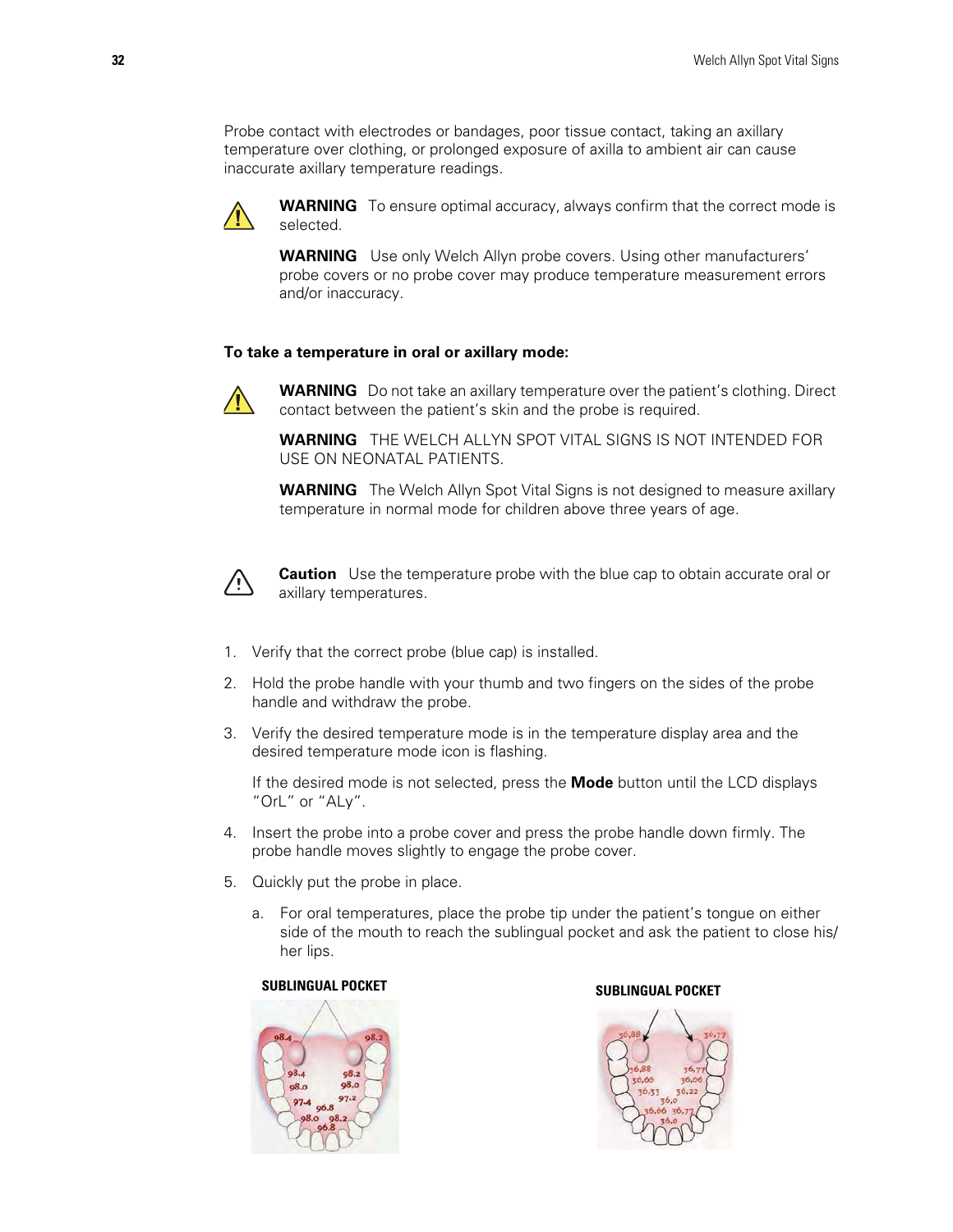Probe contact with electrodes or bandages, poor tissue contact, taking an axillary temperature over clothing, or prolonged exposure of axilla to ambient air can cause inaccurate axillary temperature readings.

**WARNING** To ensure optimal accuracy, always confirm that the correct mode is selected.

**WARNING** Use only Welch Allyn probe covers. Using other manufacturers' probe covers or no probe cover may produce temperature measurement errors and/or inaccuracy.

**To take a temperature in oral or axillary mode:**

**WARNING** Do not take an axillary temperature over the patient's clothing. Direct contact between the patient's skin and the probe is required.

**WARNING** THE WELCH ALLYN SPOT VITAL SIGNS IS NOT INTENDED FOR USE ON NEONATAL PATIENTS.

**WARNING** The Welch Allyn Spot Vital Signs is not designed to measure axillary temperature in normal mode for children above three years of age.

**Caution** Use the temperature probe with the blue cap to obtain accurate oral or axillary temperatures.

1. Verify that the correct probe (blue cap) is installed.
2. Hold the probe handle with your thumb and two fingers on the sides of the probe handle and withdraw the probe.
3. Verify the desired temperature mode is in the temperature display area and the desired temperature mode icon is flashing.

   If the desired mode is not selected, press the **Mode** button until the LCD displays "OrL" or "ALy".
4. Insert the probe into a probe cover and press the probe handle down firmly. The probe handle moves slightly to engage the probe cover.
5. Quickly put the probe in place.

   a. For oral temperatures, place the probe tip under the patient's tongue on either side of the mouth to reach the sublingual pocket and ask the patient to close his/her lips.

SUBLINGUAL POCKET

98.4 98.2 98.4 98.2 98.0 98.0 97.4 97.2 96.8 98.0 98.2 96.8

SUBLINGUAL POCKET

36,88 36,77 36,88 36,77 36,66 36,66 36,33 36,22 36,0 36,66 36,77 36,0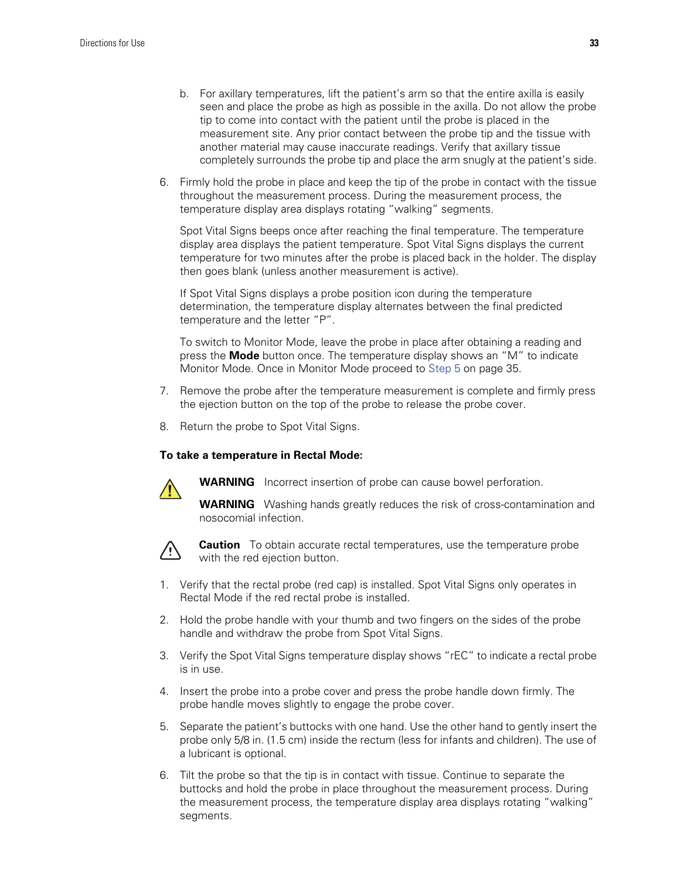b. For axillary temperatures, lift the patient's arm so that the entire axilla is easily seen and place the probe as high as possible in the axilla. Do not allow the probe tip to come into contact with the patient until the probe is placed in the measurement site. Any prior contact between the probe tip and the tissue with another material may cause inaccurate readings. Verify that axillary tissue completely surrounds the probe tip and place the arm snugly at the patient's side.

6. Firmly hold the probe in place and keep the tip of the probe in contact with the tissue throughout the measurement process. During the measurement process, the temperature display area displays rotating "walking" segments.

   Spot Vital Signs beeps once after reaching the final temperature. The temperature display area displays the patient temperature. Spot Vital Signs displays the current temperature for two minutes after the probe is placed back in the holder. The display then goes blank (unless another measurement is active).

   If Spot Vital Signs displays a probe position icon during the temperature determination, the temperature display alternates between the final predicted temperature and the letter "P".

   To switch to Monitor Mode, leave the probe in place after obtaining a reading and press the **Mode** button once. The temperature display shows an "M" to indicate Monitor Mode. Once in Monitor Mode proceed to Step 5 on page 35.

7. Remove the probe after the temperature measurement is complete and firmly press the ejection button on the top of the probe to release the probe cover.

8. Return the probe to Spot Vital Signs.

**To take a temperature in Rectal Mode:**

**WARNING** Incorrect insertion of probe can cause bowel perforation.

**WARNING** Washing hands greatly reduces the risk of cross-contamination and nosocomial infection.

**Caution** To obtain accurate rectal temperatures, use the temperature probe with the red ejection button.

1. Verify that the rectal probe (red cap) is installed. Spot Vital Signs only operates in Rectal Mode if the red rectal probe is installed.

2. Hold the probe handle with your thumb and two fingers on the sides of the probe handle and withdraw the probe from Spot Vital Signs.

3. Verify the Spot Vital Signs temperature display shows "rEC" to indicate a rectal probe is in use.

4. Insert the probe into a probe cover and press the probe handle down firmly. The probe handle moves slightly to engage the probe cover.

5. Separate the patient's buttocks with one hand. Use the other hand to gently insert the probe only 5/8 in. (1.5 cm) inside the rectum (less for infants and children). The use of a lubricant is optional.

6. Tilt the probe so that the tip is in contact with tissue. Continue to separate the buttocks and hold the probe in place throughout the measurement process. During the measurement process, the temperature display area displays rotating "walking" segments.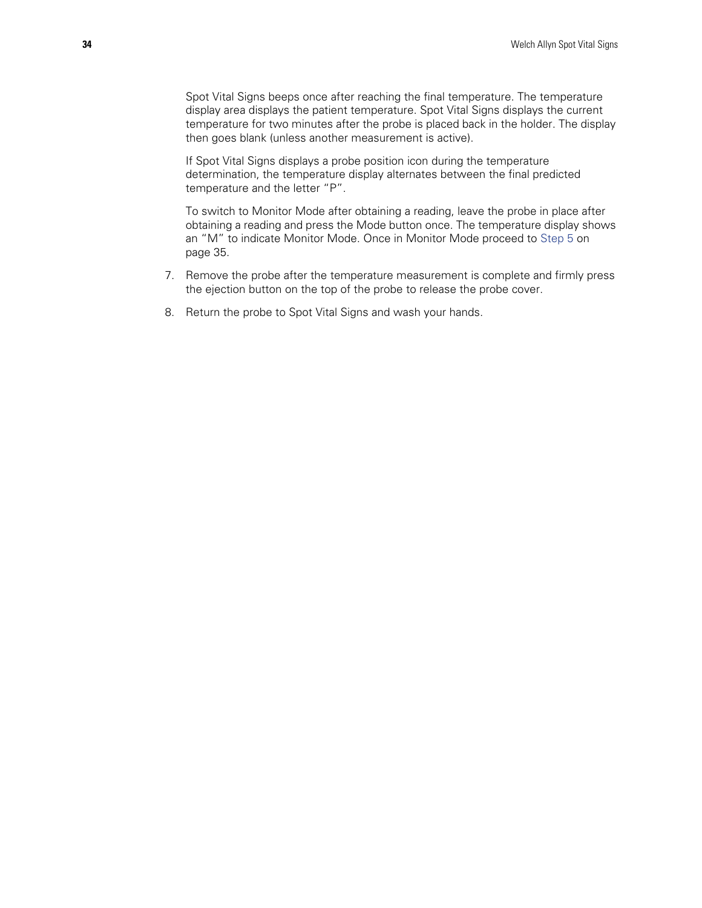Spot Vital Signs beeps once after reaching the final temperature. The temperature display area displays the patient temperature. Spot Vital Signs displays the current temperature for two minutes after the probe is placed back in the holder. The display then goes blank (unless another measurement is active).

If Spot Vital Signs displays a probe position icon during the temperature determination, the temperature display alternates between the final predicted temperature and the letter “P”.

To switch to Monitor Mode after obtaining a reading, leave the probe in place after obtaining a reading and press the Mode button once. The temperature display shows an “M” to indicate Monitor Mode. Once in Monitor Mode proceed to Step 5 on page 35.

7. Remove the probe after the temperature measurement is complete and firmly press the ejection button on the top of the probe to release the probe cover.
8. Return the probe to Spot Vital Signs and wash your hands.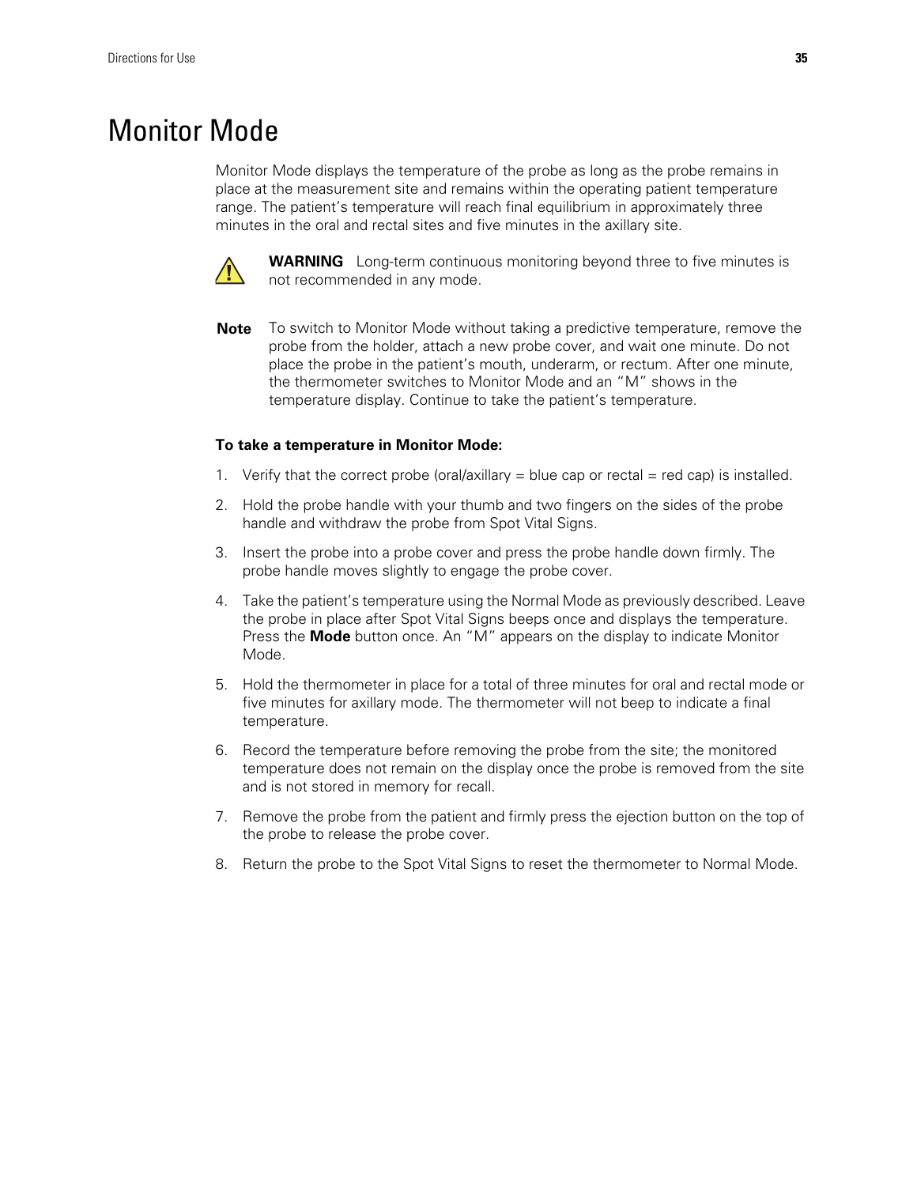# Monitor Mode

Monitor Mode displays the temperature of the probe as long as the probe remains in place at the measurement site and remains within the operating patient temperature range. The patient's temperature will reach final equilibrium in approximately three minutes in the oral and rectal sites and five minutes in the axillary site.

**WARNING** Long-term continuous monitoring beyond three to five minutes is not recommended in any mode.

**Note** To switch to Monitor Mode without taking a predictive temperature, remove the probe from the holder, attach a new probe cover, and wait one minute. Do not place the probe in the patient's mouth, underarm, or rectum. After one minute, the thermometer switches to Monitor Mode and an "M" shows in the temperature display. Continue to take the patient's temperature.

**To take a temperature in Monitor Mode:**

1. Verify that the correct probe (oral/axillary = blue cap or rectal = red cap) is installed.
2. Hold the probe handle with your thumb and two fingers on the sides of the probe handle and withdraw the probe from Spot Vital Signs.
3. Insert the probe into a probe cover and press the probe handle down firmly. The probe handle moves slightly to engage the probe cover.
4. Take the patient's temperature using the Normal Mode as previously described. Leave the probe in place after Spot Vital Signs beeps once and displays the temperature. Press the **Mode** button once. An "M" appears on the display to indicate Monitor Mode.
5. Hold the thermometer in place for a total of three minutes for oral and rectal mode or five minutes for axillary mode. The thermometer will not beep to indicate a final temperature.
6. Record the temperature before removing the probe from the site; the monitored temperature does not remain on the display once the probe is removed from the site and is not stored in memory for recall.
7. Remove the probe from the patient and firmly press the ejection button on the top of the probe to release the probe cover.
8. Return the probe to the Spot Vital Signs to reset the thermometer to Normal Mode.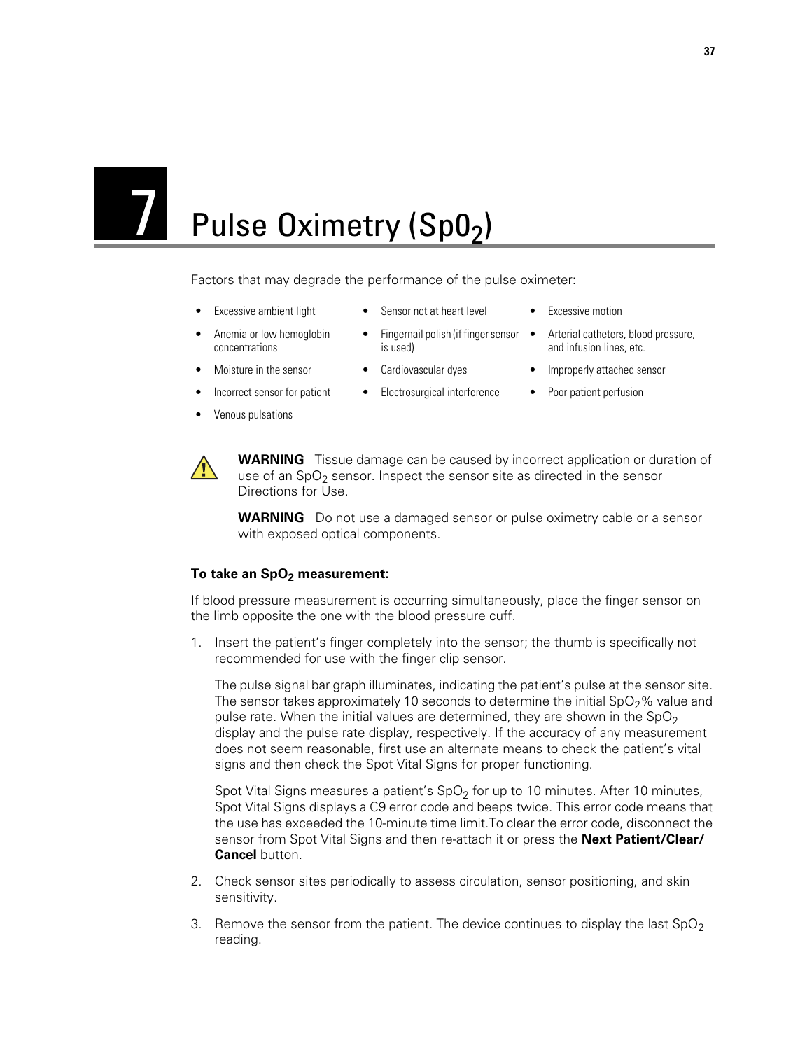# 7 Pulse Oximetry ($SpO_2$)

Factors that may degrade the performance of the pulse oximeter:

- Excessive ambient light
- Sensor not at heart level
- Excessive motion
- Anemia or low hemoglobin concentrations
- Fingernail polish (if finger sensor is used)
- Arterial catheters, blood pressure, and infusion lines, etc.
- Moisture in the sensor
- Cardiovascular dyes
- Improperly attached sensor
- Incorrect sensor for patient
- Electrosurgical interference
- Poor patient perfusion
- Venous pulsations

**WARNING** Tissue damage can be caused by incorrect application or duration of use of an $SpO_2$ sensor. Inspect the sensor site as directed in the sensor Directions for Use.

**WARNING** Do not use a damaged sensor or pulse oximetry cable or a sensor with exposed optical components.

**To take an $SpO_2$ measurement:**

If blood pressure measurement is occurring simultaneously, place the finger sensor on the limb opposite the one with the blood pressure cuff.

1. Insert the patient's finger completely into the sensor; the thumb is specifically not recommended for use with the finger clip sensor.

   The pulse signal bar graph illuminates, indicating the patient's pulse at the sensor site. The sensor takes approximately 10 seconds to determine the initial $SpO_2$% value and pulse rate. When the initial values are determined, they are shown in the $SpO_2$ display and the pulse rate display, respectively. If the accuracy of any measurement does not seem reasonable, first use an alternate means to check the patient's vital signs and then check the Spot Vital Signs for proper functioning.

   Spot Vital Signs measures a patient's $SpO_2$ for up to 10 minutes. After 10 minutes, Spot Vital Signs displays a C9 error code and beeps twice. This error code means that the use has exceeded the 10-minute time limit.To clear the error code, disconnect the sensor from Spot Vital Signs and then re-attach it or press the **Next Patient/Clear/Cancel** button.

2. Check sensor sites periodically to assess circulation, sensor positioning, and skin sensitivity.

3. Remove the sensor from the patient. The device continues to display the last $SpO_2$ reading.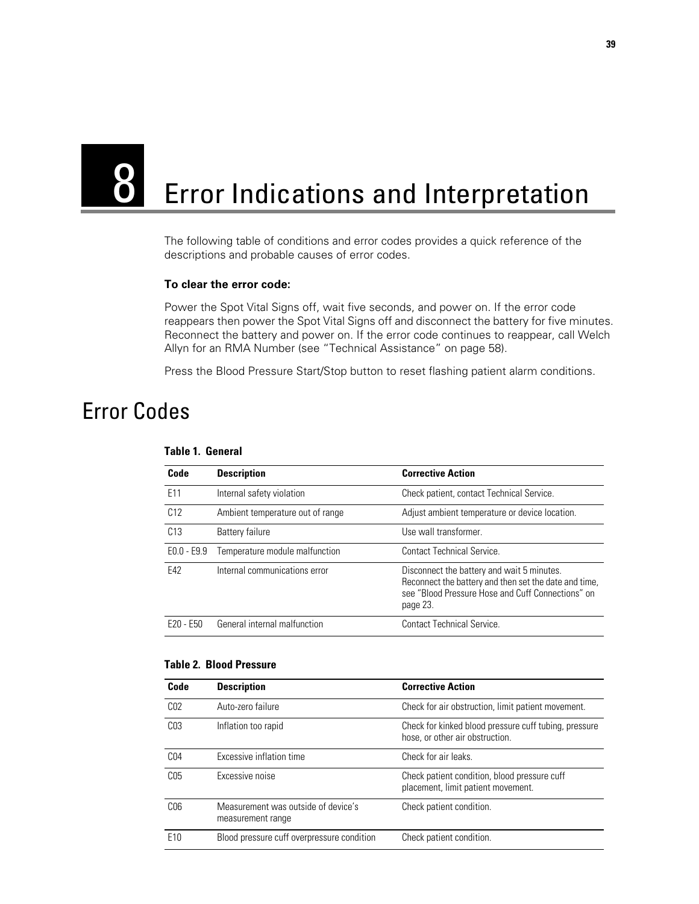# 8 Error Indications and Interpretation

The following table of conditions and error codes provides a quick reference of the descriptions and probable causes of error codes.

**To clear the error code:**

Power the Spot Vital Signs off, wait five seconds, and power on. If the error code reappears then power the Spot Vital Signs off and disconnect the battery for five minutes. Reconnect the battery and power on. If the error code continues to reappear, call Welch Allyn for an RMA Number (see "Technical Assistance" on page 58).

Press the Blood Pressure Start/Stop button to reset flashing patient alarm conditions.

## Error Codes

**Table 1. General**

| Code | Description | Corrective Action |
|---|---|---|
| E11 | Internal safety violation | Check patient, contact Technical Service. |
| C12 | Ambient temperature out of range | Adjust ambient temperature or device location. |
| C13 | Battery failure | Use wall transformer. |
| E0.0 - E9.9 | Temperature module malfunction | Contact Technical Service. |
| E42 | Internal communications error | Disconnect the battery and wait 5 minutes. Reconnect the battery and then set the date and time, see "Blood Pressure Hose and Cuff Connections" on page 23. |
| E20 - E50 | General internal malfunction | Contact Technical Service. |

**Table 2. Blood Pressure**

| Code | Description | Corrective Action |
|---|---|---|
| C02 | Auto-zero failure | Check for air obstruction, limit patient movement. |
| C03 | Inflation too rapid | Check for kinked blood pressure cuff tubing, pressure hose, or other air obstruction. |
| C04 | Excessive inflation time | Check for air leaks. |
| C05 | Excessive noise | Check patient condition, blood pressure cuff placement, limit patient movement. |
| C06 | Measurement was outside of device's measurement range | Check patient condition. |
| E10 | Blood pressure cuff overpressure condition | Check patient condition. |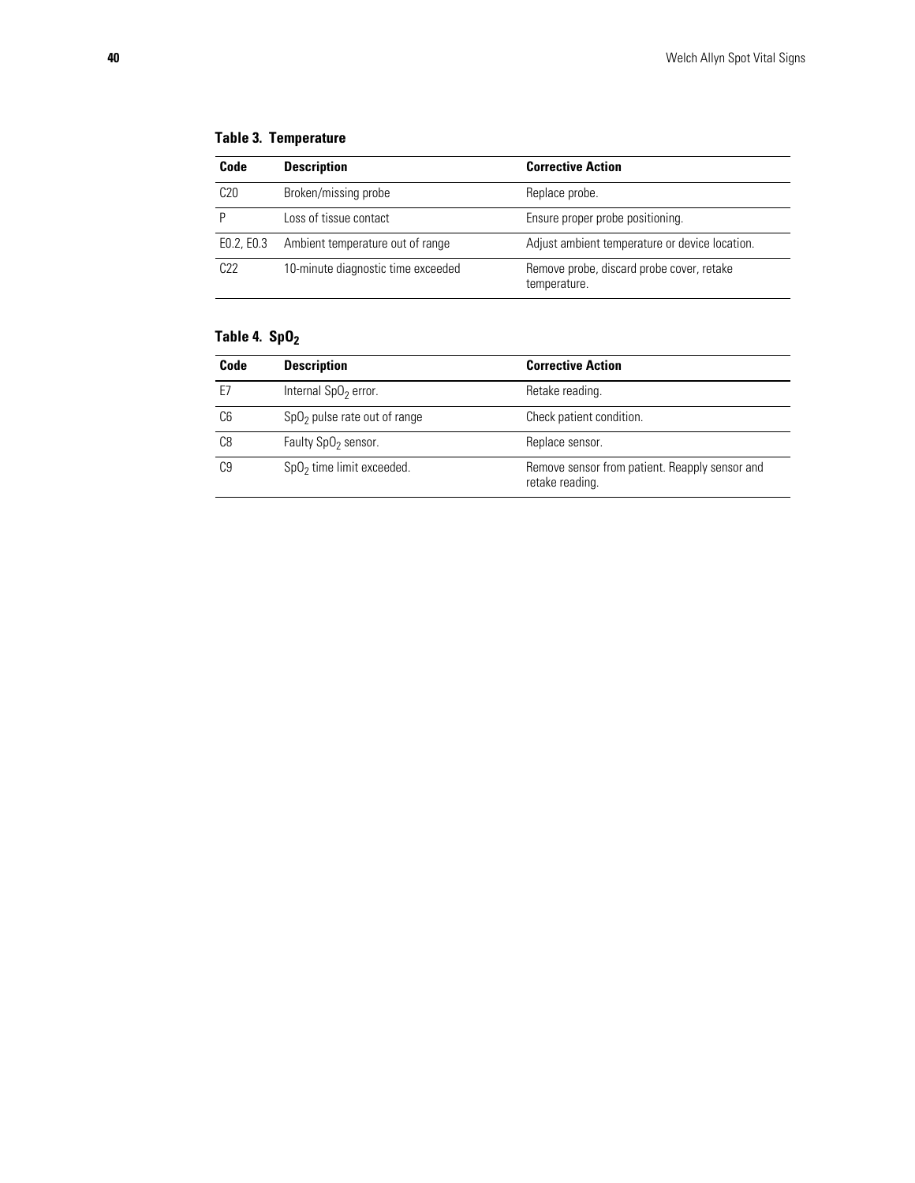**Table 3. Temperature**

| Code | Description | Corrective Action |
|---|---|---|
| C20 | Broken/missing probe | Replace probe. |
| P | Loss of tissue contact | Ensure proper probe positioning. |
| E0.2, E0.3 | Ambient temperature out of range | Adjust ambient temperature or device location. |
| C22 | 10-minute diagnostic time exceeded | Remove probe, discard probe cover, retake temperature. |

**Table 4. $SpO_2$**

| Code | Description | Corrective Action |
|---|---|---|
| E7 | Internal $SpO_2$ error. | Retake reading. |
| C6 | $SpO_2$ pulse rate out of range | Check patient condition. |
| C8 | Faulty $SpO_2$ sensor. | Replace sensor. |
| C9 | $SpO_2$ time limit exceeded. | Remove sensor from patient. Reapply sensor and retake reading. |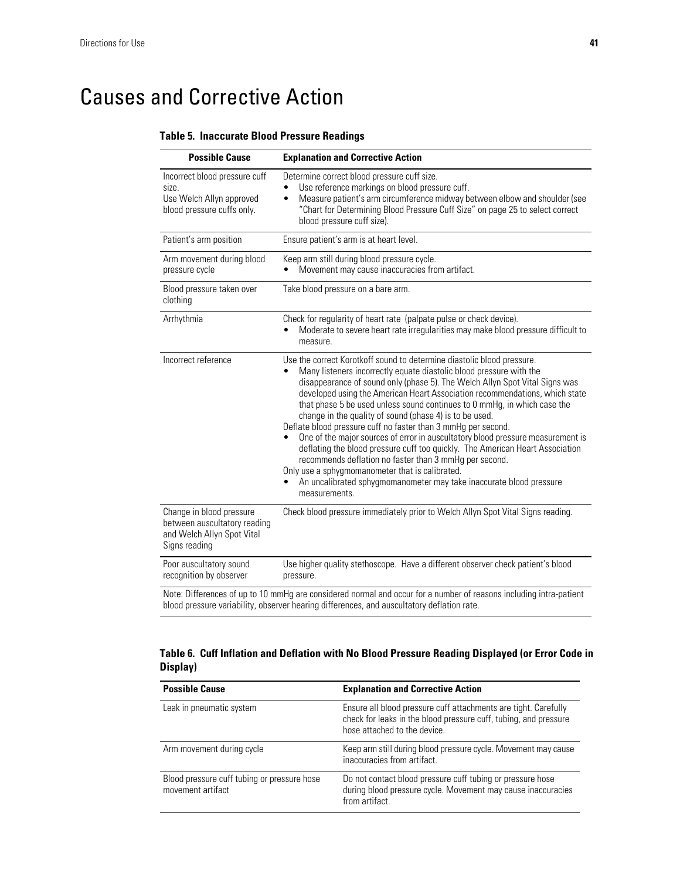# Causes and Corrective Action

**Table 5. Inaccurate Blood Pressure Readings**

| Possible Cause | Explanation and Corrective Action |
|---|---|
| Incorrect blood pressure cuff size. Use Welch Allyn approved blood pressure cuffs only. | Determine correct blood pressure cuff size. • Use reference markings on blood pressure cuff. • Measure patient's arm circumference midway between elbow and shoulder (see "Chart for Determining Blood Pressure Cuff Size" on page 25 to select correct blood pressure cuff size). |
| Patient's arm position | Ensure patient's arm is at heart level. |
| Arm movement during blood pressure cycle | Keep arm still during blood pressure cycle. • Movement may cause inaccuracies from artifact. |
| Blood pressure taken over clothing | Take blood pressure on a bare arm. |
| Arrhythmia | Check for regularity of heart rate (palpate pulse or check device). • Moderate to severe heart rate irregularities may make blood pressure difficult to measure. |
| Incorrect reference | Use the correct Korotkoff sound to determine diastolic blood pressure. • Many listeners incorrectly equate diastolic blood pressure with the disappearance of sound only (phase 5). The Welch Allyn Spot Vital Signs was developed using the American Heart Association recommendations, which state that phase 5 be used unless sound continues to 0 mmHg, in which case the change in the quality of sound (phase 4) is to be used. Deflate blood pressure cuff no faster than 3 mmHg per second. • One of the major sources of error in auscultatory blood pressure measurement is deflating the blood pressure cuff too quickly. The American Heart Association recommends deflation no faster than 3 mmHg per second. Only use a sphygmomanometer that is calibrated. • An uncalibrated sphygmomanometer may take inaccurate blood pressure measurements. |
| Change in blood pressure between auscultatory reading and Welch Allyn Spot Vital Signs reading | Check blood pressure immediately prior to Welch Allyn Spot Vital Signs reading. |
| Poor auscultatory sound recognition by observer | Use higher quality stethoscope. Have a different observer check patient's blood pressure. |

Note: Differences of up to 10 mmHg are considered normal and occur for a number of reasons including intra-patient blood pressure variability, observer hearing differences, and auscultatory deflation rate.

**Table 6. Cuff Inflation and Deflation with No Blood Pressure Reading Displayed (or Error Code in Display)**

| Possible Cause | Explanation and Corrective Action |
|---|---|
| Leak in pneumatic system | Ensure all blood pressure cuff attachments are tight. Carefully check for leaks in the blood pressure cuff, tubing, and pressure hose attached to the device. |
| Arm movement during cycle | Keep arm still during blood pressure cycle. Movement may cause inaccuracies from artifact. |
| Blood pressure cuff tubing or pressure hose movement artifact | Do not contact blood pressure cuff tubing or pressure hose during blood pressure cycle. Movement may cause inaccuracies from artifact. |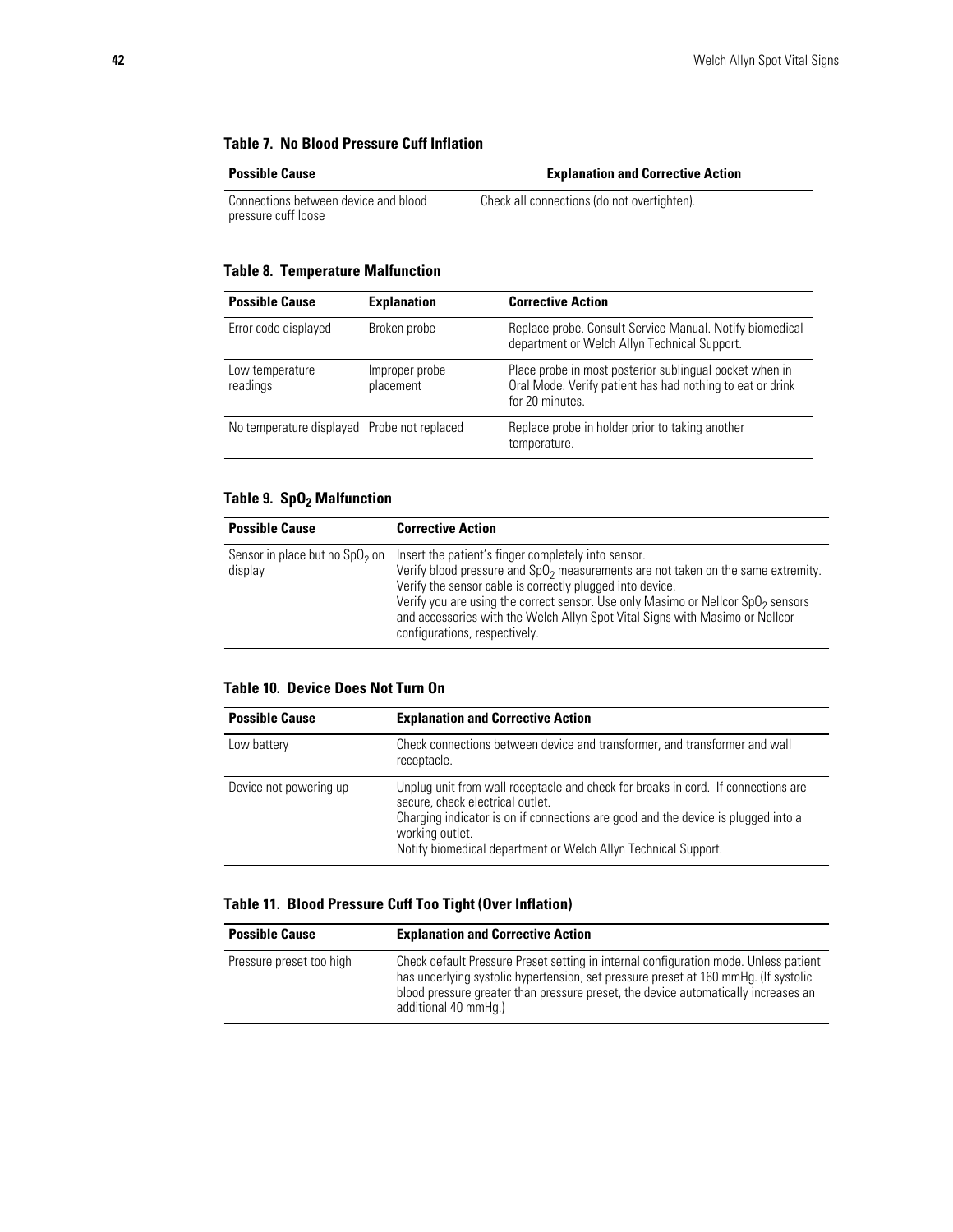**Table 7. No Blood Pressure Cuff Inflation**

| Possible Cause | Explanation and Corrective Action |
|---|---|
| Connections between device and blood pressure cuff loose | Check all connections (do not overtighten). |

**Table 8. Temperature Malfunction**

| Possible Cause | Explanation | Corrective Action |
|---|---|---|
| Error code displayed | Broken probe | Replace probe. Consult Service Manual. Notify biomedical department or Welch Allyn Technical Support. |
| Low temperature readings | Improper probe placement | Place probe in most posterior sublingual pocket when in Oral Mode. Verify patient has had nothing to eat or drink for 20 minutes. |
| No temperature displayed | Probe not replaced | Replace probe in holder prior to taking another temperature. |

**Table 9. $SpO_2$ Malfunction**

| Possible Cause | Corrective Action |
|---|---|
| Sensor in place but no $SpO_2$ on display | Insert the patient's finger completely into sensor.<br>Verify blood pressure and $SpO_2$ measurements are not taken on the same extremity.<br>Verify the sensor cable is correctly plugged into device.<br>Verify you are using the correct sensor. Use only Masimo or Nellcor $SpO_2$ sensors and accessories with the Welch Allyn Spot Vital Signs with Masimo or Nellcor configurations, respectively. |

**Table 10. Device Does Not Turn On**

| Possible Cause | Explanation and Corrective Action |
|---|---|
| Low battery | Check connections between device and transformer, and transformer and wall receptacle. |
| Device not powering up | Unplug unit from wall receptacle and check for breaks in cord. If connections are secure, check electrical outlet.<br>Charging indicator is on if connections are good and the device is plugged into a working outlet.<br>Notify biomedical department or Welch Allyn Technical Support. |

**Table 11. Blood Pressure Cuff Too Tight (Over Inflation)**

| Possible Cause | Explanation and Corrective Action |
|---|---|
| Pressure preset too high | Check default Pressure Preset setting in internal configuration mode. Unless patient has underlying systolic hypertension, set pressure preset at 160 mmHg. (If systolic blood pressure greater than pressure preset, the device automatically increases an additional 40 mmHg.) |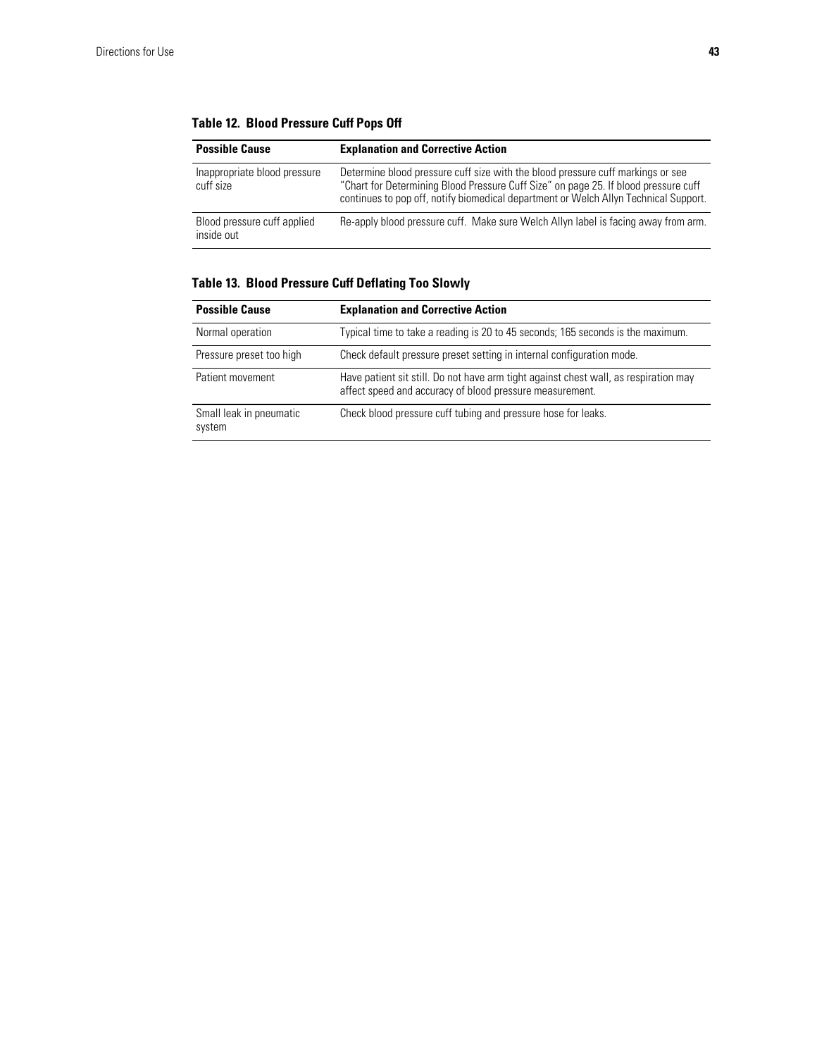**Table 12. Blood Pressure Cuff Pops Off**

| Possible Cause | Explanation and Corrective Action |
|---|---|
| Inappropriate blood pressure cuff size | Determine blood pressure cuff size with the blood pressure cuff markings or see "Chart for Determining Blood Pressure Cuff Size" on page 25. If blood pressure cuff continues to pop off, notify biomedical department or Welch Allyn Technical Support. |
| Blood pressure cuff applied inside out | Re-apply blood pressure cuff. Make sure Welch Allyn label is facing away from arm. |

**Table 13. Blood Pressure Cuff Deflating Too Slowly**

| Possible Cause | Explanation and Corrective Action |
|---|---|
| Normal operation | Typical time to take a reading is 20 to 45 seconds; 165 seconds is the maximum. |
| Pressure preset too high | Check default pressure preset setting in internal configuration mode. |
| Patient movement | Have patient sit still. Do not have arm tight against chest wall, as respiration may affect speed and accuracy of blood pressure measurement. |
| Small leak in pneumatic system | Check blood pressure cuff tubing and pressure hose for leaks. |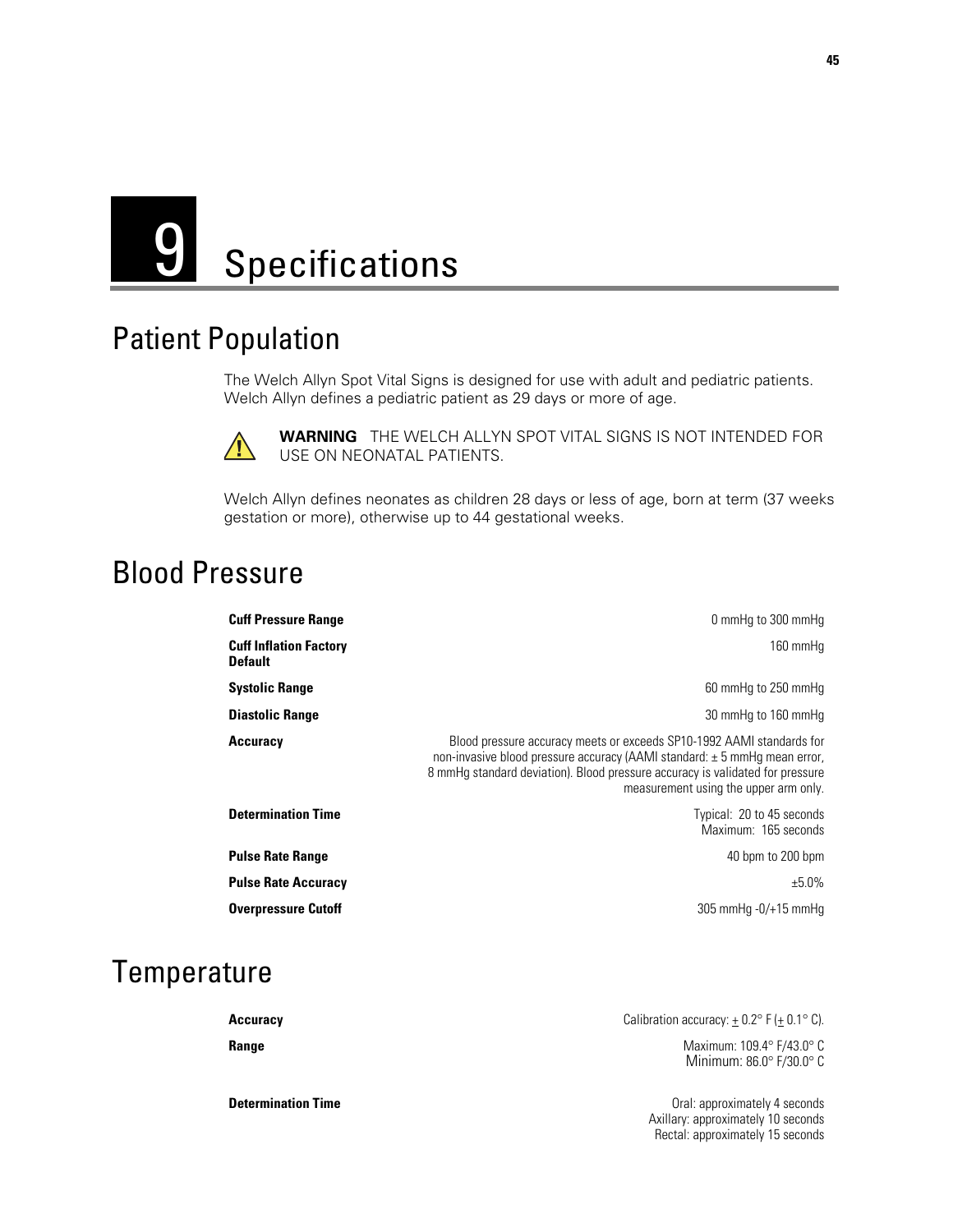# 9 Specifications

## Patient Population

The Welch Allyn Spot Vital Signs is designed for use with adult and pediatric patients. Welch Allyn defines a pediatric patient as 29 days or more of age.

**WARNING** THE WELCH ALLYN SPOT VITAL SIGNS IS NOT INTENDED FOR USE ON NEONATAL PATIENTS.

Welch Allyn defines neonates as children 28 days or less of age, born at term (37 weeks gestation or more), otherwise up to 44 gestational weeks.

## Blood Pressure

| | |
|---|---|
| **Cuff Pressure Range** | 0 mmHg to 300 mmHg |
| **Cuff Inflation Factory Default** | 160 mmHg |
| **Systolic Range** | 60 mmHg to 250 mmHg |
| **Diastolic Range** | 30 mmHg to 160 mmHg |
| **Accuracy** | Blood pressure accuracy meets or exceeds SP10-1992 AAMI standards for non-invasive blood pressure accuracy (AAMI standard: ± 5 mmHg mean error, 8 mmHg standard deviation). Blood pressure accuracy is validated for pressure measurement using the upper arm only. |
| **Determination Time** | Typical: 20 to 45 seconds<br>Maximum: 165 seconds |
| **Pulse Rate Range** | 40 bpm to 200 bpm |
| **Pulse Rate Accuracy** | ±5.0% |
| **Overpressure Cutoff** | 305 mmHg -0/+15 mmHg |

## Temperature

| | |
|---|---|
| **Accuracy** | Calibration accuracy: ± 0.2° F (± 0.1° C). |
| **Range** | Maximum: 109.4° F/43.0° C<br>Minimum: 86.0° F/30.0° C |
| **Determination Time** | Oral: approximately 4 seconds<br>Axillary: approximately 10 seconds<br>Rectal: approximately 15 seconds |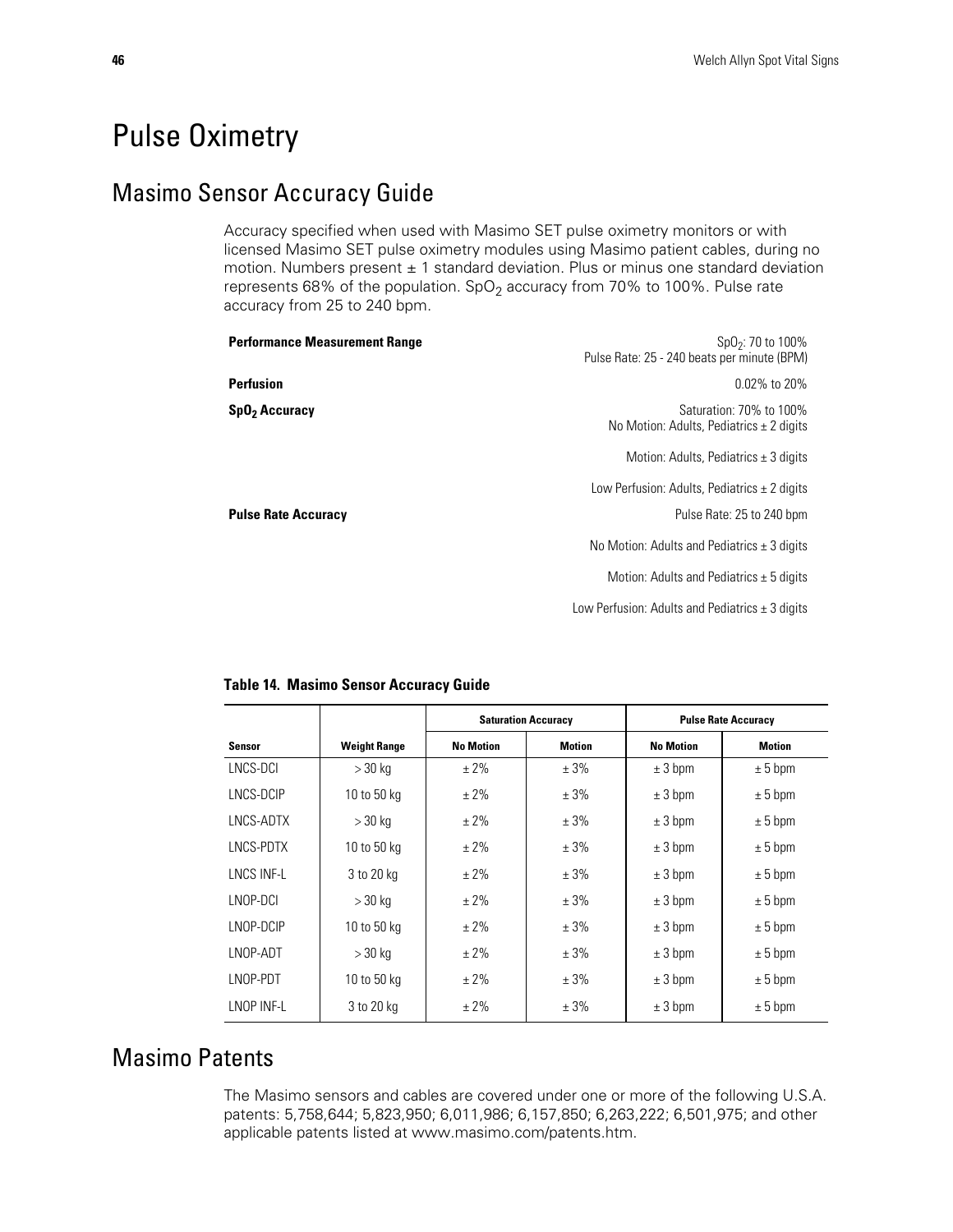# Pulse Oximetry

## Masimo Sensor Accuracy Guide

Accuracy specified when used with Masimo SET pulse oximetry monitors or with licensed Masimo SET pulse oximetry modules using Masimo patient cables, during no motion. Numbers present ± 1 standard deviation. Plus or minus one standard deviation represents 68% of the population. $SpO_2$ accuracy from 70% to 100%. Pulse rate accuracy from 25 to 240 bpm.

| | |
|---|---|
| **Performance Measurement Range** | $SpO_2$: 70 to 100%<br>Pulse Rate: 25 - 240 beats per minute (BPM) |
| **Perfusion** | 0.02% to 20% |
| **$SpO_2$ Accuracy** | Saturation: 70% to 100%<br>No Motion: Adults, Pediatrics ± 2 digits<br>Motion: Adults, Pediatrics ± 3 digits<br>Low Perfusion: Adults, Pediatrics ± 2 digits |
| **Pulse Rate Accuracy** | Pulse Rate: 25 to 240 bpm<br>No Motion: Adults and Pediatrics ± 3 digits<br>Motion: Adults and Pediatrics ± 5 digits<br>Low Perfusion: Adults and Pediatrics ± 3 digits |

**Table 14. Masimo Sensor Accuracy Guide**

| | | Saturation Accuracy | | Pulse Rate Accuracy | |
|---|---|---|---|---|---|
| **Sensor** | **Weight Range** | **No Motion** | **Motion** | **No Motion** | **Motion** |
| LNCS-DCI | > 30 kg | ± 2% | ± 3% | ± 3 bpm | ± 5 bpm |
| LNCS-DCIP | 10 to 50 kg | ± 2% | ± 3% | ± 3 bpm | ± 5 bpm |
| LNCS-ADTX | > 30 kg | ± 2% | ± 3% | ± 3 bpm | ± 5 bpm |
| LNCS-PDTX | 10 to 50 kg | ± 2% | ± 3% | ± 3 bpm | ± 5 bpm |
| LNCS INF-L | 3 to 20 kg | ± 2% | ± 3% | ± 3 bpm | ± 5 bpm |
| LNOP-DCI | > 30 kg | ± 2% | ± 3% | ± 3 bpm | ± 5 bpm |
| LNOP-DCIP | 10 to 50 kg | ± 2% | ± 3% | ± 3 bpm | ± 5 bpm |
| LNOP-ADT | > 30 kg | ± 2% | ± 3% | ± 3 bpm | ± 5 bpm |
| LNOP-PDT | 10 to 50 kg | ± 2% | ± 3% | ± 3 bpm | ± 5 bpm |
| LNOP INF-L | 3 to 20 kg | ± 2% | ± 3% | ± 3 bpm | ± 5 bpm |

## Masimo Patents

The Masimo sensors and cables are covered under one or more of the following U.S.A. patents: 5,758,644; 5,823,950; 6,011,986; 6,157,850; 6,263,222; 6,501,975; and other applicable patents listed at www.masimo.com/patents.htm.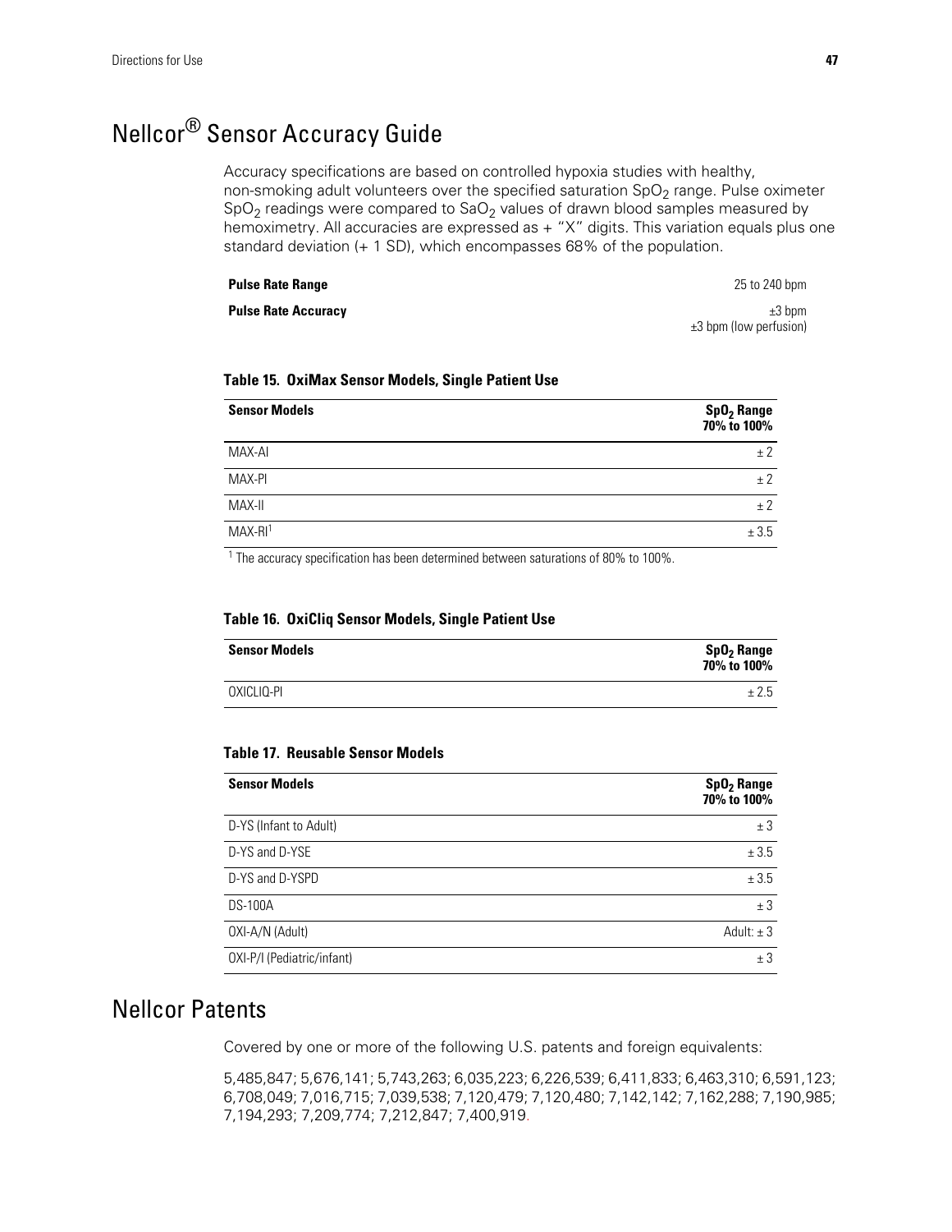# Nellcor® Sensor Accuracy Guide

Accuracy specifications are based on controlled hypoxia studies with healthy, non-smoking adult volunteers over the specified saturation $SpO_2$ range. Pulse oximeter $SpO_2$ readings were compared to $SaO_2$ values of drawn blood samples measured by hemoximetry. All accuracies are expressed as + "X" digits. This variation equals plus one standard deviation (+ 1 SD), which encompasses 68% of the population.

| | |
|---|---|
| **Pulse Rate Range** | 25 to 240 bpm |
| **Pulse Rate Accuracy** | ±3 bpm<br>±3 bpm (low perfusion) |

**Table 15. OxiMax Sensor Models, Single Patient Use**

| Sensor Models | $SpO_2$ Range 70% to 100% |
|---|---|
| MAX-AI | ± 2 |
| MAX-PI | ± 2 |
| MAX-II | ± 2 |
| MAX-RI[1] | ± 3.5 |

[1] The accuracy specification has been determined between saturations of 80% to 100%.

**Table 16. OxiCliq Sensor Models, Single Patient Use**

| Sensor Models | $SpO_2$ Range 70% to 100% |
|---|---|
| OXICLIQ-PI | ± 2.5 |

**Table 17. Reusable Sensor Models**

| Sensor Models | $SpO_2$ Range 70% to 100% |
|---|---|
| D-YS (Infant to Adult) | ± 3 |
| D-YS and D-YSE | ± 3.5 |
| D-YS and D-YSPD | ± 3.5 |
| DS-100A | ± 3 |
| OXI-A/N (Adult) | Adult: ± 3 |
| OXI-P/I (Pediatric/infant) | ± 3 |

# Nellcor Patents

Covered by one or more of the following U.S. patents and foreign equivalents:

5,485,847; 5,676,141; 5,743,263; 6,035,223; 6,226,539; 6,411,833; 6,463,310; 6,591,123; 6,708,049; 7,016,715; 7,039,538; 7,120,479; 7,120,480; 7,142,142; 7,162,288; 7,190,985; 7,194,293; 7,209,774; 7,212,847; 7,400,919.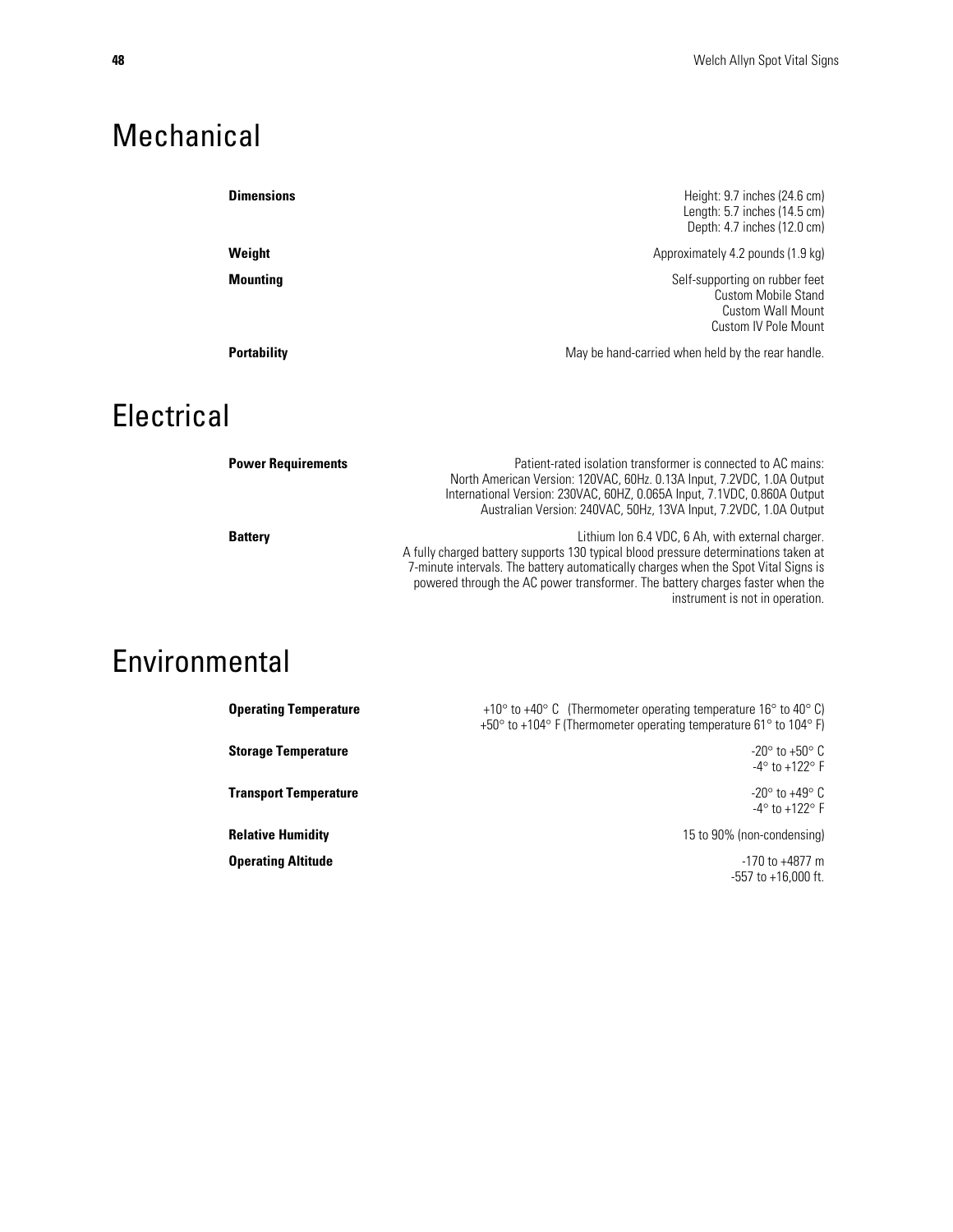# Mechanical

| | |
|---|---|
| **Dimensions** | Height: 9.7 inches (24.6 cm)<br>Length: 5.7 inches (14.5 cm)<br>Depth: 4.7 inches (12.0 cm) |
| **Weight** | Approximately 4.2 pounds (1.9 kg) |
| **Mounting** | Self-supporting on rubber feet<br>Custom Mobile Stand<br>Custom Wall Mount<br>Custom IV Pole Mount |
| **Portability** | May be hand-carried when held by the rear handle. |

# Electrical

| | |
|---|---|
| **Power Requirements** | Patient-rated isolation transformer is connected to AC mains:<br>North American Version: 120VAC, 60Hz. 0.13A Input, 7.2VDC, 1.0A Output<br>International Version: 230VAC, 60HZ, 0.065A Input, 7.1VDC, 0.860A Output<br>Australian Version: 240VAC, 50Hz, 13VA Input, 7.2VDC, 1.0A Output |
| **Battery** | Lithium Ion 6.4 VDC, 6 Ah, with external charger.<br>A fully charged battery supports 130 typical blood pressure determinations taken at 7-minute intervals. The battery automatically charges when the Spot Vital Signs is powered through the AC power transformer. The battery charges faster when the instrument is not in operation. |

# Environmental

| | |
|---|---|
| **Operating Temperature** | +10° to +40° C (Thermometer operating temperature 16° to 40° C)<br>+50° to +104° F (Thermometer operating temperature 61° to 104° F) |
| **Storage Temperature** | -20° to +50° C<br>-4° to +122° F |
| **Transport Temperature** | -20° to +49° C<br>-4° to +122° F |
| **Relative Humidity** | 15 to 90% (non-condensing) |
| **Operating Altitude** | -170 to +4877 m<br>-557 to +16,000 ft. |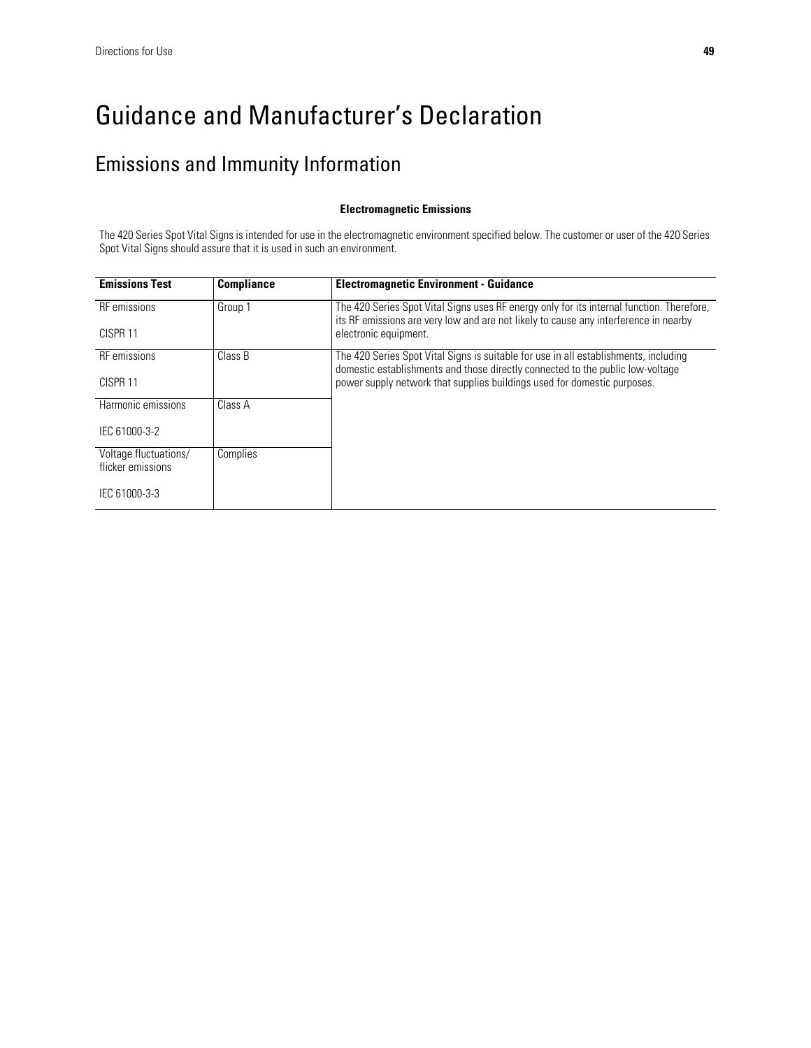# Guidance and Manufacturer's Declaration

## Emissions and Immunity Information

**Electromagnetic Emissions**

The 420 Series Spot Vital Signs is intended for use in the electromagnetic environment specified below. The customer or user of the 420 Series Spot Vital Signs should assure that it is used in such an environment.

| Emissions Test | Compliance | Electromagnetic Environment - Guidance |
|---|---|---|
| RF emissions<br><br>CISPR 11 | Group 1 | The 420 Series Spot Vital Signs uses RF energy only for its internal function. Therefore, its RF emissions are very low and are not likely to cause any interference in nearby electronic equipment. |
| RF emissions<br><br>CISPR 11 | Class B | The 420 Series Spot Vital Signs is suitable for use in all establishments, including domestic establishments and those directly connected to the public low-voltage power supply network that supplies buildings used for domestic purposes. |
| Harmonic emissions<br><br>IEC 61000-3-2 | Class A | |
| Voltage fluctuations/ flicker emissions<br><br>IEC 61000-3-3 | Complies | |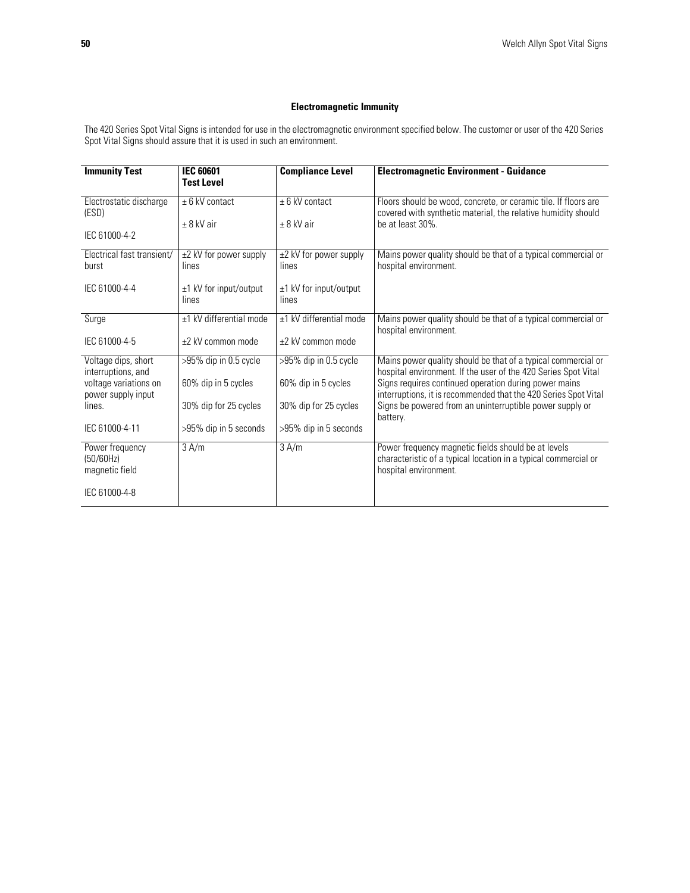### Electromagnetic Immunity

The 420 Series Spot Vital Signs is intended for use in the electromagnetic environment specified below. The customer or user of the 420 Series Spot Vital Signs should assure that it is used in such an environment.

| Immunity Test | IEC 60601 Test Level | Compliance Level | Electromagnetic Environment - Guidance |
|---|---|---|---|
| Electrostatic discharge (ESD)<br><br>IEC 61000-4-2 | ± 6 kV contact<br><br>± 8 kV air | ± 6 kV contact<br><br>± 8 kV air | Floors should be wood, concrete, or ceramic tile. If floors are covered with synthetic material, the relative humidity should be at least 30%. |
| Electrical fast transient/ burst<br><br>IEC 61000-4-4 | ±2 kV for power supply lines<br><br>±1 kV for input/output lines | ±2 kV for power supply lines<br><br>±1 kV for input/output lines | Mains power quality should be that of a typical commercial or hospital environment. |
| Surge<br><br>IEC 61000-4-5 | ±1 kV differential mode<br><br>±2 kV common mode | ±1 kV differential mode<br><br>±2 kV common mode | Mains power quality should be that of a typical commercial or hospital environment. |
| Voltage dips, short interruptions, and voltage variations on power supply input lines.<br><br>IEC 61000-4-11 | >95% dip in 0.5 cycle<br><br>60% dip in 5 cycles<br><br>30% dip for 25 cycles<br><br>>95% dip in 5 seconds | >95% dip in 0.5 cycle<br><br>60% dip in 5 cycles<br><br>30% dip for 25 cycles<br><br>>95% dip in 5 seconds | Mains power quality should be that of a typical commercial or hospital environment. If the user of the 420 Series Spot Vital Signs requires continued operation during power mains interruptions, it is recommended that the 420 Series Spot Vital Signs be powered from an uninterruptible power supply or battery. |
| Power frequency (50/60Hz) magnetic field<br><br>IEC 61000-4-8 | 3 A/m | 3 A/m | Power frequency magnetic fields should be at levels characteristic of a typical location in a typical commercial or hospital environment. |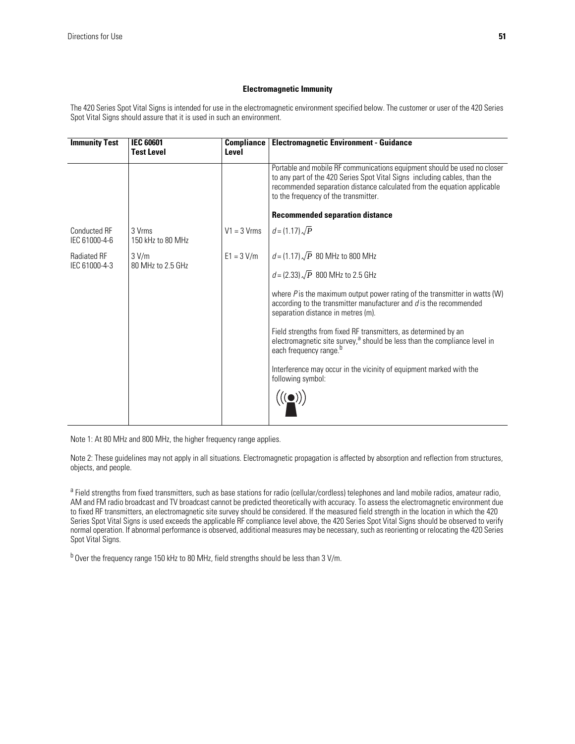## Electromagnetic Immunity

The 420 Series Spot Vital Signs is intended for use in the electromagnetic environment specified below. The customer or user of the 420 Series Spot Vital Signs should assure that it is used in such an environment.

| Immunity Test | IEC 60601 Test Level | Compliance Level | Electromagnetic Environment - Guidance |
|---|---|---|---|
| | | | Portable and mobile RF communications equipment should be used no closer to any part of the 420 Series Spot Vital Signs including cables, than the recommended separation distance calculated from the equation applicable to the frequency of the transmitter.<br><br>**Recommended separation distance** |
| Conducted RF IEC 61000-4-6 | 3 Vrms 150 kHz to 80 MHz | V1 = 3 Vrms | $d = (1.17)\sqrt{P}$ |
| Radiated RF IEC 61000-4-3 | 3 V/m 80 MHz to 2.5 GHz | E1 = 3 V/m | $d = (1.17)\sqrt{P}$ 80 MHz to 800 MHz<br><br>$d = (2.33)\sqrt{P}$ 800 MHz to 2.5 GHz<br><br>where *P* is the maximum output power rating of the transmitter in watts (W) according to the transmitter manufacturer and *d* is the recommended separation distance in metres (m).<br><br>Field strengths from fixed RF transmitters, as determined by an electromagnetic site survey,[a] should be less than the compliance level in each frequency range.[b]<br><br>Interference may occur in the vicinity of equipment marked with the following symbol: |

Note 1: At 80 MHz and 800 MHz, the higher frequency range applies.

Note 2: These guidelines may not apply in all situations. Electromagnetic propagation is affected by absorption and reflection from structures, objects, and people.

[a] Field strengths from fixed transmitters, such as base stations for radio (cellular/cordless) telephones and land mobile radios, amateur radio, AM and FM radio broadcast and TV broadcast cannot be predicted theoretically with accuracy. To assess the electromagnetic environment due to fixed RF transmitters, an electromagnetic site survey should be considered. If the measured field strength in the location in which the 420 Series Spot Vital Signs is used exceeds the applicable RF compliance level above, the 420 Series Spot Vital Signs should be observed to verify normal operation. If abnormal performance is observed, additional measures may be necessary, such as reorienting or relocating the 420 Series Spot Vital Signs.

[b] Over the frequency range 150 kHz to 80 MHz, field strengths should be less than 3 V/m.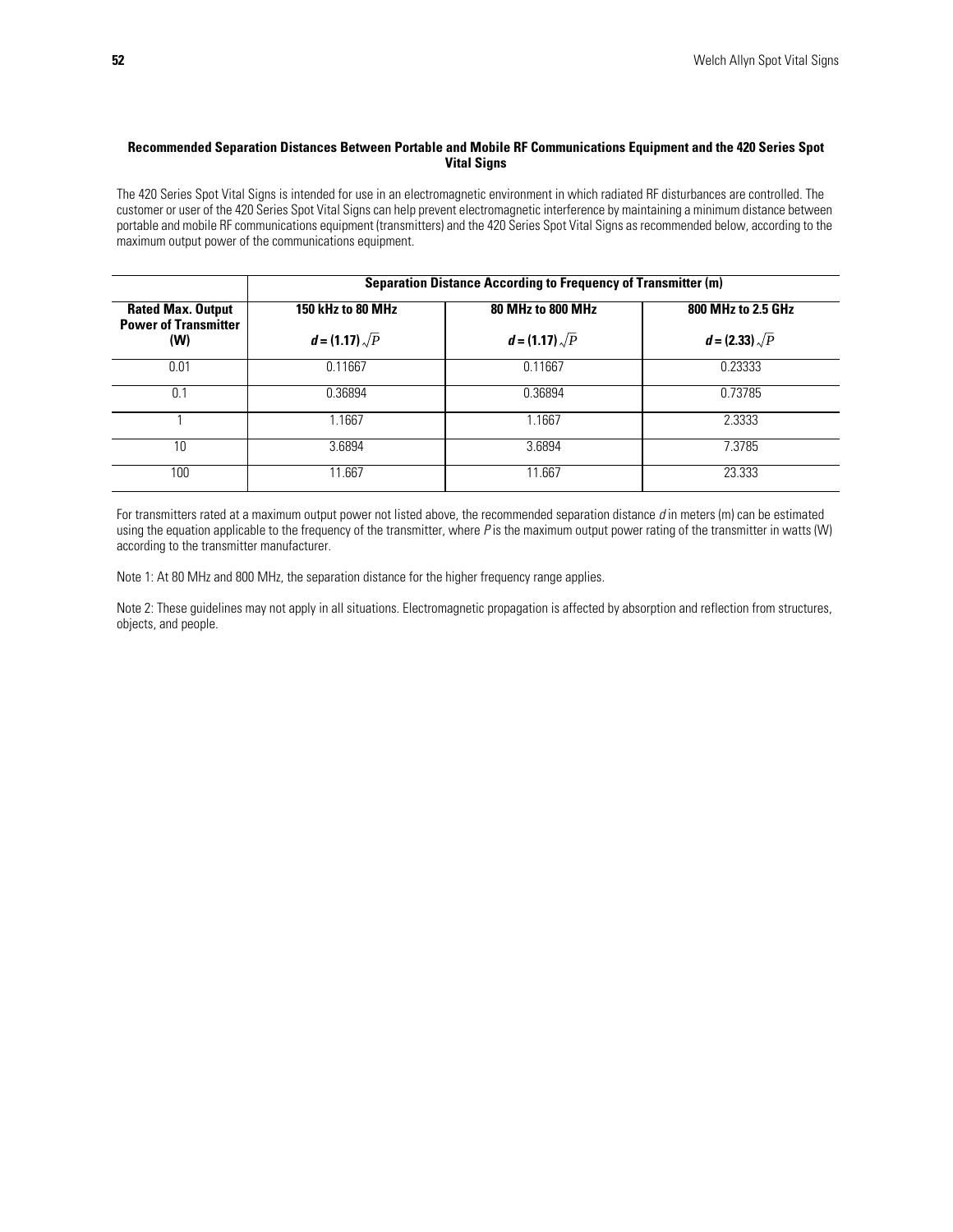**Recommended Separation Distances Between Portable and Mobile RF Communications Equipment and the 420 Series Spot Vital Signs**

The 420 Series Spot Vital Signs is intended for use in an electromagnetic environment in which radiated RF disturbances are controlled. The customer or user of the 420 Series Spot Vital Signs can help prevent electromagnetic interference by maintaining a minimum distance between portable and mobile RF communications equipment (transmitters) and the 420 Series Spot Vital Signs as recommended below, according to the maximum output power of the communications equipment.

| | **Separation Distance According to Frequency of Transmitter (m)** | | |
|---|---|---|---|
| **Rated Max. Output Power of Transmitter (W)** | **150 kHz to 80 MHz** $d = (1.17)\sqrt{P}$ | **80 MHz to 800 MHz** $d = (1.17)\sqrt{P}$ | **800 MHz to 2.5 GHz** $d = (2.33)\sqrt{P}$ |
| 0.01 | 0.11667 | 0.11667 | 0.23333 |
| 0.1 | 0.36894 | 0.36894 | 0.73785 |
| 1 | 1.1667 | 1.1667 | 2.3333 |
| 10 | 3.6894 | 3.6894 | 7.3785 |
| 100 | 11.667 | 11.667 | 23.333 |

For transmitters rated at a maximum output power not listed above, the recommended separation distance $d$ in meters (m) can be estimated using the equation applicable to the frequency of the transmitter, where $P$ is the maximum output power rating of the transmitter in watts (W) according to the transmitter manufacturer.

Note 1: At 80 MHz and 800 MHz, the separation distance for the higher frequency range applies.

Note 2: These guidelines may not apply in all situations. Electromagnetic propagation is affected by absorption and reflection from structures, objects, and people.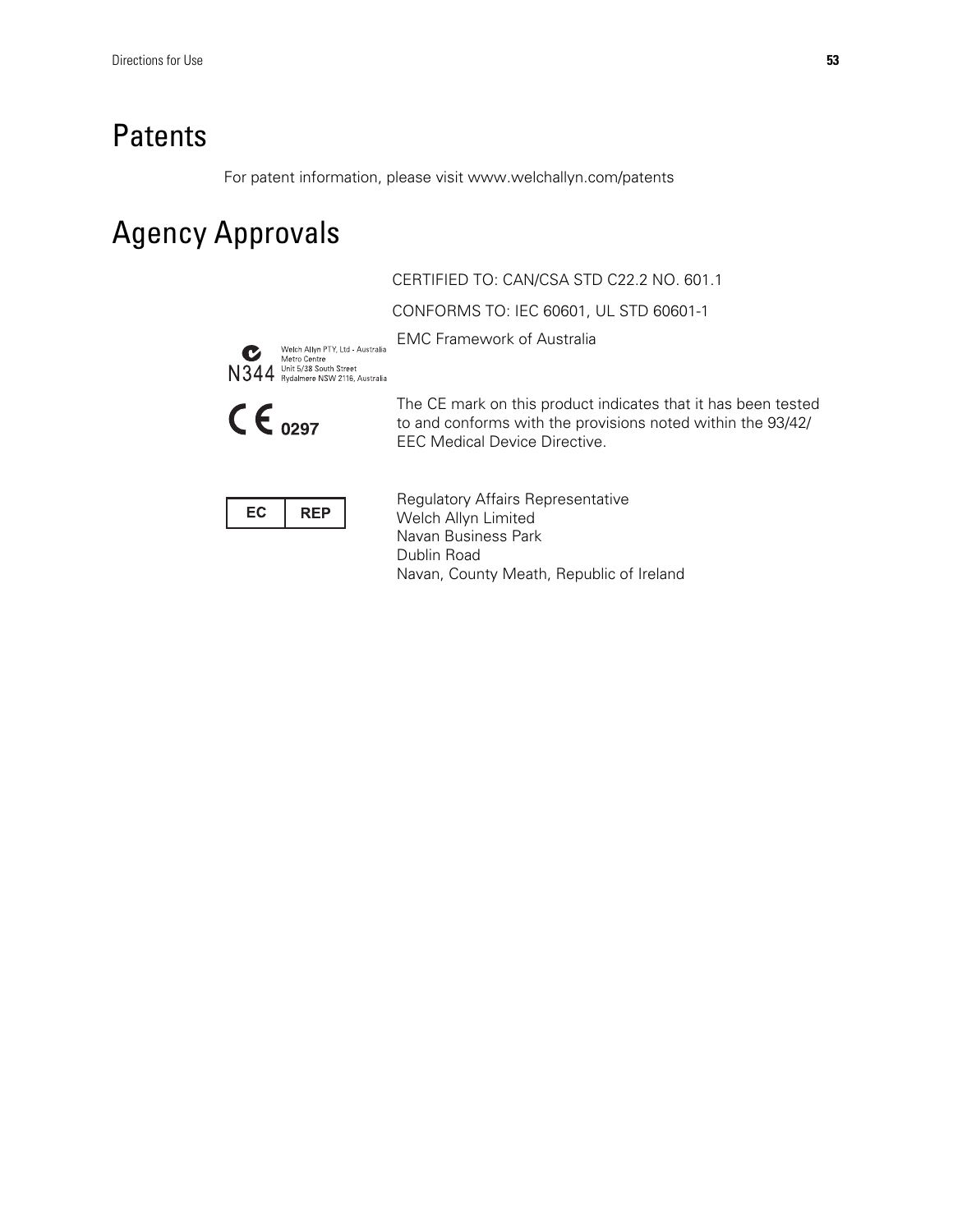# Patents

For patent information, please visit www.welchallyn.com/patents

# Agency Approvals

CERTIFIED TO: CAN/CSA STD C22.2 NO. 601.1

CONFORMS TO: IEC 60601, UL STD 60601-1

N344 Welch Allyn PTY, Ltd - Australia
Metro Centre
Unit 5/38 South Street
Rydalmere NSW 2116, Australia

EMC Framework of Australia

CE 0297

The CE mark on this product indicates that it has been tested to and conforms with the provisions noted within the 93/42/EEC Medical Device Directive.

EC REP

Regulatory Affairs Representative
Welch Allyn Limited
Navan Business Park
Dublin Road
Navan, County Meath, Republic of Ireland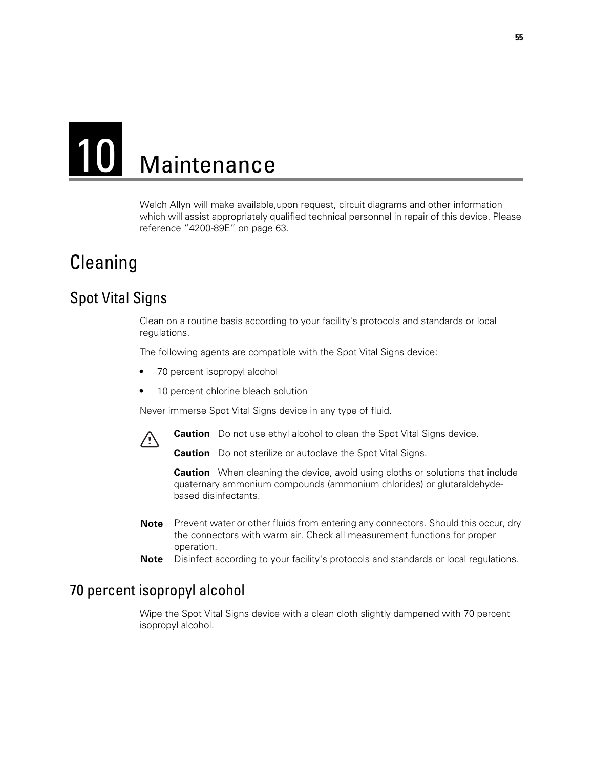# 10 Maintenance

Welch Allyn will make available,upon request, circuit diagrams and other information which will assist appropriately qualified technical personnel in repair of this device. Please reference “4200-89E” on page 63.

## Cleaning

### Spot Vital Signs

Clean on a routine basis according to your facility's protocols and standards or local regulations.

The following agents are compatible with the Spot Vital Signs device:

- 70 percent isopropyl alcohol
- 10 percent chlorine bleach solution

Never immerse Spot Vital Signs device in any type of fluid.

**Caution** Do not use ethyl alcohol to clean the Spot Vital Signs device.

**Caution** Do not sterilize or autoclave the Spot Vital Signs.

**Caution** When cleaning the device, avoid using cloths or solutions that include quaternary ammonium compounds (ammonium chlorides) or glutaraldehyde-based disinfectants.

**Note** Prevent water or other fluids from entering any connectors. Should this occur, dry the connectors with warm air. Check all measurement functions for proper operation.

**Note** Disinfect according to your facility's protocols and standards or local regulations.

### 70 percent isopropyl alcohol

Wipe the Spot Vital Signs device with a clean cloth slightly dampened with 70 percent isopropyl alcohol.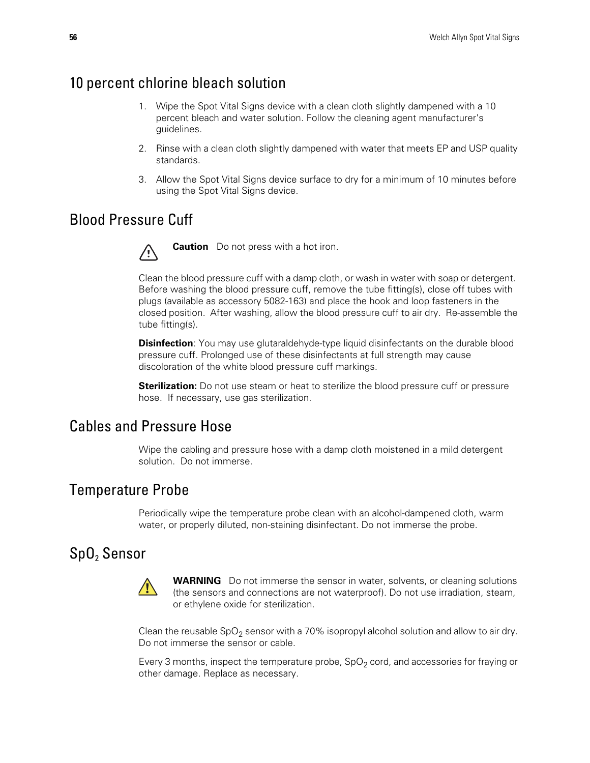## 10 percent chlorine bleach solution

1. Wipe the Spot Vital Signs device with a clean cloth slightly dampened with a 10 percent bleach and water solution. Follow the cleaning agent manufacturer's guidelines.
2. Rinse with a clean cloth slightly dampened with water that meets EP and USP quality standards.
3. Allow the Spot Vital Signs device surface to dry for a minimum of 10 minutes before using the Spot Vital Signs device.

## Blood Pressure Cuff

**Caution** Do not press with a hot iron.

Clean the blood pressure cuff with a damp cloth, or wash in water with soap or detergent. Before washing the blood pressure cuff, remove the tube fitting(s), close off tubes with plugs (available as accessory 5082-163) and place the hook and loop fasteners in the closed position. After washing, allow the blood pressure cuff to air dry. Re-assemble the tube fitting(s).

**Disinfection**: You may use glutaraldehyde-type liquid disinfectants on the durable blood pressure cuff. Prolonged use of these disinfectants at full strength may cause discoloration of the white blood pressure cuff markings.

**Sterilization:** Do not use steam or heat to sterilize the blood pressure cuff or pressure hose. If necessary, use gas sterilization.

## Cables and Pressure Hose

Wipe the cabling and pressure hose with a damp cloth moistened in a mild detergent solution. Do not immerse.

## Temperature Probe

Periodically wipe the temperature probe clean with an alcohol-dampened cloth, warm water, or properly diluted, non-staining disinfectant. Do not immerse the probe.

## $SpO_2$ Sensor

**WARNING** Do not immerse the sensor in water, solvents, or cleaning solutions (the sensors and connections are not waterproof). Do not use irradiation, steam, or ethylene oxide for sterilization.

Clean the reusable $SpO_2$ sensor with a 70% isopropyl alcohol solution and allow to air dry. Do not immerse the sensor or cable.

Every 3 months, inspect the temperature probe, $SpO_2$ cord, and accessories for fraying or other damage. Replace as necessary.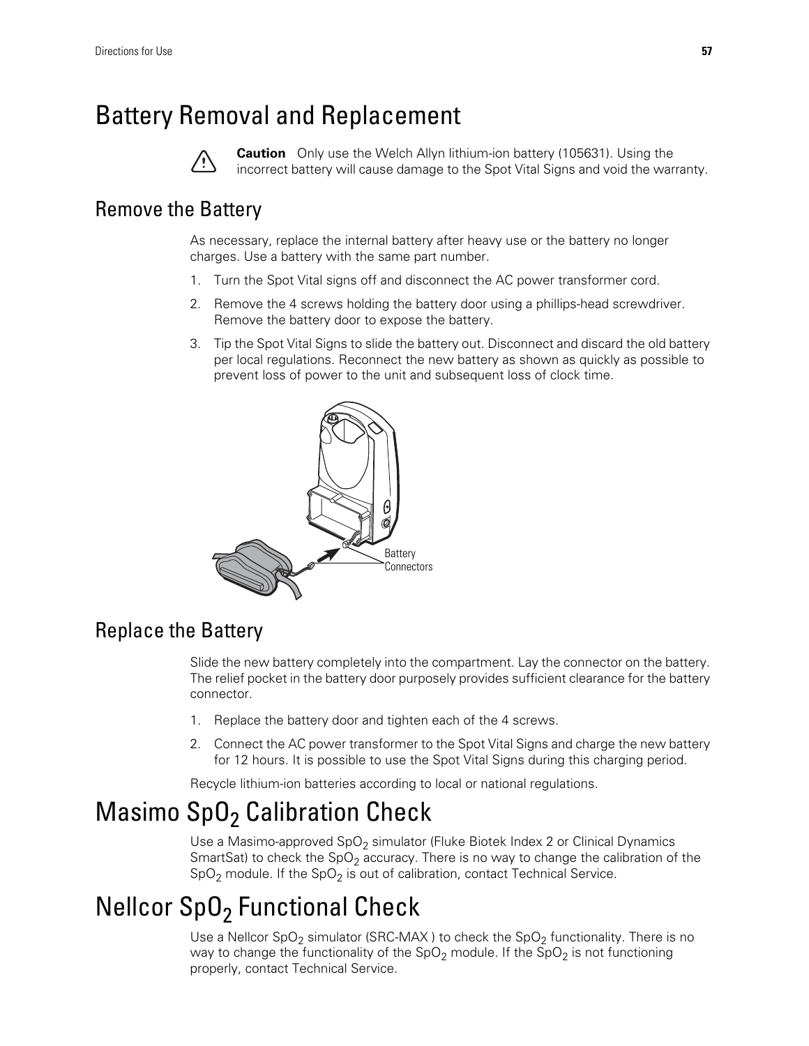# Battery Removal and Replacement

**Caution** Only use the Welch Allyn lithium-ion battery (105631). Using the incorrect battery will cause damage to the Spot Vital Signs and void the warranty.

## Remove the Battery

As necessary, replace the internal battery after heavy use or the battery no longer charges. Use a battery with the same part number.

1. Turn the Spot Vital signs off and disconnect the AC power transformer cord.
2. Remove the 4 screws holding the battery door using a phillips-head screwdriver. Remove the battery door to expose the battery.
3. Tip the Spot Vital Signs to slide the battery out. Disconnect and discard the old battery per local regulations. Reconnect the new battery as shown as quickly as possible to prevent loss of power to the unit and subsequent loss of clock time.

Battery Connectors

## Replace the Battery

Slide the new battery completely into the compartment. Lay the connector on the battery. The relief pocket in the battery door purposely provides sufficient clearance for the battery connector.

1. Replace the battery door and tighten each of the 4 screws.
2. Connect the AC power transformer to the Spot Vital Signs and charge the new battery for 12 hours. It is possible to use the Spot Vital Signs during this charging period.

Recycle lithium-ion batteries according to local or national regulations.

# Masimo $SpO_2$ Calibration Check

Use a Masimo-approved $SpO_2$ simulator (Fluke Biotek Index 2 or Clinical Dynamics SmartSat) to check the $SpO_2$ accuracy. There is no way to change the calibration of the $SpO_2$ module. If the $SpO_2$ is out of calibration, contact Technical Service.

# Nellcor $SpO_2$ Functional Check

Use a Nellcor $SpO_2$ simulator (SRC-MAX ) to check the $SpO_2$ functionality. There is no way to change the functionality of the $SpO_2$ module. If the $SpO_2$ is not functioning properly, contact Technical Service.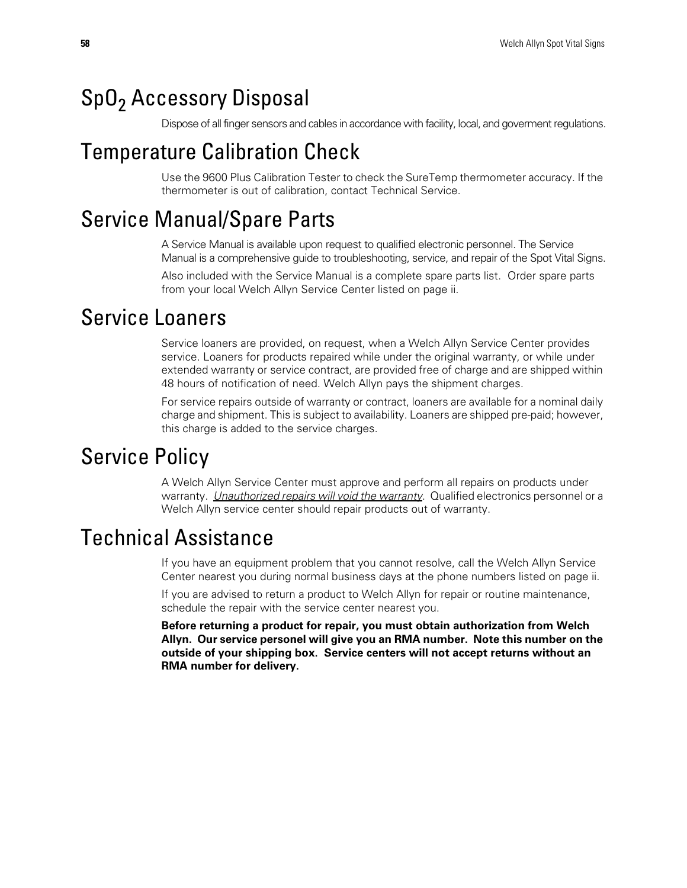# $SpO_2$ Accessory Disposal

Dispose of all finger sensors and cables in accordance with facility, local, and goverment regulations.

# Temperature Calibration Check

Use the 9600 Plus Calibration Tester to check the SureTemp thermometer accuracy. If the thermometer is out of calibration, contact Technical Service.

# Service Manual/Spare Parts

A Service Manual is available upon request to qualified electronic personnel. The Service Manual is a comprehensive guide to troubleshooting, service, and repair of the Spot Vital Signs.

Also included with the Service Manual is a complete spare parts list. Order spare parts from your local Welch Allyn Service Center listed on page ii.

# Service Loaners

Service loaners are provided, on request, when a Welch Allyn Service Center provides service. Loaners for products repaired while under the original warranty, or while under extended warranty or service contract, are provided free of charge and are shipped within 48 hours of notification of need. Welch Allyn pays the shipment charges.

For service repairs outside of warranty or contract, loaners are available for a nominal daily charge and shipment. This is subject to availability. Loaners are shipped pre-paid; however, this charge is added to the service charges.

# Service Policy

A Welch Allyn Service Center must approve and perform all repairs on products under warranty. *Unauthorized repairs will void the warranty*. Qualified electronics personnel or a Welch Allyn service center should repair products out of warranty.

# Technical Assistance

If you have an equipment problem that you cannot resolve, call the Welch Allyn Service Center nearest you during normal business days at the phone numbers listed on page ii.

If you are advised to return a product to Welch Allyn for repair or routine maintenance, schedule the repair with the service center nearest you.

**Before returning a product for repair, you must obtain authorization from Welch Allyn. Our service personel will give you an RMA number. Note this number on the outside of your shipping box. Service centers will not accept returns without an RMA number for delivery.**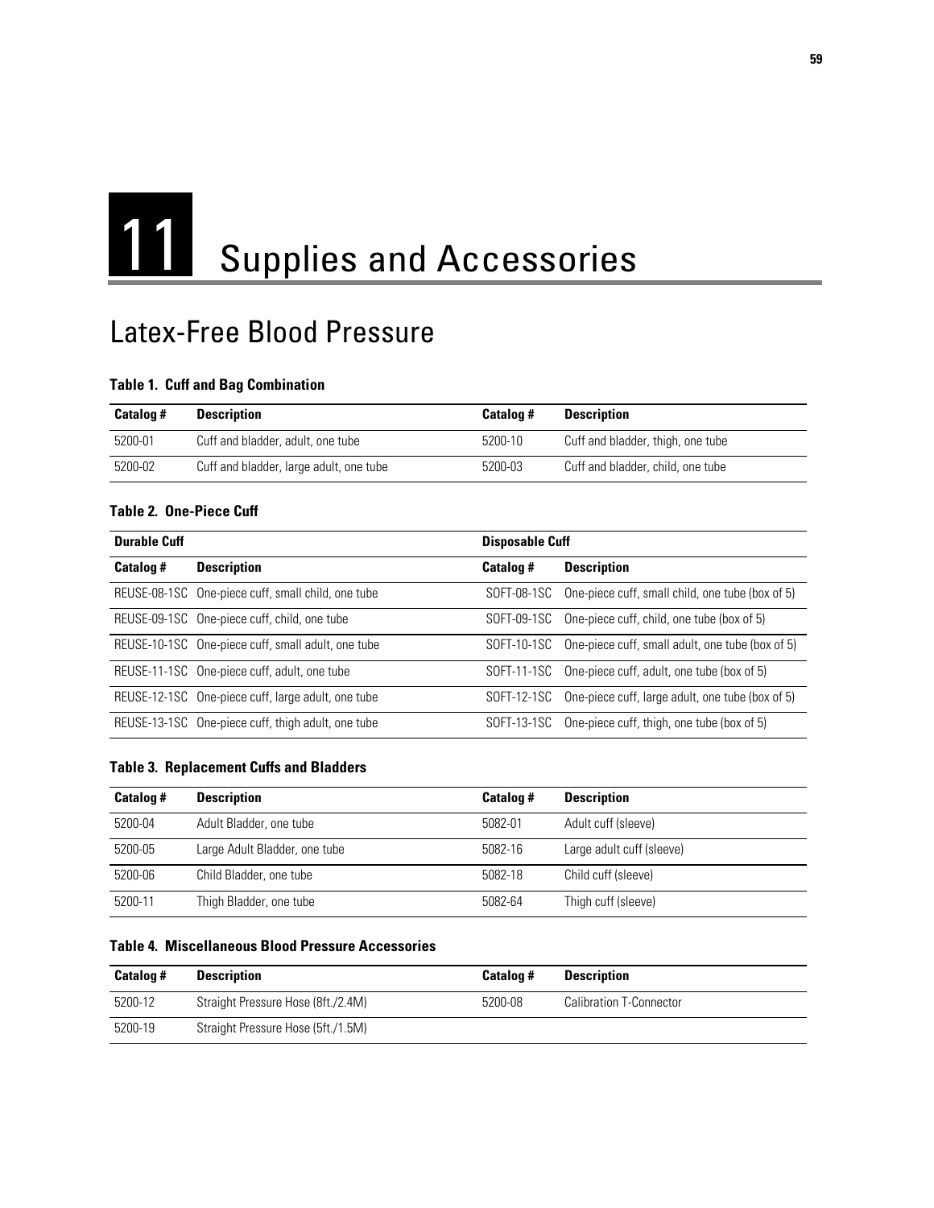# 11 Supplies and Accessories

## Latex-Free Blood Pressure

**Table 1. Cuff and Bag Combination**

| Catalog # | Description | Catalog # | Description |
|---|---|---|---|
| 5200-01 | Cuff and bladder, adult, one tube | 5200-10 | Cuff and bladder, thigh, one tube |
| 5200-02 | Cuff and bladder, large adult, one tube | 5200-03 | Cuff and bladder, child, one tube |

**Table 2. One-Piece Cuff**

| Durable Cuff | | Disposable Cuff | |
|---|---|---|---|
| **Catalog #** | **Description** | **Catalog #** | **Description** |
| REUSE-08-1SC | One-piece cuff, small child, one tube | SOFT-08-1SC | One-piece cuff, small child, one tube (box of 5) |
| REUSE-09-1SC | One-piece cuff, child, one tube | SOFT-09-1SC | One-piece cuff, child, one tube (box of 5) |
| REUSE-10-1SC | One-piece cuff, small adult, one tube | SOFT-10-1SC | One-piece cuff, small adult, one tube (box of 5) |
| REUSE-11-1SC | One-piece cuff, adult, one tube | SOFT-11-1SC | One-piece cuff, adult, one tube (box of 5) |
| REUSE-12-1SC | One-piece cuff, large adult, one tube | SOFT-12-1SC | One-piece cuff, large adult, one tube (box of 5) |
| REUSE-13-1SC | One-piece cuff, thigh adult, one tube | SOFT-13-1SC | One-piece cuff, thigh, one tube (box of 5) |

**Table 3. Replacement Cuffs and Bladders**

| Catalog # | Description | Catalog # | Description |
|---|---|---|---|
| 5200-04 | Adult Bladder, one tube | 5082-01 | Adult cuff (sleeve) |
| 5200-05 | Large Adult Bladder, one tube | 5082-16 | Large adult cuff (sleeve) |
| 5200-06 | Child Bladder, one tube | 5082-18 | Child cuff (sleeve) |
| 5200-11 | Thigh Bladder, one tube | 5082-64 | Thigh cuff (sleeve) |

**Table 4. Miscellaneous Blood Pressure Accessories**

| Catalog # | Description | Catalog # | Description |
|---|---|---|---|
| 5200-12 | Straight Pressure Hose (8ft./2.4M) | 5200-08 | Calibration T-Connector |
| 5200-19 | Straight Pressure Hose (5ft./1.5M) | | |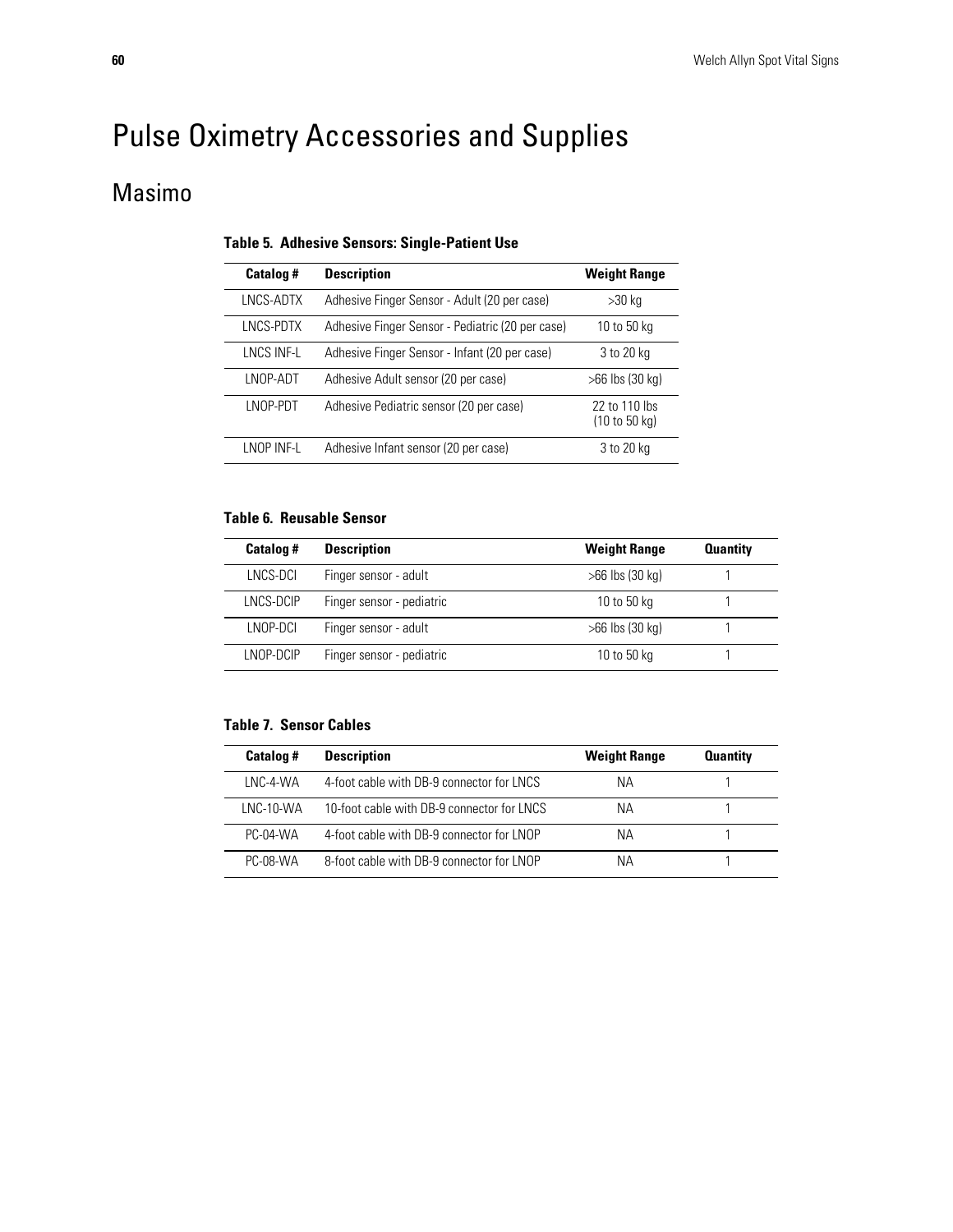# Pulse Oximetry Accessories and Supplies

## Masimo

**Table 5. Adhesive Sensors: Single-Patient Use**

| Catalog # | Description | Weight Range |
|---|---|---|
| LNCS-ADTX | Adhesive Finger Sensor - Adult (20 per case) | >30 kg |
| LNCS-PDTX | Adhesive Finger Sensor - Pediatric (20 per case) | 10 to 50 kg |
| LNCS INF-L | Adhesive Finger Sensor - Infant (20 per case) | 3 to 20 kg |
| LNOP-ADT | Adhesive Adult sensor (20 per case) | >66 lbs (30 kg) |
| LNOP-PDT | Adhesive Pediatric sensor (20 per case) | 22 to 110 lbs (10 to 50 kg) |
| LNOP INF-L | Adhesive Infant sensor (20 per case) | 3 to 20 kg |

**Table 6. Reusable Sensor**

| Catalog # | Description | Weight Range | Quantity |
|---|---|---|---|
| LNCS-DCI | Finger sensor - adult | >66 lbs (30 kg) | 1 |
| LNCS-DCIP | Finger sensor - pediatric | 10 to 50 kg | 1 |
| LNOP-DCI | Finger sensor - adult | >66 lbs (30 kg) | 1 |
| LNOP-DCIP | Finger sensor - pediatric | 10 to 50 kg | 1 |

**Table 7. Sensor Cables**

| Catalog # | Description | Weight Range | Quantity |
|---|---|---|---|
| LNC-4-WA | 4-foot cable with DB-9 connector for LNCS | NA | 1 |
| LNC-10-WA | 10-foot cable with DB-9 connector for LNCS | NA | 1 |
| PC-04-WA | 4-foot cable with DB-9 connector for LNOP | NA | 1 |
| PC-08-WA | 8-foot cable with DB-9 connector for LNOP | NA | 1 |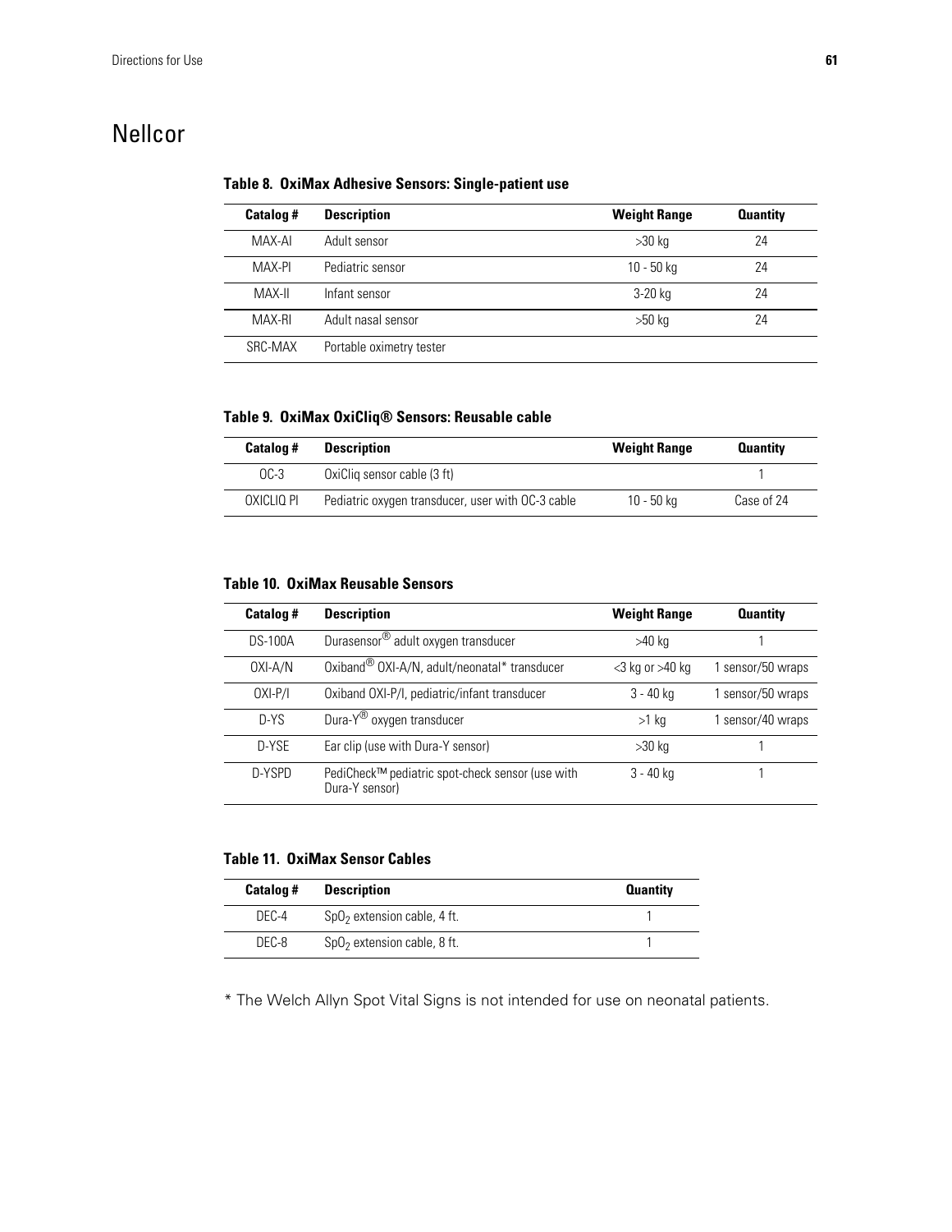# Nellcor

**Table 8. OxiMax Adhesive Sensors: Single-patient use**

| Catalog # | Description | Weight Range | Quantity |
|---|---|---|---|
| MAX-AI | Adult sensor | >30 kg | 24 |
| MAX-PI | Pediatric sensor | 10 - 50 kg | 24 |
| MAX-II | Infant sensor | 3-20 kg | 24 |
| MAX-RI | Adult nasal sensor | >50 kg | 24 |
| SRC-MAX | Portable oximetry tester | | |

**Table 9. OxiMax OxiCliq® Sensors: Reusable cable**

| Catalog # | Description | Weight Range | Quantity |
|---|---|---|---|
| OC-3 | OxiCliq sensor cable (3 ft) | | 1 |
| OXICLIQ PI | Pediatric oxygen transducer, user with OC-3 cable | 10 - 50 kg | Case of 24 |

**Table 10. OxiMax Reusable Sensors**

| Catalog # | Description | Weight Range | Quantity |
|---|---|---|---|
| DS-100A | Durasensor® adult oxygen transducer | >40 kg | 1 |
| OXI-A/N | Oxiband® OXI-A/N, adult/neonatal* transducer | <3 kg or >40 kg | 1 sensor/50 wraps |
| OXI-P/I | Oxiband OXI-P/I, pediatric/infant transducer | 3 - 40 kg | 1 sensor/50 wraps |
| D-YS | Dura-Y® oxygen transducer | >1 kg | 1 sensor/40 wraps |
| D-YSE | Ear clip (use with Dura-Y sensor) | >30 kg | 1 |
| D-YSPD | PediCheck™ pediatric spot-check sensor (use with Dura-Y sensor) | 3 - 40 kg | 1 |

**Table 11. OxiMax Sensor Cables**

| Catalog # | Description | Quantity |
|---|---|---|
| DEC-4 | $SpO_2$ extension cable, 4 ft. | 1 |
| DEC-8 | $SpO_2$ extension cable, 8 ft. | 1 |

* The Welch Allyn Spot Vital Signs is not intended for use on neonatal patients.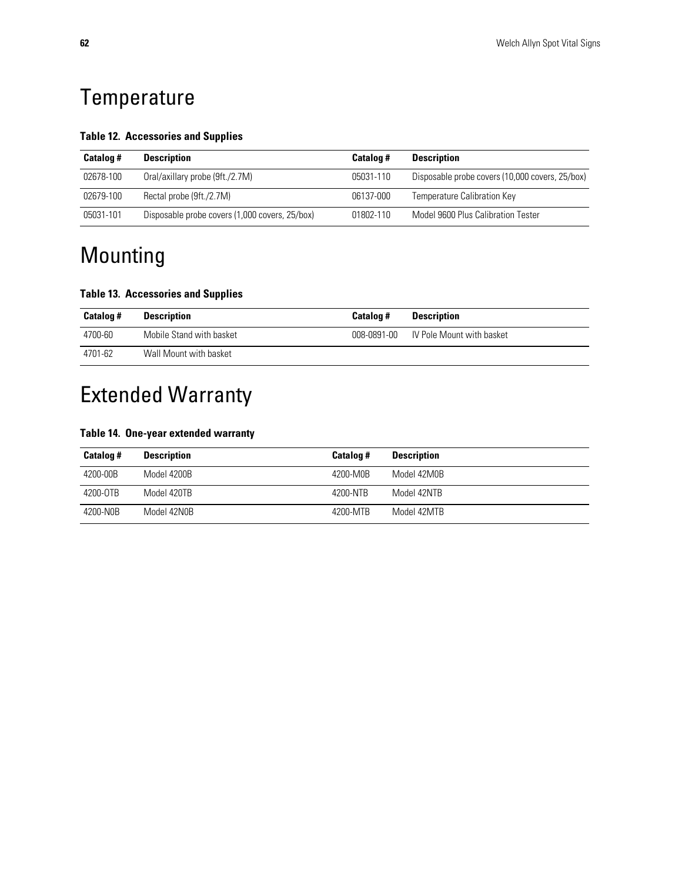# Temperature

**Table 12. Accessories and Supplies**

| Catalog # | Description | Catalog # | Description |
|---|---|---|---|
| 02678-100 | Oral/axillary probe (9ft./2.7M) | 05031-110 | Disposable probe covers (10,000 covers, 25/box) |
| 02679-100 | Rectal probe (9ft./2.7M) | 06137-000 | Temperature Calibration Key |
| 05031-101 | Disposable probe covers (1,000 covers, 25/box) | 01802-110 | Model 9600 Plus Calibration Tester |

# Mounting

**Table 13. Accessories and Supplies**

| Catalog # | Description | Catalog # | Description |
|---|---|---|---|
| 4700-60 | Mobile Stand with basket | 008-0891-00 | IV Pole Mount with basket |
| 4701-62 | Wall Mount with basket | | |

# Extended Warranty

**Table 14. One-year extended warranty**

| Catalog # | Description | Catalog # | Description |
|---|---|---|---|
| 4200-00B | Model 4200B | 4200-M0B | Model 42M0B |
| 4200-0TB | Model 420TB | 4200-NTB | Model 42NTB |
| 4200-N0B | Model 42N0B | 4200-MTB | Model 42MTB |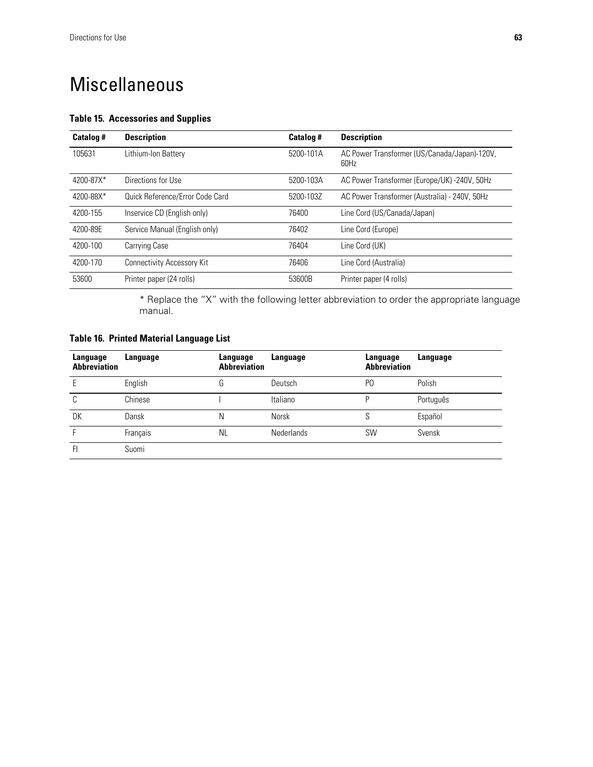# Miscellaneous

**Table 15. Accessories and Supplies**

| Catalog # | Description | Catalog # | Description |
|---|---|---|---|
| 105631 | Lithium-Ion Battery | 5200-101A | AC Power Transformer (US/Canada/Japan)-120V, 60Hz |
| 4200-87X* | Directions for Use | 5200-103A | AC Power Transformer (Europe/UK) -240V, 50Hz |
| 4200-88X* | Quick Reference/Error Code Card | 5200-103Z | AC Power Transformer (Australia) - 240V, 50Hz |
| 4200-155 | Inservice CD (English only) | 76400 | Line Cord (US/Canada/Japan) |
| 4200-89E | Service Manual (English only) | 76402 | Line Cord (Europe) |
| 4200-100 | Carrying Case | 76404 | Line Cord (UK) |
| 4200-170 | Connectivity Accessory Kit | 76406 | Line Cord (Australia) |
| 53600 | Printer paper (24 rolls) | 53600B | Printer paper (4 rolls) |

* Replace the "X" with the following letter abbreviation to order the appropriate language manual.

**Table 16. Printed Material Language List**

| Language Abbreviation | Language | Language Abbreviation | Language | Language Abbreviation | Language |
|---|---|---|---|---|---|
| E | English | G | Deutsch | PO | Polish |
| C | Chinese | I | Italiano | P | Português |
| DK | Dansk | N | Norsk | S | Español |
| F | Français | NL | Nederlands | SW | Svensk |
| FI | Suomi | | | | |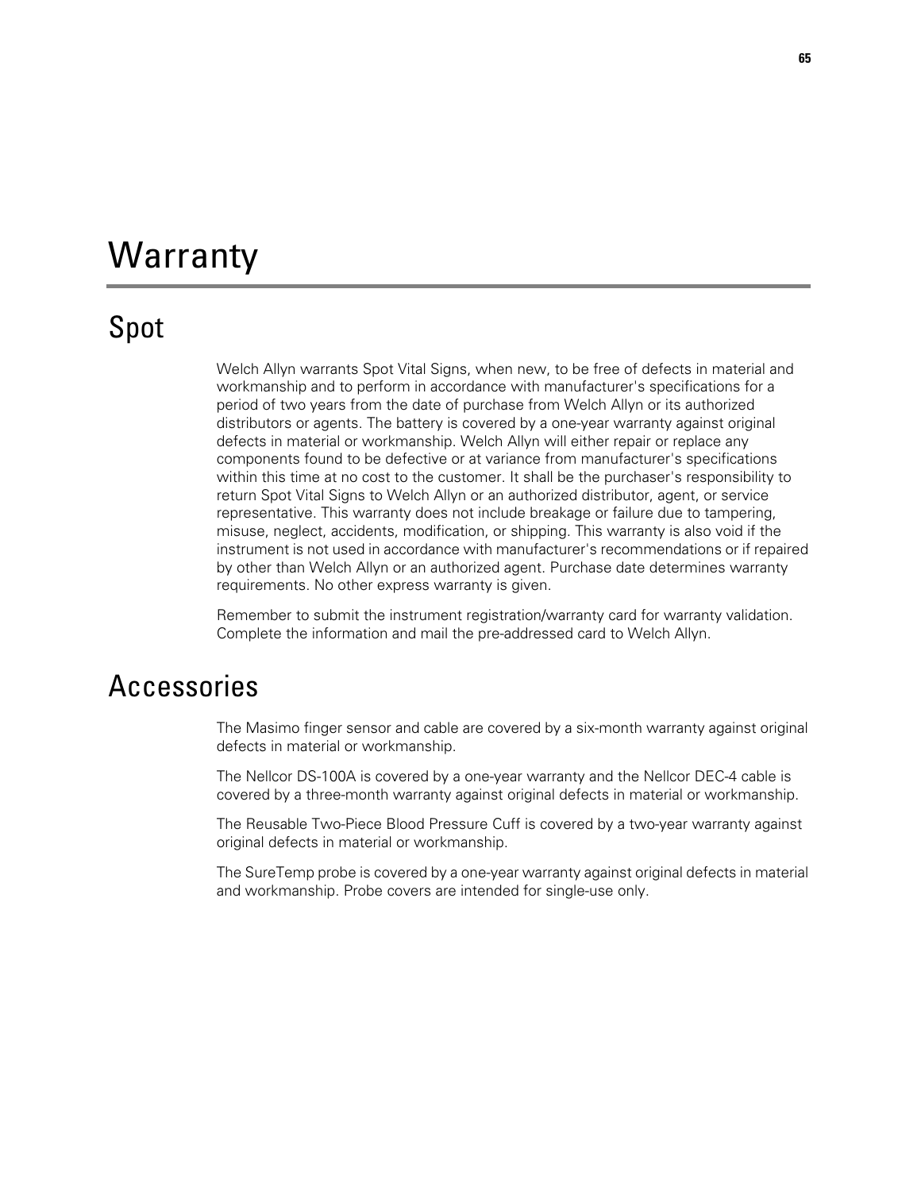# Warranty

## Spot

Welch Allyn warrants Spot Vital Signs, when new, to be free of defects in material and workmanship and to perform in accordance with manufacturer's specifications for a period of two years from the date of purchase from Welch Allyn or its authorized distributors or agents. The battery is covered by a one-year warranty against original defects in material or workmanship. Welch Allyn will either repair or replace any components found to be defective or at variance from manufacturer's specifications within this time at no cost to the customer. It shall be the purchaser's responsibility to return Spot Vital Signs to Welch Allyn or an authorized distributor, agent, or service representative. This warranty does not include breakage or failure due to tampering, misuse, neglect, accidents, modification, or shipping. This warranty is also void if the instrument is not used in accordance with manufacturer's recommendations or if repaired by other than Welch Allyn or an authorized agent. Purchase date determines warranty requirements. No other express warranty is given.

Remember to submit the instrument registration/warranty card for warranty validation. Complete the information and mail the pre-addressed card to Welch Allyn.

## Accessories

The Masimo finger sensor and cable are covered by a six-month warranty against original defects in material or workmanship.

The Nellcor DS-100A is covered by a one-year warranty and the Nellcor DEC-4 cable is covered by a three-month warranty against original defects in material or workmanship.

The Reusable Two-Piece Blood Pressure Cuff is covered by a two-year warranty against original defects in material or workmanship.

The SureTemp probe is covered by a one-year warranty against original defects in material and workmanship. Probe covers are intended for single-use only.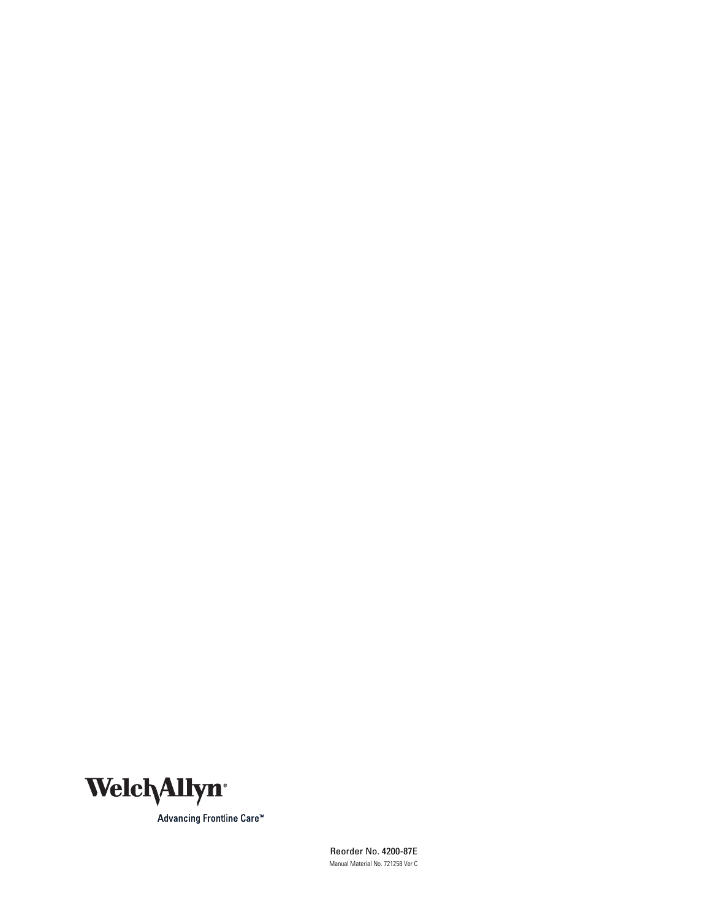WelchAllyn®

Advancing Frontline Care™

Reorder No. 4200-87E

Manual Material No. 721258 Ver C